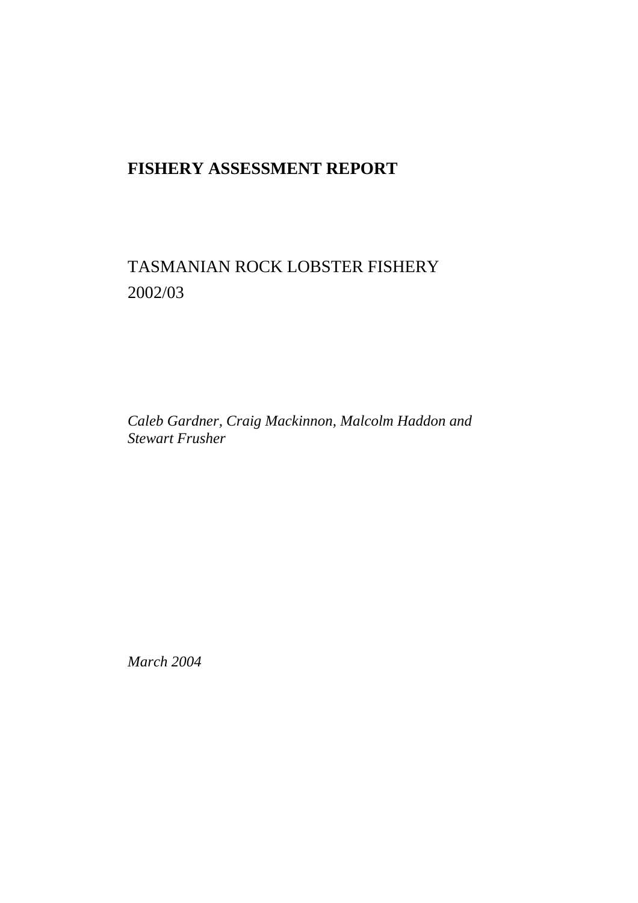# FISHERY ASSESSMENT REPORT

TASMANIAN ROCK LOBSTER FISHERY
2002/03

*Caleb Gardner, Craig Mackinnon, Malcolm Haddon and Stewart Frusher*

*March 2004*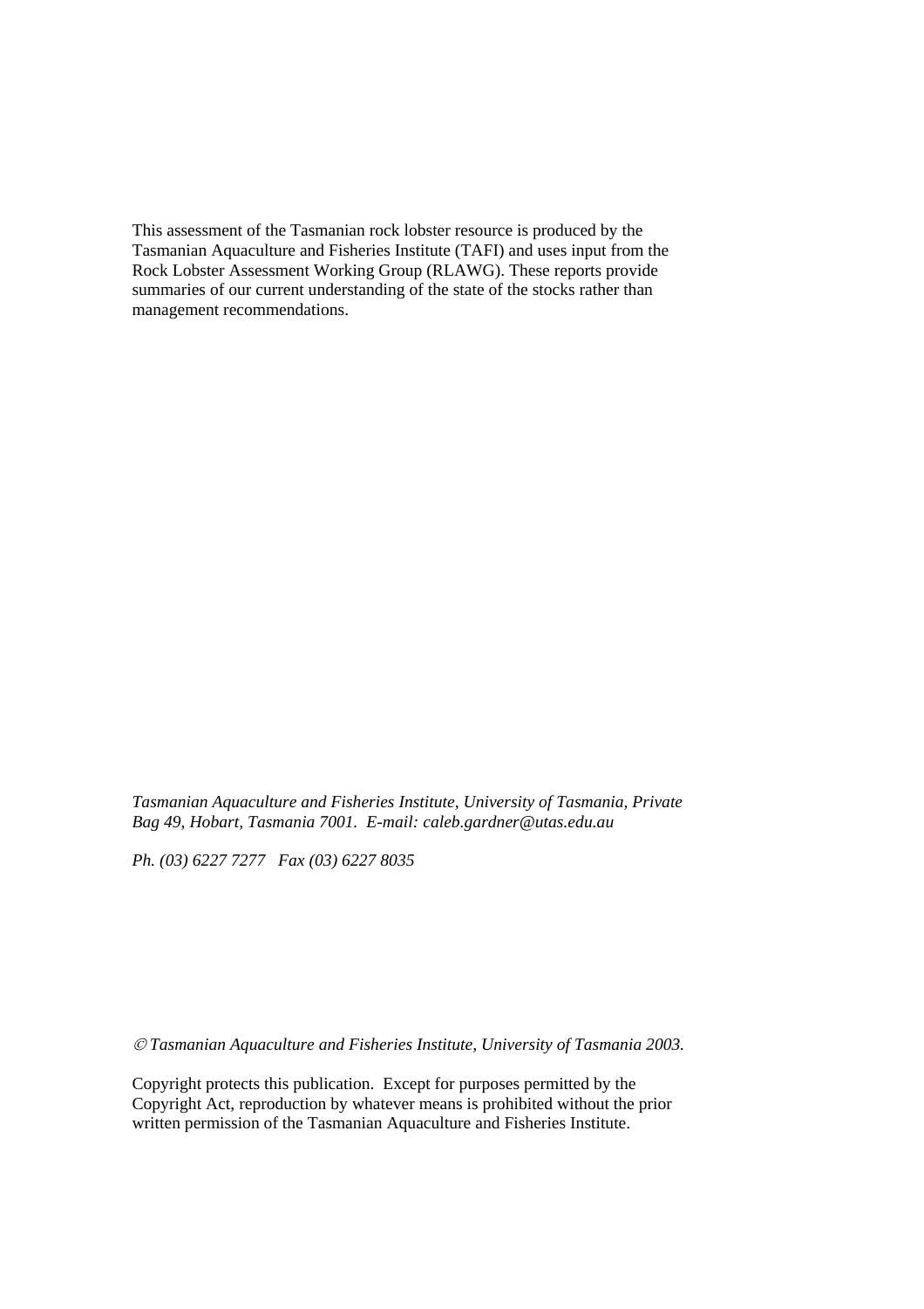This assessment of the Tasmanian rock lobster resource is produced by the Tasmanian Aquaculture and Fisheries Institute (TAFI) and uses input from the Rock Lobster Assessment Working Group (RLAWG). These reports provide summaries of our current understanding of the state of the stocks rather than management recommendations.

*Tasmanian Aquaculture and Fisheries Institute, University of Tasmania, Private Bag 49, Hobart, Tasmania 7001. E-mail: caleb.gardner@utas.edu.au*

*Ph. (03) 6227 7277 Fax (03) 6227 8035*

*© Tasmanian Aquaculture and Fisheries Institute, University of Tasmania 2003.*

Copyright protects this publication. Except for purposes permitted by the Copyright Act, reproduction by whatever means is prohibited without the prior written permission of the Tasmanian Aquaculture and Fisheries Institute.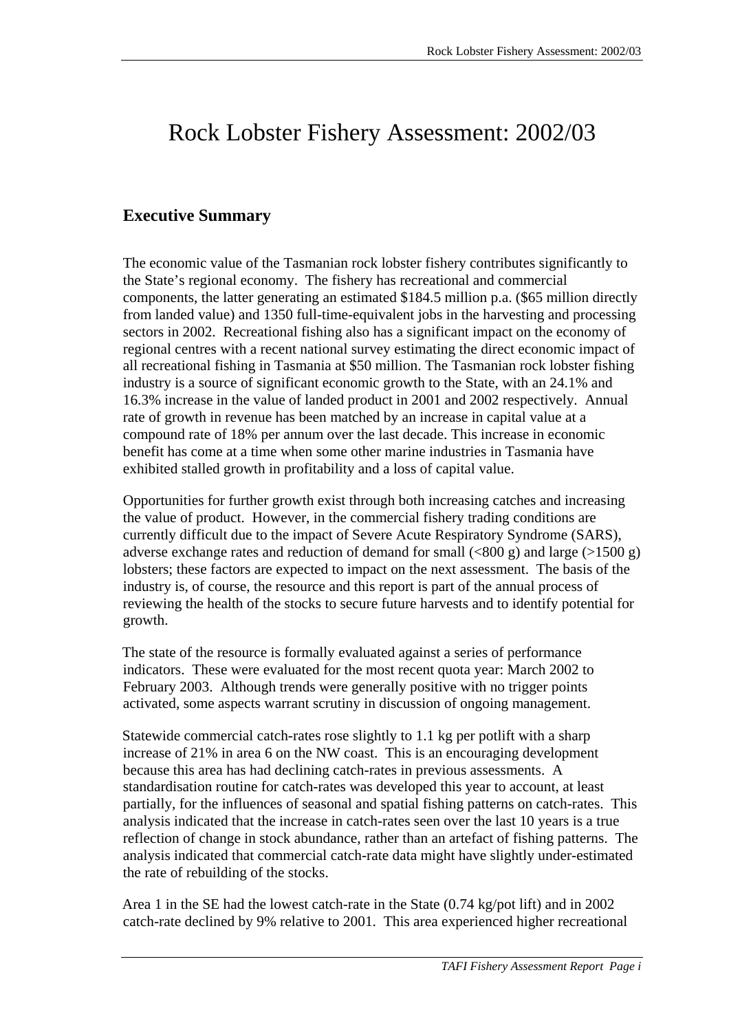# Rock Lobster Fishery Assessment: 2002/03

## Executive Summary

The economic value of the Tasmanian rock lobster fishery contributes significantly to the State's regional economy. The fishery has recreational and commercial components, the latter generating an estimated $184.5 million p.a. ($65 million directly from landed value) and 1350 full-time-equivalent jobs in the harvesting and processing sectors in 2002. Recreational fishing also has a significant impact on the economy of regional centres with a recent national survey estimating the direct economic impact of all recreational fishing in Tasmania at $50 million. The Tasmanian rock lobster fishing industry is a source of significant economic growth to the State, with an 24.1% and 16.3% increase in the value of landed product in 2001 and 2002 respectively. Annual rate of growth in revenue has been matched by an increase in capital value at a compound rate of 18% per annum over the last decade. This increase in economic benefit has come at a time when some other marine industries in Tasmania have exhibited stalled growth in profitability and a loss of capital value.

Opportunities for further growth exist through both increasing catches and increasing the value of product. However, in the commercial fishery trading conditions are currently difficult due to the impact of Severe Acute Respiratory Syndrome (SARS), adverse exchange rates and reduction of demand for small (<800 g) and large (>1500 g) lobsters; these factors are expected to impact on the next assessment. The basis of the industry is, of course, the resource and this report is part of the annual process of reviewing the health of the stocks to secure future harvests and to identify potential for growth.

The state of the resource is formally evaluated against a series of performance indicators. These were evaluated for the most recent quota year: March 2002 to February 2003. Although trends were generally positive with no trigger points activated, some aspects warrant scrutiny in discussion of ongoing management.

Statewide commercial catch-rates rose slightly to 1.1 kg per potlift with a sharp increase of 21% in area 6 on the NW coast. This is an encouraging development because this area has had declining catch-rates in previous assessments. A standardisation routine for catch-rates was developed this year to account, at least partially, for the influences of seasonal and spatial fishing patterns on catch-rates. This analysis indicated that the increase in catch-rates seen over the last 10 years is a true reflection of change in stock abundance, rather than an artefact of fishing patterns. The analysis indicated that commercial catch-rate data might have slightly under-estimated the rate of rebuilding of the stocks.

Area 1 in the SE had the lowest catch-rate in the State (0.74 kg/pot lift) and in 2002 catch-rate declined by 9% relative to 2001. This area experienced higher recreational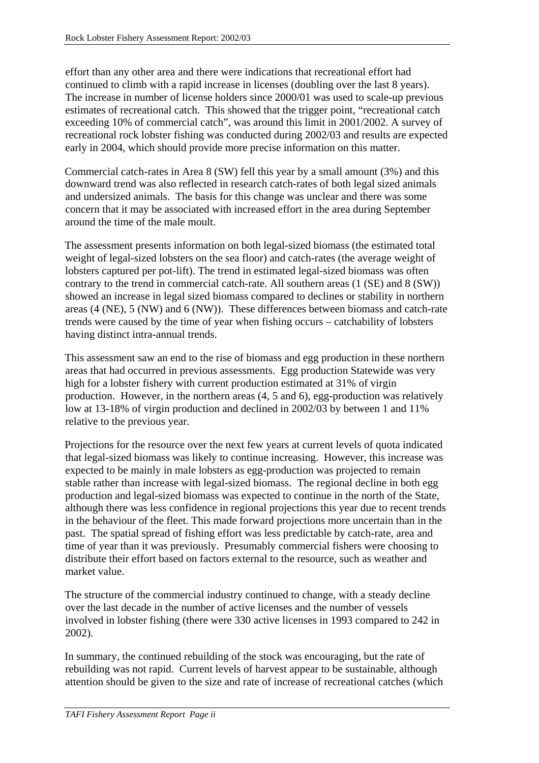effort than any other area and there were indications that recreational effort had continued to climb with a rapid increase in licenses (doubling over the last 8 years). The increase in number of license holders since 2000/01 was used to scale-up previous estimates of recreational catch. This showed that the trigger point, "recreational catch exceeding 10% of commercial catch", was around this limit in 2001/2002. A survey of recreational rock lobster fishing was conducted during 2002/03 and results are expected early in 2004, which should provide more precise information on this matter.

Commercial catch-rates in Area 8 (SW) fell this year by a small amount (3%) and this downward trend was also reflected in research catch-rates of both legal sized animals and undersized animals. The basis for this change was unclear and there was some concern that it may be associated with increased effort in the area during September around the time of the male moult.

The assessment presents information on both legal-sized biomass (the estimated total weight of legal-sized lobsters on the sea floor) and catch-rates (the average weight of lobsters captured per pot-lift). The trend in estimated legal-sized biomass was often contrary to the trend in commercial catch-rate. All southern areas (1 (SE) and 8 (SW)) showed an increase in legal sized biomass compared to declines or stability in northern areas (4 (NE), 5 (NW) and 6 (NW)). These differences between biomass and catch-rate trends were caused by the time of year when fishing occurs – catchability of lobsters having distinct intra-annual trends.

This assessment saw an end to the rise of biomass and egg production in these northern areas that had occurred in previous assessments. Egg production Statewide was very high for a lobster fishery with current production estimated at 31% of virgin production. However, in the northern areas (4, 5 and 6), egg-production was relatively low at 13-18% of virgin production and declined in 2002/03 by between 1 and 11% relative to the previous year.

Projections for the resource over the next few years at current levels of quota indicated that legal-sized biomass was likely to continue increasing. However, this increase was expected to be mainly in male lobsters as egg-production was projected to remain stable rather than increase with legal-sized biomass. The regional decline in both egg production and legal-sized biomass was expected to continue in the north of the State, although there was less confidence in regional projections this year due to recent trends in the behaviour of the fleet. This made forward projections more uncertain than in the past. The spatial spread of fishing effort was less predictable by catch-rate, area and time of year than it was previously. Presumably commercial fishers were choosing to distribute their effort based on factors external to the resource, such as weather and market value.

The structure of the commercial industry continued to change, with a steady decline over the last decade in the number of active licenses and the number of vessels involved in lobster fishing (there were 330 active licenses in 1993 compared to 242 in 2002).

In summary, the continued rebuilding of the stock was encouraging, but the rate of rebuilding was not rapid. Current levels of harvest appear to be sustainable, although attention should be given to the size and rate of increase of recreational catches (which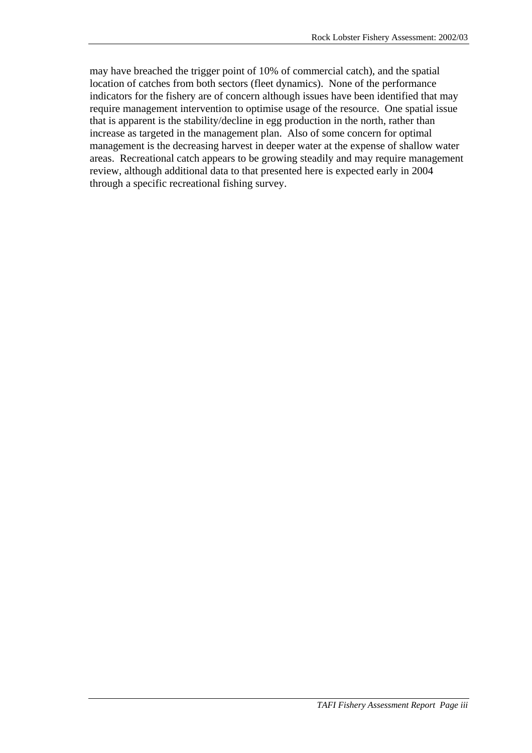may have breached the trigger point of 10% of commercial catch), and the spatial location of catches from both sectors (fleet dynamics). None of the performance indicators for the fishery are of concern although issues have been identified that may require management intervention to optimise usage of the resource. One spatial issue that is apparent is the stability/decline in egg production in the north, rather than increase as targeted in the management plan. Also of some concern for optimal management is the decreasing harvest in deeper water at the expense of shallow water areas. Recreational catch appears to be growing steadily and may require management review, although additional data to that presented here is expected early in 2004 through a specific recreational fishing survey.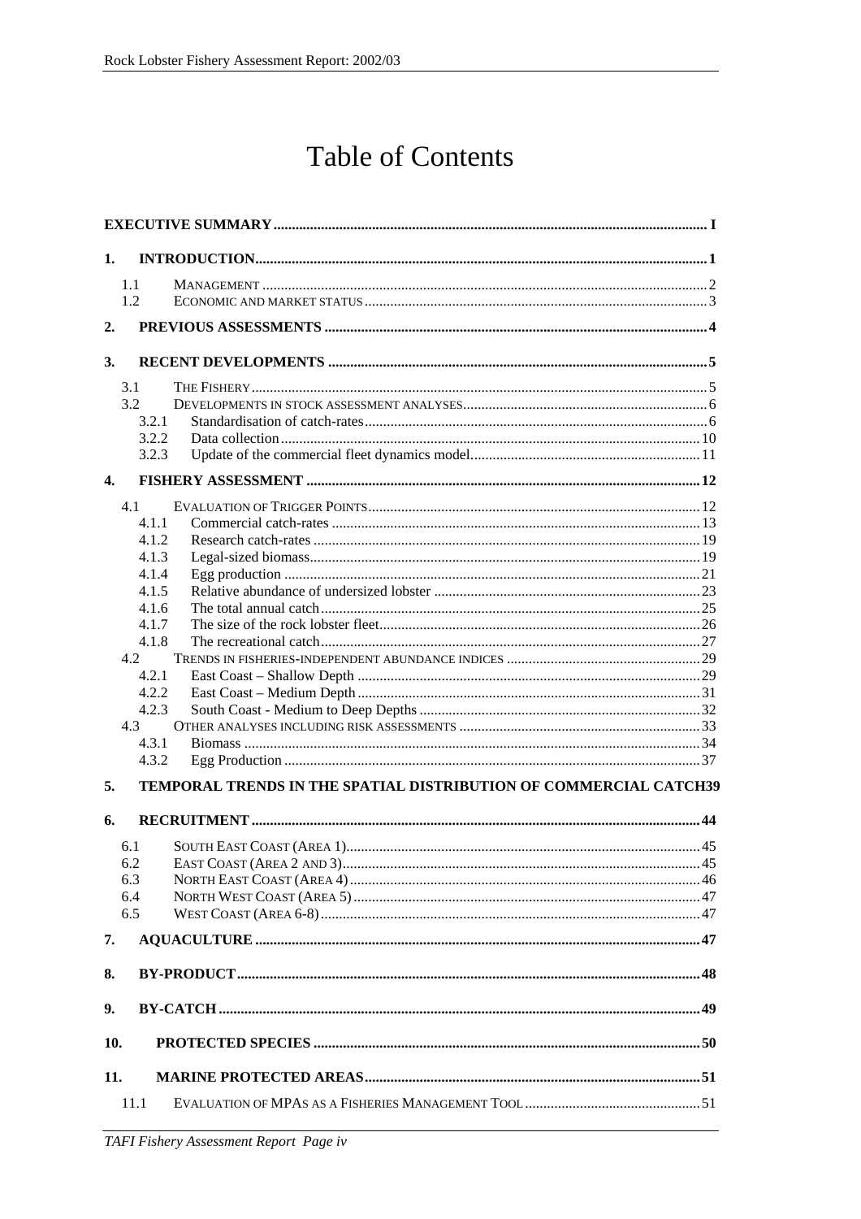# Table of Contents

**EXECUTIVE SUMMARY** ..... I

**1. INTRODUCTION** ..... 1

- 1.1 MANAGEMENT ..... 2
- 1.2 ECONOMIC AND MARKET STATUS ..... 3

**2. PREVIOUS ASSESSMENTS** ..... 4

**3. RECENT DEVELOPMENTS** ..... 5

- 3.1 THE FISHERY ..... 5
- 3.2 DEVELOPMENTS IN STOCK ASSESSMENT ANALYSES ..... 6
  - 3.2.1 Standardisation of catch-rates ..... 6
  - 3.2.2 Data collection ..... 10
  - 3.2.3 Update of the commercial fleet dynamics model ..... 11

**4. FISHERY ASSESSMENT** ..... 12

- 4.1 EVALUATION OF TRIGGER POINTS ..... 12
  - 4.1.1 Commercial catch-rates ..... 13
  - 4.1.2 Research catch-rates ..... 19
  - 4.1.3 Legal-sized biomass ..... 19
  - 4.1.4 Egg production ..... 21
  - 4.1.5 Relative abundance of undersized lobster ..... 23
  - 4.1.6 The total annual catch ..... 25
  - 4.1.7 The size of the rock lobster fleet ..... 26
  - 4.1.8 The recreational catch ..... 27
- 4.2 TRENDS IN FISHERIES-INDEPENDENT ABUNDANCE INDICES ..... 29
  - 4.2.1 East Coast – Shallow Depth ..... 29
  - 4.2.2 East Coast – Medium Depth ..... 31
  - 4.2.3 South Coast - Medium to Deep Depths ..... 32
- 4.3 OTHER ANALYSES INCLUDING RISK ASSESSMENTS ..... 33
  - 4.3.1 Biomass ..... 34
  - 4.3.2 Egg Production ..... 37

**5. TEMPORAL TRENDS IN THE SPATIAL DISTRIBUTION OF COMMERCIAL CATCH** ..... 39

**6. RECRUITMENT** ..... 44

- 6.1 SOUTH EAST COAST (AREA 1) ..... 45
- 6.2 EAST COAST (AREA 2 AND 3) ..... 45
- 6.3 NORTH EAST COAST (AREA 4) ..... 46
- 6.4 NORTH WEST COAST (AREA 5) ..... 47
- 6.5 WEST COAST (AREA 6-8) ..... 47

**7. AQUACULTURE** ..... 47

**8. BY-PRODUCT** ..... 48

**9. BY-CATCH** ..... 49

**10. PROTECTED SPECIES** ..... 50

**11. MARINE PROTECTED AREAS** ..... 51

- 11.1 EVALUATION OF MPAS AS A FISHERIES MANAGEMENT TOOL ..... 51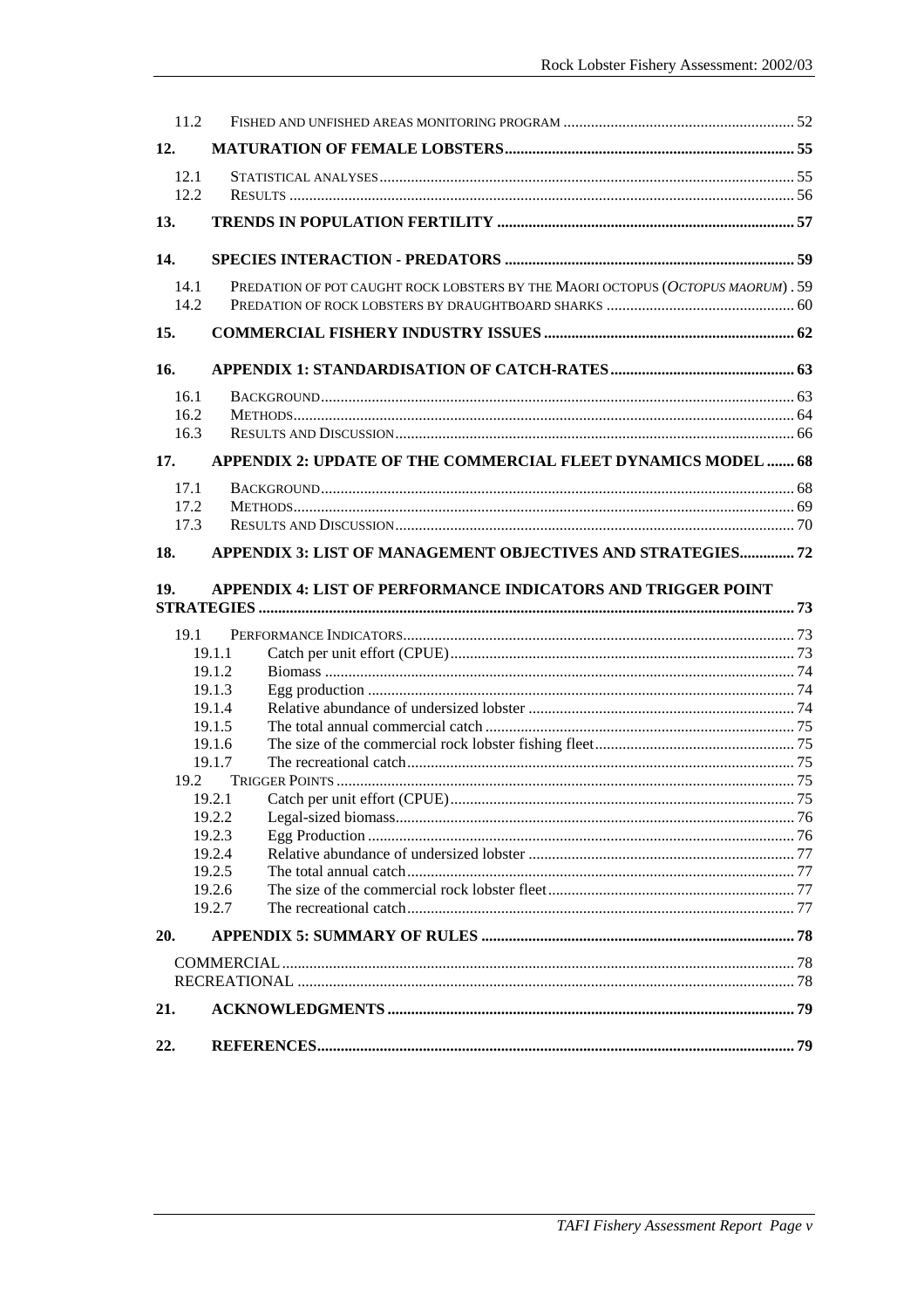11.2 FISHED AND UNFISHED AREAS MONITORING PROGRAM .......... 52

**12. MATURATION OF FEMALE LOBSTERS .......... 55**

12.1 STATISTICAL ANALYSES .......... 55
12.2 RESULTS .......... 56

**13. TRENDS IN POPULATION FERTILITY .......... 57**

**14. SPECIES INTERACTION - PREDATORS .......... 59**

14.1 PREDATION OF POT CAUGHT ROCK LOBSTERS BY THE MAORI OCTOPUS (*OCTOPUS MAORUM*) . 59
14.2 PREDATION OF ROCK LOBSTERS BY DRAUGHTBOARD SHARKS .......... 60

**15. COMMERCIAL FISHERY INDUSTRY ISSUES .......... 62**

**16. APPENDIX 1: STANDARDISATION OF CATCH-RATES .......... 63**

16.1 BACKGROUND .......... 63
16.2 METHODS .......... 64
16.3 RESULTS AND DISCUSSION .......... 66

**17. APPENDIX 2: UPDATE OF THE COMMERCIAL FLEET DYNAMICS MODEL .......... 68**

17.1 BACKGROUND .......... 68
17.2 METHODS .......... 69
17.3 RESULTS AND DISCUSSION .......... 70

**18. APPENDIX 3: LIST OF MANAGEMENT OBJECTIVES AND STRATEGIES .......... 72**

**19. APPENDIX 4: LIST OF PERFORMANCE INDICATORS AND TRIGGER POINT STRATEGIES .......... 73**

19.1 PERFORMANCE INDICATORS .......... 73
- 19.1.1 Catch per unit effort (CPUE) .......... 73
- 19.1.2 Biomass .......... 74
- 19.1.3 Egg production .......... 74
- 19.1.4 Relative abundance of undersized lobster .......... 74
- 19.1.5 The total annual commercial catch .......... 75
- 19.1.6 The size of the commercial rock lobster fishing fleet .......... 75
- 19.1.7 The recreational catch .......... 75

19.2 TRIGGER POINTS .......... 75
- 19.2.1 Catch per unit effort (CPUE) .......... 75
- 19.2.2 Legal-sized biomass .......... 76
- 19.2.3 Egg Production .......... 76
- 19.2.4 Relative abundance of undersized lobster .......... 77
- 19.2.5 The total annual catch .......... 77
- 19.2.6 The size of the commercial rock lobster fleet .......... 77
- 19.2.7 The recreational catch .......... 77

**20. APPENDIX 5: SUMMARY OF RULES .......... 78**

COMMERCIAL .......... 78
RECREATIONAL .......... 78

**21. ACKNOWLEDGMENTS .......... 79**

**22. REFERENCES .......... 79**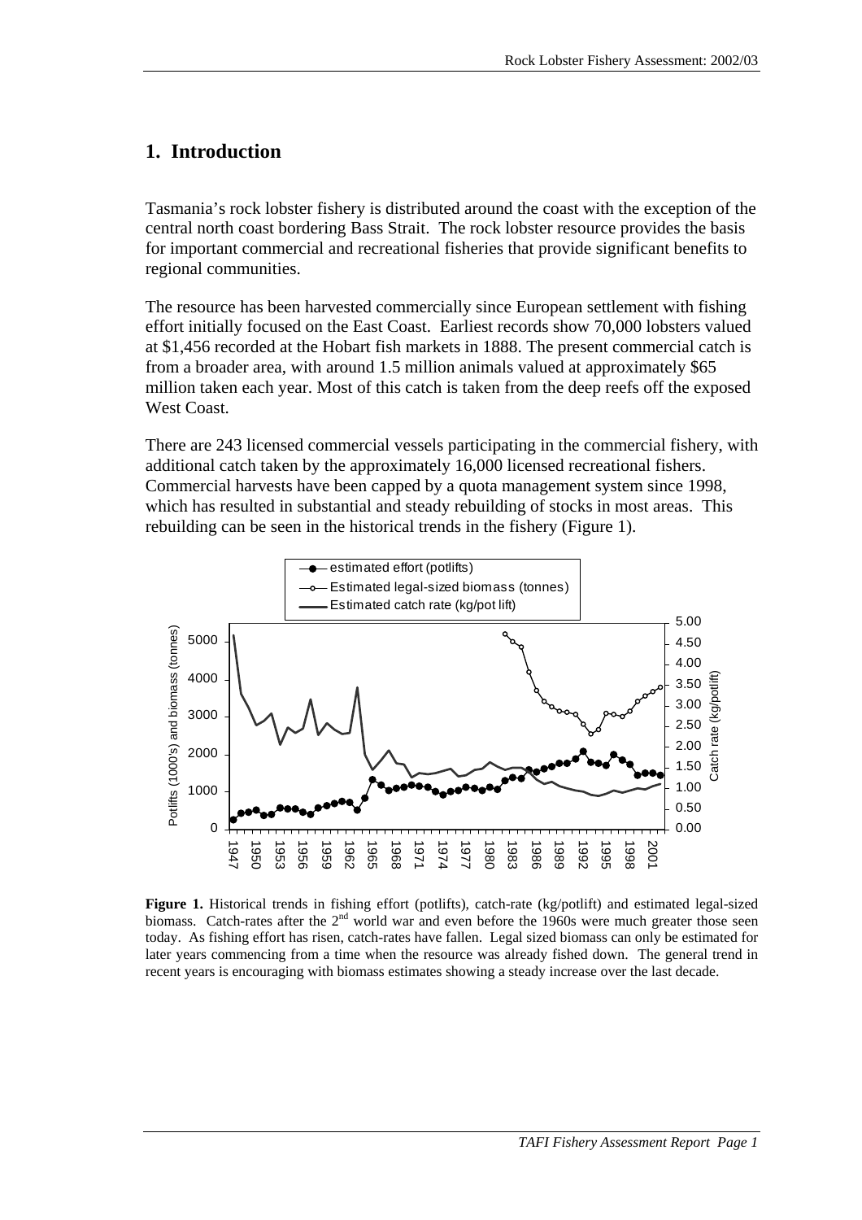# 1. Introduction

Tasmania's rock lobster fishery is distributed around the coast with the exception of the central north coast bordering Bass Strait. The rock lobster resource provides the basis for important commercial and recreational fisheries that provide significant benefits to regional communities.

The resource has been harvested commercially since European settlement with fishing effort initially focused on the East Coast. Earliest records show 70,000 lobsters valued at $1,456 recorded at the Hobart fish markets in 1888. The present commercial catch is from a broader area, with around 1.5 million animals valued at approximately $65 million taken each year. Most of this catch is taken from the deep reefs off the exposed West Coast.

There are 243 licensed commercial vessels participating in the commercial fishery, with additional catch taken by the approximately 16,000 licensed recreational fishers. Commercial harvests have been capped by a quota management system since 1998, which has resulted in substantial and steady rebuilding of stocks in most areas. This rebuilding can be seen in the historical trends in the fishery (Figure 1).

**Figure 1.** Historical trends in fishing effort (potlifts), catch-rate (kg/potlift) and estimated legal-sized biomass. Catch-rates after the 2nd world war and even before the 1960s were much greater those seen today. As fishing effort has risen, catch-rates have fallen. Legal sized biomass can only be estimated for later years commencing from a time when the resource was already fished down. The general trend in recent years is encouraging with biomass estimates showing a steady increase over the last decade.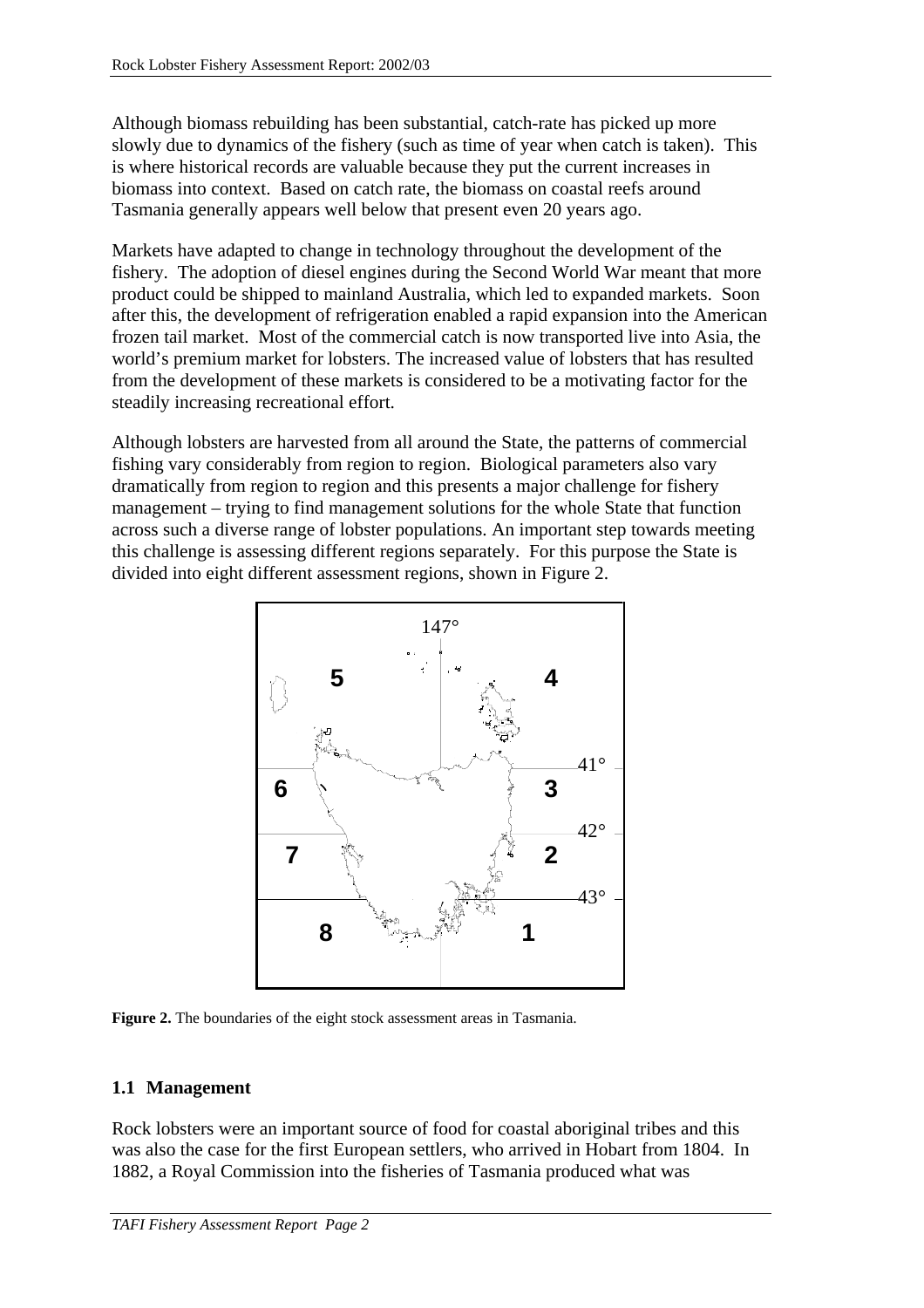Although biomass rebuilding has been substantial, catch-rate has picked up more slowly due to dynamics of the fishery (such as time of year when catch is taken). This is where historical records are valuable because they put the current increases in biomass into context. Based on catch rate, the biomass on coastal reefs around Tasmania generally appears well below that present even 20 years ago.

Markets have adapted to change in technology throughout the development of the fishery. The adoption of diesel engines during the Second World War meant that more product could be shipped to mainland Australia, which led to expanded markets. Soon after this, the development of refrigeration enabled a rapid expansion into the American frozen tail market. Most of the commercial catch is now transported live into Asia, the world's premium market for lobsters. The increased value of lobsters that has resulted from the development of these markets is considered to be a motivating factor for the steadily increasing recreational effort.

Although lobsters are harvested from all around the State, the patterns of commercial fishing vary considerably from region to region. Biological parameters also vary dramatically from region to region and this presents a major challenge for fishery management – trying to find management solutions for the whole State that function across such a diverse range of lobster populations. An important step towards meeting this challenge is assessing different regions separately. For this purpose the State is divided into eight different assessment regions, shown in Figure 2.

**Figure 2.** The boundaries of the eight stock assessment areas in Tasmania.

## 1.1 Management

Rock lobsters were an important source of food for coastal aboriginal tribes and this was also the case for the first European settlers, who arrived in Hobart from 1804. In 1882, a Royal Commission into the fisheries of Tasmania produced what was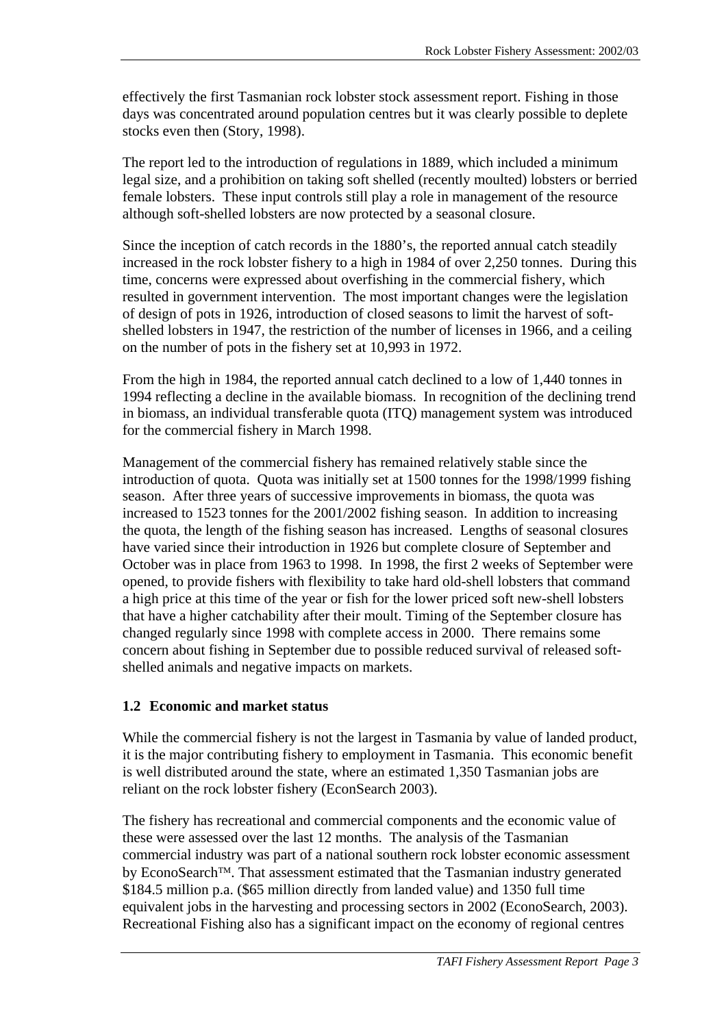effectively the first Tasmanian rock lobster stock assessment report. Fishing in those days was concentrated around population centres but it was clearly possible to deplete stocks even then (Story, 1998).

The report led to the introduction of regulations in 1889, which included a minimum legal size, and a prohibition on taking soft shelled (recently moulted) lobsters or berried female lobsters. These input controls still play a role in management of the resource although soft-shelled lobsters are now protected by a seasonal closure.

Since the inception of catch records in the 1880's, the reported annual catch steadily increased in the rock lobster fishery to a high in 1984 of over 2,250 tonnes. During this time, concerns were expressed about overfishing in the commercial fishery, which resulted in government intervention. The most important changes were the legislation of design of pots in 1926, introduction of closed seasons to limit the harvest of soft-shelled lobsters in 1947, the restriction of the number of licenses in 1966, and a ceiling on the number of pots in the fishery set at 10,993 in 1972.

From the high in 1984, the reported annual catch declined to a low of 1,440 tonnes in 1994 reflecting a decline in the available biomass. In recognition of the declining trend in biomass, an individual transferable quota (ITQ) management system was introduced for the commercial fishery in March 1998.

Management of the commercial fishery has remained relatively stable since the introduction of quota. Quota was initially set at 1500 tonnes for the 1998/1999 fishing season. After three years of successive improvements in biomass, the quota was increased to 1523 tonnes for the 2001/2002 fishing season. In addition to increasing the quota, the length of the fishing season has increased. Lengths of seasonal closures have varied since their introduction in 1926 but complete closure of September and October was in place from 1963 to 1998. In 1998, the first 2 weeks of September were opened, to provide fishers with flexibility to take hard old-shell lobsters that command a high price at this time of the year or fish for the lower priced soft new-shell lobsters that have a higher catchability after their moult. Timing of the September closure has changed regularly since 1998 with complete access in 2000. There remains some concern about fishing in September due to possible reduced survival of released soft-shelled animals and negative impacts on markets.

## 1.2 Economic and market status

While the commercial fishery is not the largest in Tasmania by value of landed product, it is the major contributing fishery to employment in Tasmania. This economic benefit is well distributed around the state, where an estimated 1,350 Tasmanian jobs are reliant on the rock lobster fishery (EconSearch 2003).

The fishery has recreational and commercial components and the economic value of these were assessed over the last 12 months. The analysis of the Tasmanian commercial industry was part of a national southern rock lobster economic assessment by EconoSearch™. That assessment estimated that the Tasmanian industry generated $184.5 million p.a. ($65 million directly from landed value) and 1350 full time equivalent jobs in the harvesting and processing sectors in 2002 (EconoSearch, 2003). Recreational Fishing also has a significant impact on the economy of regional centres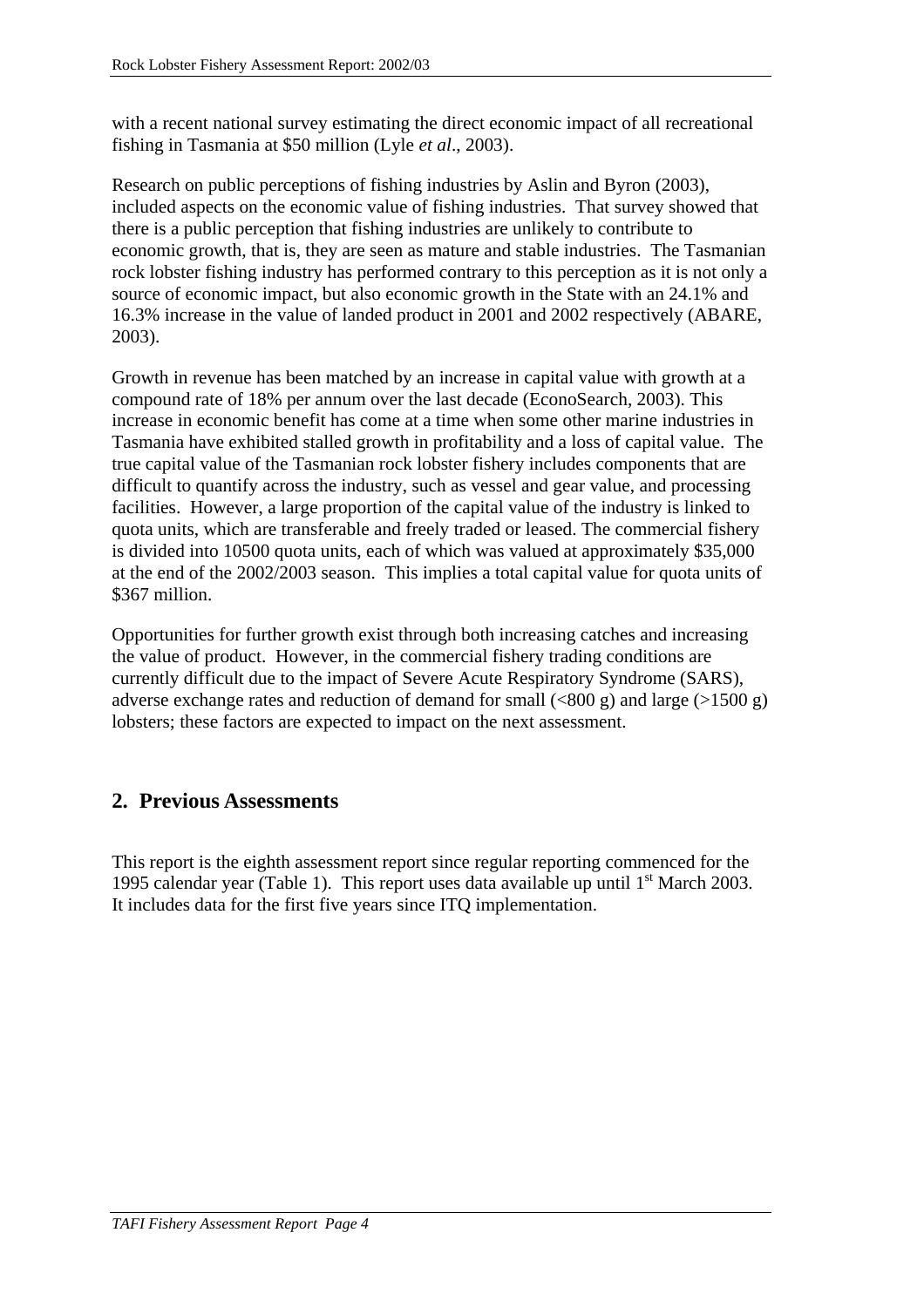with a recent national survey estimating the direct economic impact of all recreational fishing in Tasmania at $50 million (Lyle *et al*., 2003).

Research on public perceptions of fishing industries by Aslin and Byron (2003), included aspects on the economic value of fishing industries. That survey showed that there is a public perception that fishing industries are unlikely to contribute to economic growth, that is, they are seen as mature and stable industries. The Tasmanian rock lobster fishing industry has performed contrary to this perception as it is not only a source of economic impact, but also economic growth in the State with an 24.1% and 16.3% increase in the value of landed product in 2001 and 2002 respectively (ABARE, 2003).

Growth in revenue has been matched by an increase in capital value with growth at a compound rate of 18% per annum over the last decade (EconoSearch, 2003). This increase in economic benefit has come at a time when some other marine industries in Tasmania have exhibited stalled growth in profitability and a loss of capital value. The true capital value of the Tasmanian rock lobster fishery includes components that are difficult to quantify across the industry, such as vessel and gear value, and processing facilities. However, a large proportion of the capital value of the industry is linked to quota units, which are transferable and freely traded or leased. The commercial fishery is divided into 10500 quota units, each of which was valued at approximately $35,000 at the end of the 2002/2003 season. This implies a total capital value for quota units of $367 million.

Opportunities for further growth exist through both increasing catches and increasing the value of product. However, in the commercial fishery trading conditions are currently difficult due to the impact of Severe Acute Respiratory Syndrome (SARS), adverse exchange rates and reduction of demand for small (<800 g) and large (>1500 g) lobsters; these factors are expected to impact on the next assessment.

## 2. Previous Assessments

This report is the eighth assessment report since regular reporting commenced for the 1995 calendar year (Table 1). This report uses data available up until 1st March 2003. It includes data for the first five years since ITQ implementation.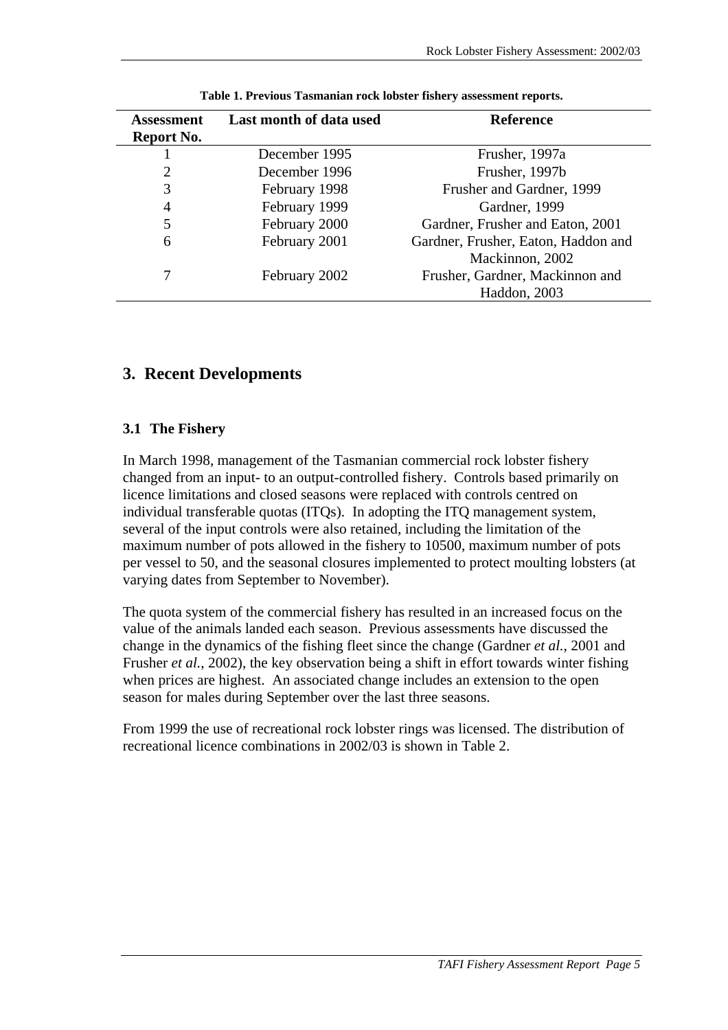**Table 1. Previous Tasmanian rock lobster fishery assessment reports.**

| Assessment Report No. | Last month of data used | Reference |
|---|---|---|
| 1 | December 1995 | Frusher, 1997a |
| 2 | December 1996 | Frusher, 1997b |
| 3 | February 1998 | Frusher and Gardner, 1999 |
| 4 | February 1999 | Gardner, 1999 |
| 5 | February 2000 | Gardner, Frusher and Eaton, 2001 |
| 6 | February 2001 | Gardner, Frusher, Eaton, Haddon and Mackinnon, 2002 |
| 7 | February 2002 | Frusher, Gardner, Mackinnon and Haddon, 2003 |

# 3. Recent Developments

## 3.1 The Fishery

In March 1998, management of the Tasmanian commercial rock lobster fishery changed from an input- to an output-controlled fishery. Controls based primarily on licence limitations and closed seasons were replaced with controls centred on individual transferable quotas (ITQs). In adopting the ITQ management system, several of the input controls were also retained, including the limitation of the maximum number of pots allowed in the fishery to 10500, maximum number of pots per vessel to 50, and the seasonal closures implemented to protect moulting lobsters (at varying dates from September to November).

The quota system of the commercial fishery has resulted in an increased focus on the value of the animals landed each season. Previous assessments have discussed the change in the dynamics of the fishing fleet since the change (Gardner *et al.*, 2001 and Frusher *et al.*, 2002), the key observation being a shift in effort towards winter fishing when prices are highest. An associated change includes an extension to the open season for males during September over the last three seasons.

From 1999 the use of recreational rock lobster rings was licensed. The distribution of recreational licence combinations in 2002/03 is shown in Table 2.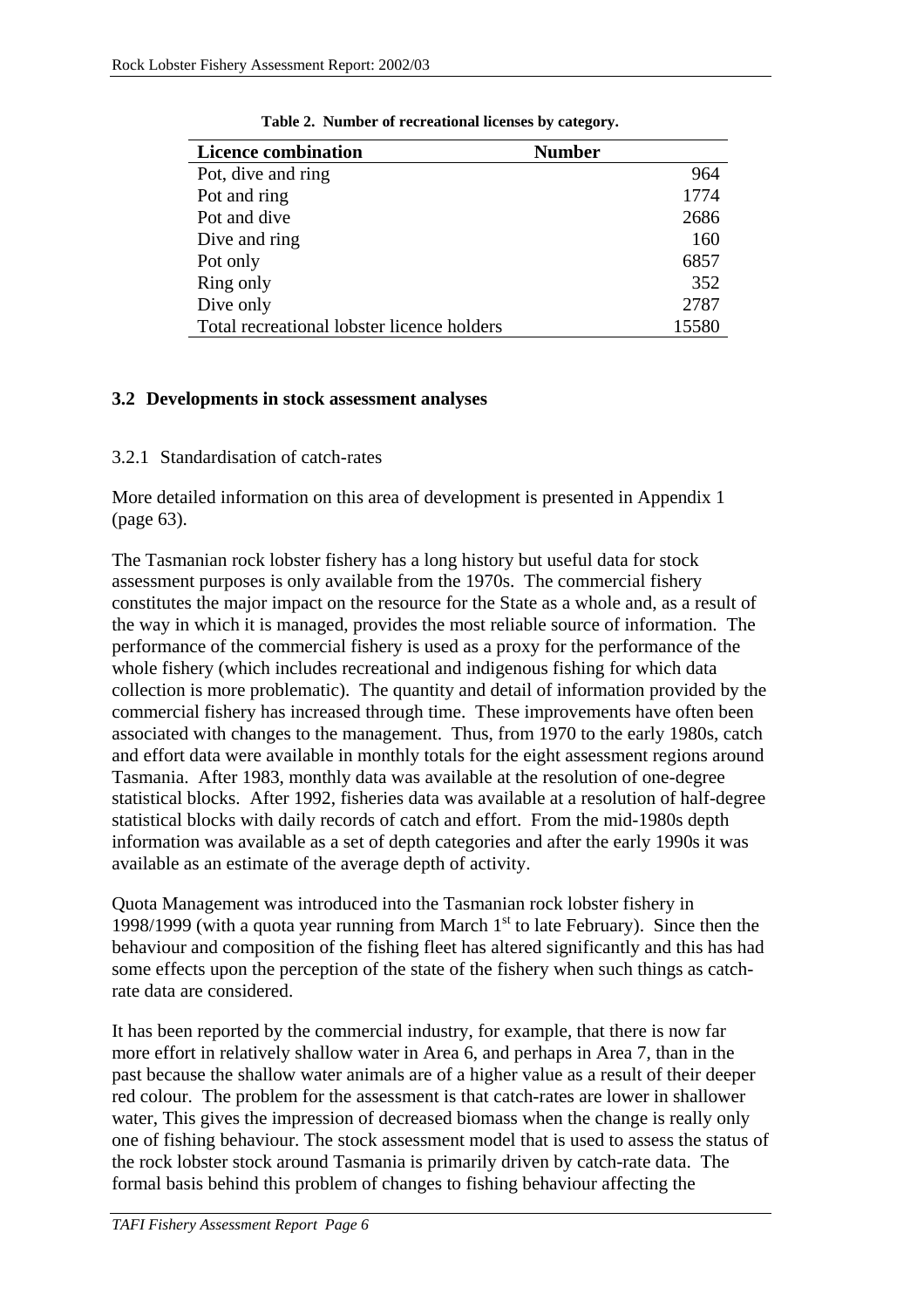**Table 2. Number of recreational licenses by category.**

| Licence combination | Number |
|---|---|
| Pot, dive and ring | 964 |
| Pot and ring | 1774 |
| Pot and dive | 2686 |
| Dive and ring | 160 |
| Pot only | 6857 |
| Ring only | 352 |
| Dive only | 2787 |
| Total recreational lobster licence holders | 15580 |

## 3.2 Developments in stock assessment analyses

### 3.2.1 Standardisation of catch-rates

More detailed information on this area of development is presented in Appendix 1 (page 63).

The Tasmanian rock lobster fishery has a long history but useful data for stock assessment purposes is only available from the 1970s. The commercial fishery constitutes the major impact on the resource for the State as a whole and, as a result of the way in which it is managed, provides the most reliable source of information. The performance of the commercial fishery is used as a proxy for the performance of the whole fishery (which includes recreational and indigenous fishing for which data collection is more problematic). The quantity and detail of information provided by the commercial fishery has increased through time. These improvements have often been associated with changes to the management. Thus, from 1970 to the early 1980s, catch and effort data were available in monthly totals for the eight assessment regions around Tasmania. After 1983, monthly data was available at the resolution of one-degree statistical blocks. After 1992, fisheries data was available at a resolution of half-degree statistical blocks with daily records of catch and effort. From the mid-1980s depth information was available as a set of depth categories and after the early 1990s it was available as an estimate of the average depth of activity.

Quota Management was introduced into the Tasmanian rock lobster fishery in 1998/1999 (with a quota year running from March 1st to late February). Since then the behaviour and composition of the fishing fleet has altered significantly and this has had some effects upon the perception of the state of the fishery when such things as catch-rate data are considered.

It has been reported by the commercial industry, for example, that there is now far more effort in relatively shallow water in Area 6, and perhaps in Area 7, than in the past because the shallow water animals are of a higher value as a result of their deeper red colour. The problem for the assessment is that catch-rates are lower in shallower water, This gives the impression of decreased biomass when the change is really only one of fishing behaviour. The stock assessment model that is used to assess the status of the rock lobster stock around Tasmania is primarily driven by catch-rate data. The formal basis behind this problem of changes to fishing behaviour affecting the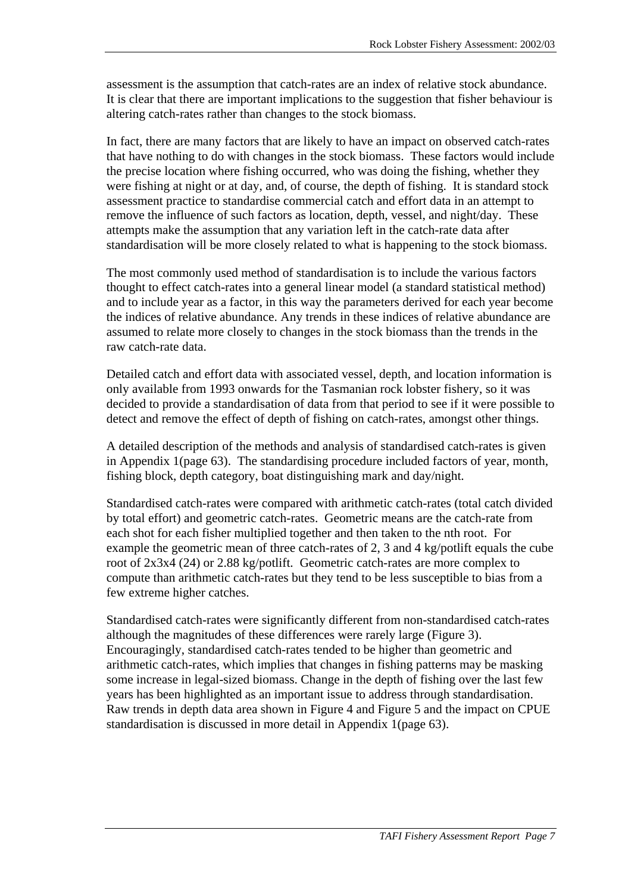assessment is the assumption that catch-rates are an index of relative stock abundance. It is clear that there are important implications to the suggestion that fisher behaviour is altering catch-rates rather than changes to the stock biomass.

In fact, there are many factors that are likely to have an impact on observed catch-rates that have nothing to do with changes in the stock biomass. These factors would include the precise location where fishing occurred, who was doing the fishing, whether they were fishing at night or at day, and, of course, the depth of fishing. It is standard stock assessment practice to standardise commercial catch and effort data in an attempt to remove the influence of such factors as location, depth, vessel, and night/day. These attempts make the assumption that any variation left in the catch-rate data after standardisation will be more closely related to what is happening to the stock biomass.

The most commonly used method of standardisation is to include the various factors thought to effect catch-rates into a general linear model (a standard statistical method) and to include year as a factor, in this way the parameters derived for each year become the indices of relative abundance. Any trends in these indices of relative abundance are assumed to relate more closely to changes in the stock biomass than the trends in the raw catch-rate data.

Detailed catch and effort data with associated vessel, depth, and location information is only available from 1993 onwards for the Tasmanian rock lobster fishery, so it was decided to provide a standardisation of data from that period to see if it were possible to detect and remove the effect of depth of fishing on catch-rates, amongst other things.

A detailed description of the methods and analysis of standardised catch-rates is given in Appendix 1(page 63). The standardising procedure included factors of year, month, fishing block, depth category, boat distinguishing mark and day/night.

Standardised catch-rates were compared with arithmetic catch-rates (total catch divided by total effort) and geometric catch-rates. Geometric means are the catch-rate from each shot for each fisher multiplied together and then taken to the nth root. For example the geometric mean of three catch-rates of 2, 3 and 4 kg/potlift equals the cube root of 2x3x4 (24) or 2.88 kg/potlift. Geometric catch-rates are more complex to compute than arithmetic catch-rates but they tend to be less susceptible to bias from a few extreme higher catches.

Standardised catch-rates were significantly different from non-standardised catch-rates although the magnitudes of these differences were rarely large (Figure 3). Encouragingly, standardised catch-rates tended to be higher than geometric and arithmetic catch-rates, which implies that changes in fishing patterns may be masking some increase in legal-sized biomass. Change in the depth of fishing over the last few years has been highlighted as an important issue to address through standardisation. Raw trends in depth data area shown in Figure 4 and Figure 5 and the impact on CPUE standardisation is discussed in more detail in Appendix 1(page 63).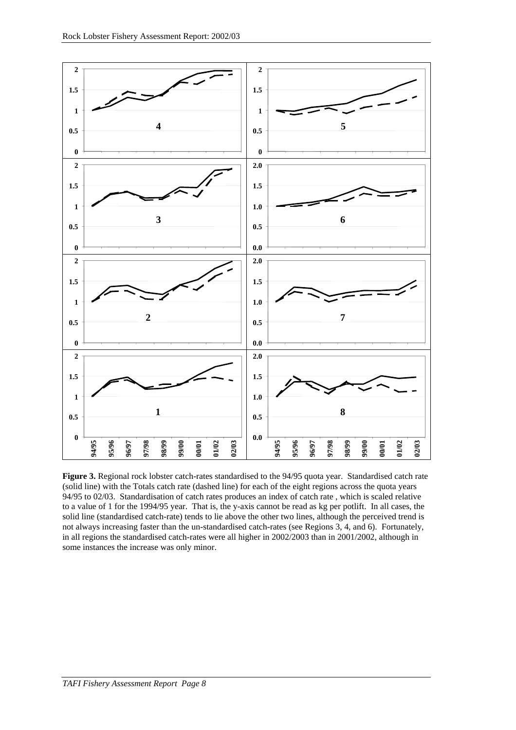**Figure 3.** Regional rock lobster catch-rates standardised to the 94/95 quota year. Standardised catch rate (solid line) with the Totals catch rate (dashed line) for each of the eight regions across the quota years 94/95 to 02/03. Standardisation of catch rates produces an index of catch rate , which is scaled relative to a value of 1 for the 1994/95 year. That is, the y-axis cannot be read as kg per potlift. In all cases, the solid line (standardised catch-rate) tends to lie above the other two lines, although the perceived trend is not always increasing faster than the un-standardised catch-rates (see Regions 3, 4, and 6). Fortunately, in all regions the standardised catch-rates were all higher in 2002/2003 than in 2001/2002, although in some instances the increase was only minor.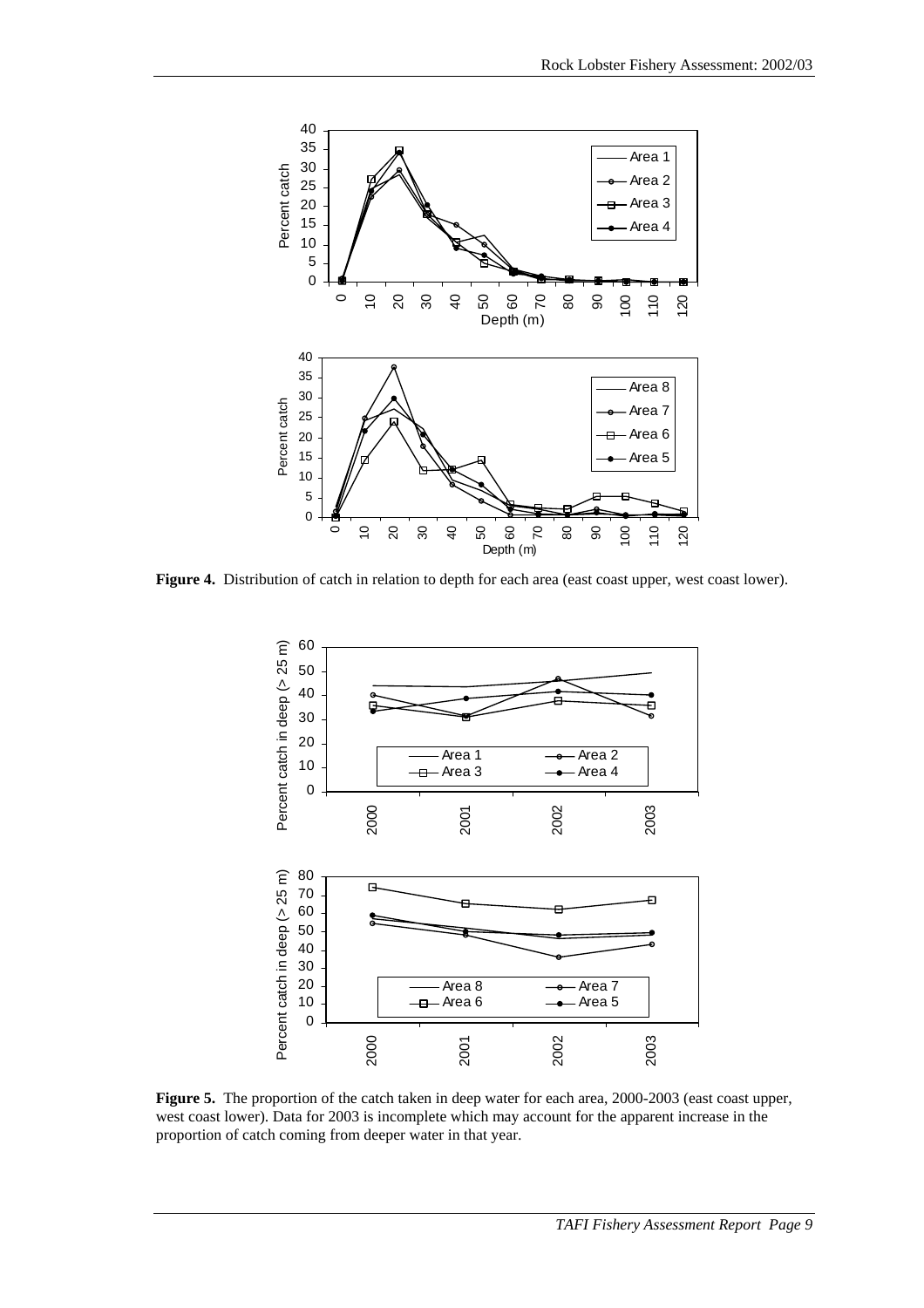**Figure 4.** Distribution of catch in relation to depth for each area (east coast upper, west coast lower).

**Figure 5.** The proportion of the catch taken in deep water for each area, 2000-2003 (east coast upper, west coast lower). Data for 2003 is incomplete which may account for the apparent increase in the proportion of catch coming from deeper water in that year.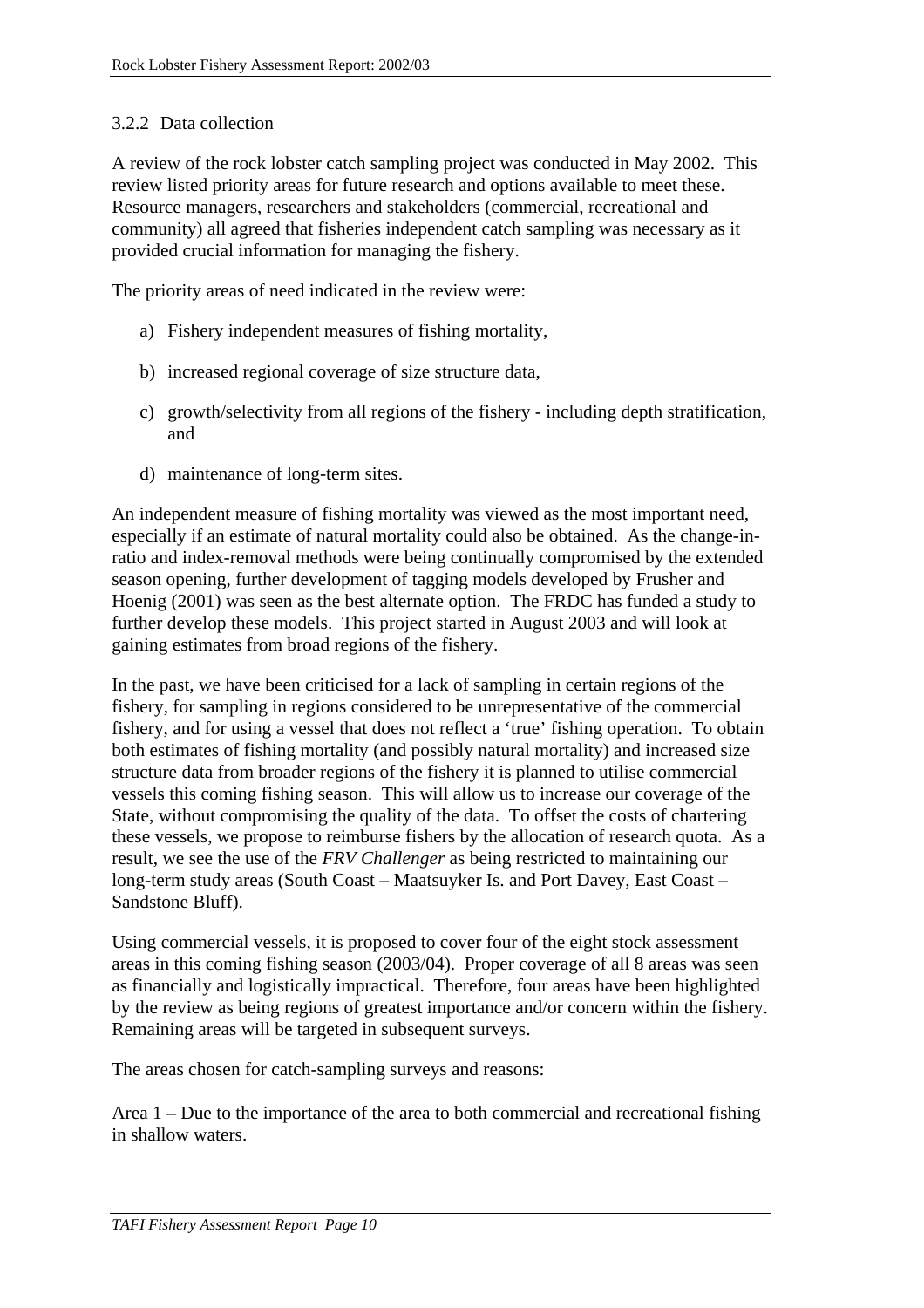### 3.2.2 Data collection

A review of the rock lobster catch sampling project was conducted in May 2002. This review listed priority areas for future research and options available to meet these. Resource managers, researchers and stakeholders (commercial, recreational and community) all agreed that fisheries independent catch sampling was necessary as it provided crucial information for managing the fishery.

The priority areas of need indicated in the review were:

a) Fishery independent measures of fishing mortality,

b) increased regional coverage of size structure data,

c) growth/selectivity from all regions of the fishery - including depth stratification, and

d) maintenance of long-term sites.

An independent measure of fishing mortality was viewed as the most important need, especially if an estimate of natural mortality could also be obtained. As the change-in-ratio and index-removal methods were being continually compromised by the extended season opening, further development of tagging models developed by Frusher and Hoenig (2001) was seen as the best alternate option. The FRDC has funded a study to further develop these models. This project started in August 2003 and will look at gaining estimates from broad regions of the fishery.

In the past, we have been criticised for a lack of sampling in certain regions of the fishery, for sampling in regions considered to be unrepresentative of the commercial fishery, and for using a vessel that does not reflect a 'true' fishing operation. To obtain both estimates of fishing mortality (and possibly natural mortality) and increased size structure data from broader regions of the fishery it is planned to utilise commercial vessels this coming fishing season. This will allow us to increase our coverage of the State, without compromising the quality of the data. To offset the costs of chartering these vessels, we propose to reimburse fishers by the allocation of research quota. As a result, we see the use of the *FRV Challenger* as being restricted to maintaining our long-term study areas (South Coast – Maatsuyker Is. and Port Davey, East Coast – Sandstone Bluff).

Using commercial vessels, it is proposed to cover four of the eight stock assessment areas in this coming fishing season (2003/04). Proper coverage of all 8 areas was seen as financially and logistically impractical. Therefore, four areas have been highlighted by the review as being regions of greatest importance and/or concern within the fishery. Remaining areas will be targeted in subsequent surveys.

The areas chosen for catch-sampling surveys and reasons:

Area 1 – Due to the importance of the area to both commercial and recreational fishing in shallow waters.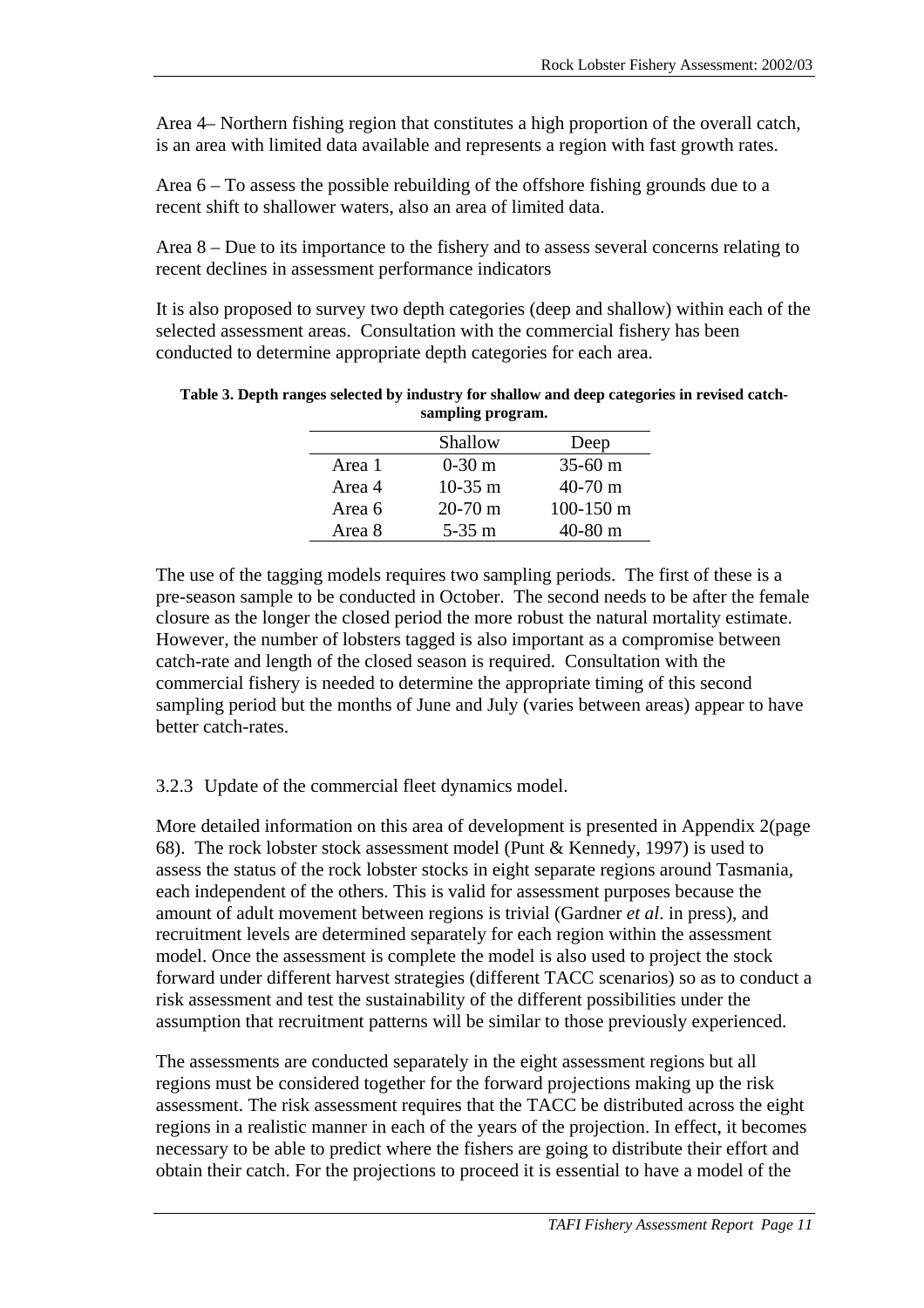Area 4– Northern fishing region that constitutes a high proportion of the overall catch, is an area with limited data available and represents a region with fast growth rates.

Area 6 – To assess the possible rebuilding of the offshore fishing grounds due to a recent shift to shallower waters, also an area of limited data.

Area 8 – Due to its importance to the fishery and to assess several concerns relating to recent declines in assessment performance indicators

It is also proposed to survey two depth categories (deep and shallow) within each of the selected assessment areas. Consultation with the commercial fishery has been conducted to determine appropriate depth categories for each area.

**Table 3. Depth ranges selected by industry for shallow and deep categories in revised catch-sampling program.**

| | Shallow | Deep |
|---|---|---|
| Area 1 | 0-30 m | 35-60 m |
| Area 4 | 10-35 m | 40-70 m |
| Area 6 | 20-70 m | 100-150 m |
| Area 8 | 5-35 m | 40-80 m |

The use of the tagging models requires two sampling periods. The first of these is a pre-season sample to be conducted in October. The second needs to be after the female closure as the longer the closed period the more robust the natural mortality estimate. However, the number of lobsters tagged is also important as a compromise between catch-rate and length of the closed season is required. Consultation with the commercial fishery is needed to determine the appropriate timing of this second sampling period but the months of June and July (varies between areas) appear to have better catch-rates.

### 3.2.3 Update of the commercial fleet dynamics model.

More detailed information on this area of development is presented in Appendix 2(page 68). The rock lobster stock assessment model (Punt & Kennedy, 1997) is used to assess the status of the rock lobster stocks in eight separate regions around Tasmania, each independent of the others. This is valid for assessment purposes because the amount of adult movement between regions is trivial (Gardner *et al*. in press), and recruitment levels are determined separately for each region within the assessment model. Once the assessment is complete the model is also used to project the stock forward under different harvest strategies (different TACC scenarios) so as to conduct a risk assessment and test the sustainability of the different possibilities under the assumption that recruitment patterns will be similar to those previously experienced.

The assessments are conducted separately in the eight assessment regions but all regions must be considered together for the forward projections making up the risk assessment. The risk assessment requires that the TACC be distributed across the eight regions in a realistic manner in each of the years of the projection. In effect, it becomes necessary to be able to predict where the fishers are going to distribute their effort and obtain their catch. For the projections to proceed it is essential to have a model of the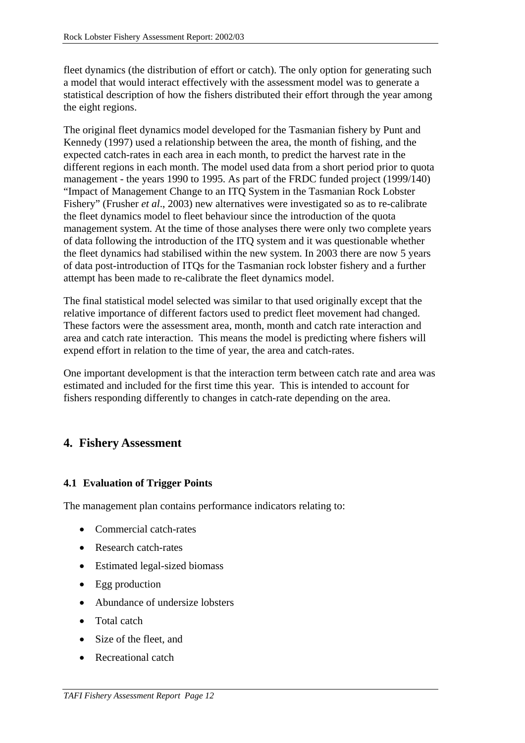fleet dynamics (the distribution of effort or catch). The only option for generating such a model that would interact effectively with the assessment model was to generate a statistical description of how the fishers distributed their effort through the year among the eight regions.

The original fleet dynamics model developed for the Tasmanian fishery by Punt and Kennedy (1997) used a relationship between the area, the month of fishing, and the expected catch-rates in each area in each month, to predict the harvest rate in the different regions in each month. The model used data from a short period prior to quota management - the years 1990 to 1995. As part of the FRDC funded project (1999/140) "Impact of Management Change to an ITQ System in the Tasmanian Rock Lobster Fishery" (Frusher *et al*., 2003) new alternatives were investigated so as to re-calibrate the fleet dynamics model to fleet behaviour since the introduction of the quota management system. At the time of those analyses there were only two complete years of data following the introduction of the ITQ system and it was questionable whether the fleet dynamics had stabilised within the new system. In 2003 there are now 5 years of data post-introduction of ITQs for the Tasmanian rock lobster fishery and a further attempt has been made to re-calibrate the fleet dynamics model.

The final statistical model selected was similar to that used originally except that the relative importance of different factors used to predict fleet movement had changed. These factors were the assessment area, month, month and catch rate interaction and area and catch rate interaction. This means the model is predicting where fishers will expend effort in relation to the time of year, the area and catch-rates.

One important development is that the interaction term between catch rate and area was estimated and included for the first time this year. This is intended to account for fishers responding differently to changes in catch-rate depending on the area.

## 4. Fishery Assessment

### 4.1 Evaluation of Trigger Points

The management plan contains performance indicators relating to:

- Commercial catch-rates
- Research catch-rates
- Estimated legal-sized biomass
- Egg production
- Abundance of undersize lobsters
- Total catch
- Size of the fleet, and
- Recreational catch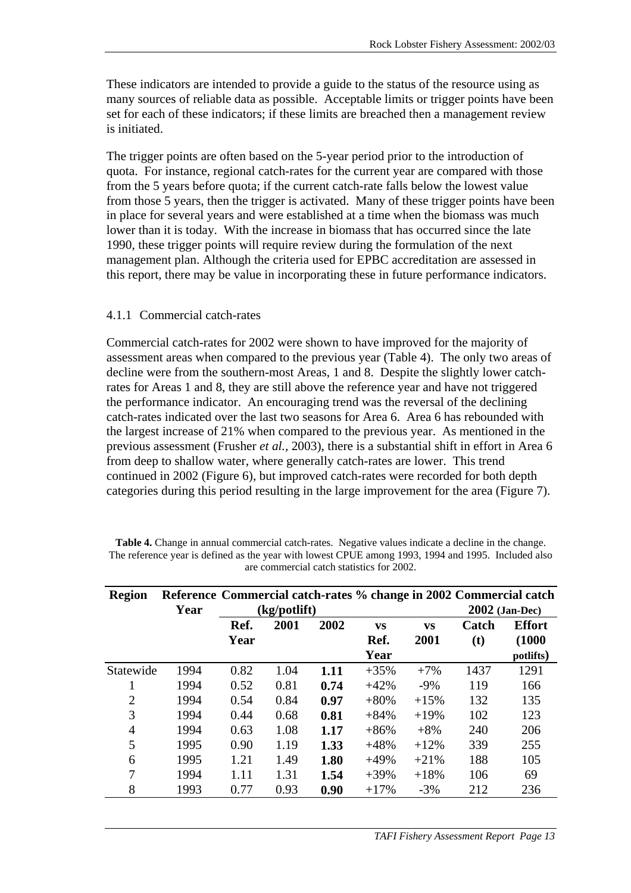These indicators are intended to provide a guide to the status of the resource using as many sources of reliable data as possible. Acceptable limits or trigger points have been set for each of these indicators; if these limits are breached then a management review is initiated.

The trigger points are often based on the 5-year period prior to the introduction of quota. For instance, regional catch-rates for the current year are compared with those from the 5 years before quota; if the current catch-rate falls below the lowest value from those 5 years, then the trigger is activated. Many of these trigger points have been in place for several years and were established at a time when the biomass was much lower than it is today. With the increase in biomass that has occurred since the late 1990, these trigger points will require review during the formulation of the next management plan. Although the criteria used for EPBC accreditation are assessed in this report, there may be value in incorporating these in future performance indicators.

### 4.1.1 Commercial catch-rates

Commercial catch-rates for 2002 were shown to have improved for the majority of assessment areas when compared to the previous year (Table 4). The only two areas of decline were from the southern-most Areas, 1 and 8. Despite the slightly lower catch-rates for Areas 1 and 8, they are still above the reference year and have not triggered the performance indicator. An encouraging trend was the reversal of the declining catch-rates indicated over the last two seasons for Area 6. Area 6 has rebounded with the largest increase of 21% when compared to the previous year. As mentioned in the previous assessment (Frusher *et al.*, 2003), there is a substantial shift in effort in Area 6 from deep to shallow water, where generally catch-rates are lower. This trend continued in 2002 (Figure 6), but improved catch-rates were recorded for both depth categories during this period resulting in the large improvement for the area (Figure 7).

**Table 4.** Change in annual commercial catch-rates. Negative values indicate a decline in the change. The reference year is defined as the year with lowest CPUE among 1993, 1994 and 1995. Included also are commercial catch statistics for 2002.

| **Region** | **Reference Year** | **Commercial catch-rates (kg/potlift)** | | | **% change in 2002** | | **Commercial catch 2002 (Jan-Dec)** | |
|---|---|---|---|---|---|---|---|---|
| | | **Ref. Year** | **2001** | **2002** | **vs Ref. Year** | **vs 2001** | **Catch (t)** | **Effort (1000 potlifts)** |
| Statewide | 1994 | 0.82 | 1.04 | **1.11** | +35% | +7% | 1437 | 1291 |
| 1 | 1994 | 0.52 | 0.81 | **0.74** | +42% | -9% | 119 | 166 |
| 2 | 1994 | 0.54 | 0.84 | **0.97** | +80% | +15% | 132 | 135 |
| 3 | 1994 | 0.44 | 0.68 | **0.81** | +84% | +19% | 102 | 123 |
| 4 | 1994 | 0.63 | 1.08 | **1.17** | +86% | +8% | 240 | 206 |
| 5 | 1995 | 0.90 | 1.19 | **1.33** | +48% | +12% | 339 | 255 |
| 6 | 1995 | 1.21 | 1.49 | **1.80** | +49% | +21% | 188 | 105 |
| 7 | 1994 | 1.11 | 1.31 | **1.54** | +39% | +18% | 106 | 69 |
| 8 | 1993 | 0.77 | 0.93 | **0.90** | +17% | -3% | 212 | 236 |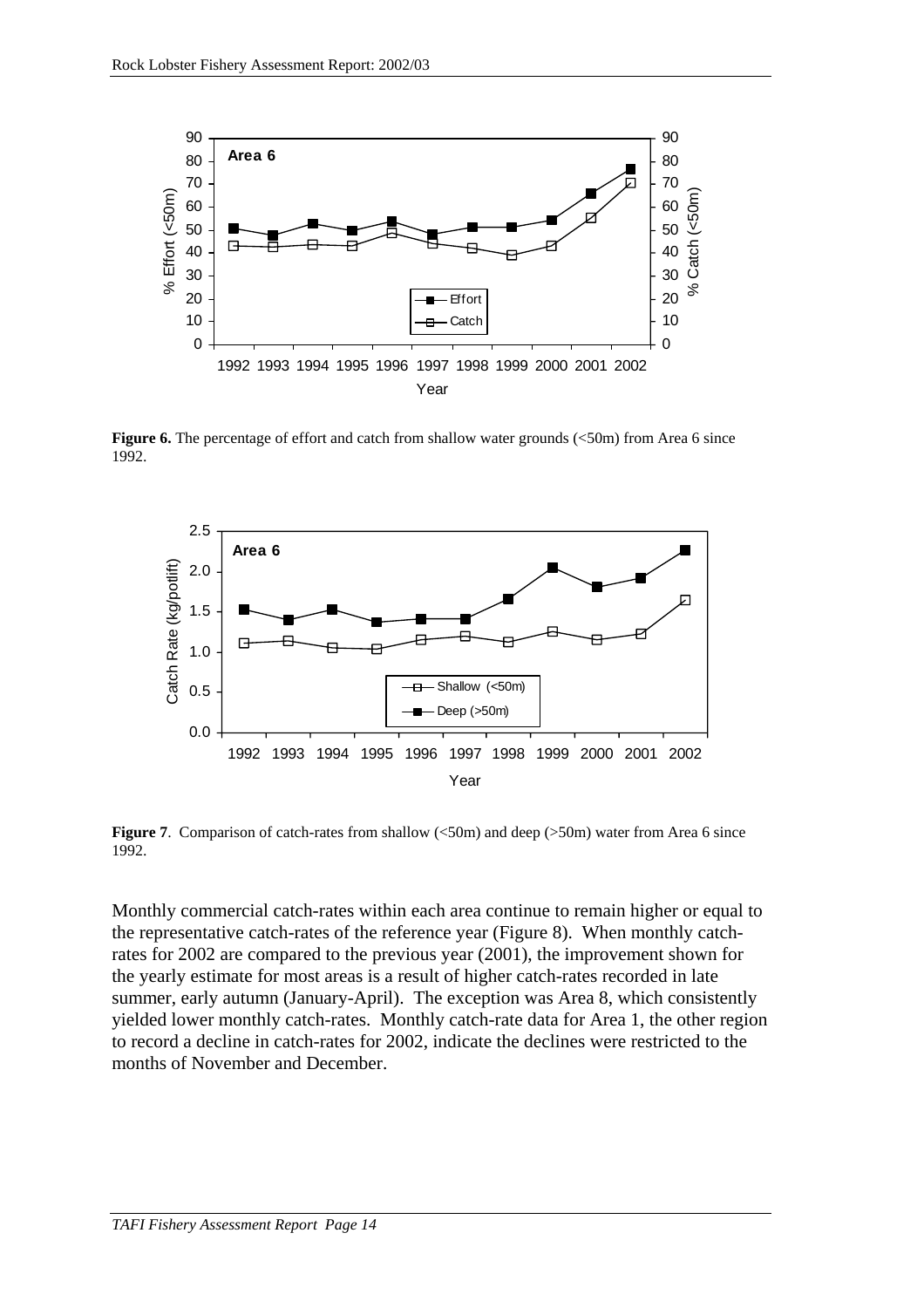**Figure 6.** The percentage of effort and catch from shallow water grounds (<50m) from Area 6 since 1992.

**Figure 7**. Comparison of catch-rates from shallow (<50m) and deep (>50m) water from Area 6 since 1992.

Monthly commercial catch-rates within each area continue to remain higher or equal to the representative catch-rates of the reference year (Figure 8). When monthly catch-rates for 2002 are compared to the previous year (2001), the improvement shown for the yearly estimate for most areas is a result of higher catch-rates recorded in late summer, early autumn (January-April). The exception was Area 8, which consistently yielded lower monthly catch-rates. Monthly catch-rate data for Area 1, the other region to record a decline in catch-rates for 2002, indicate the declines were restricted to the months of November and December.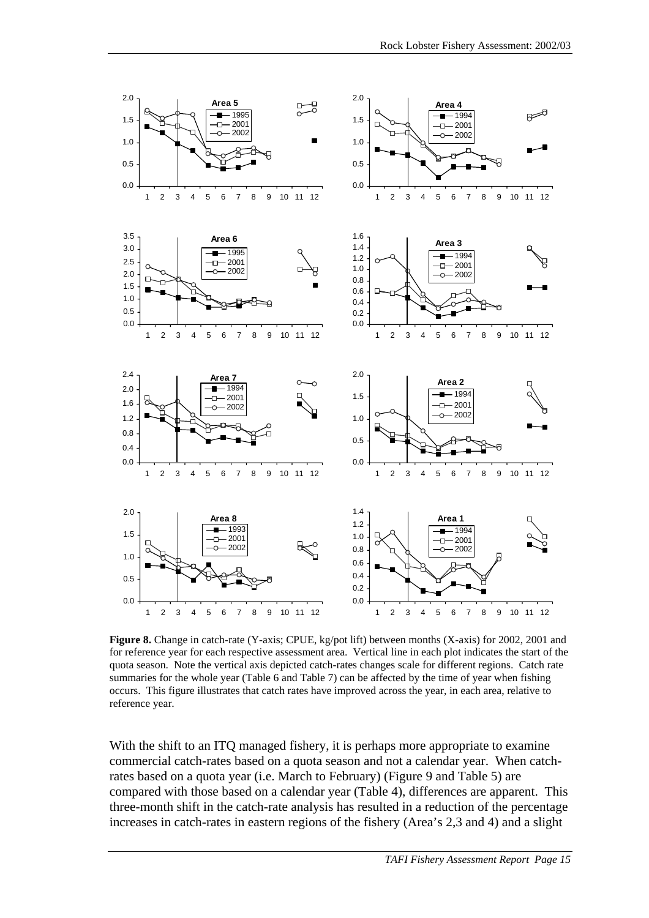**Figure 8.** Change in catch-rate (Y-axis; CPUE, kg/pot lift) between months (X-axis) for 2002, 2001 and for reference year for each respective assessment area. Vertical line in each plot indicates the start of the quota season. Note the vertical axis depicted catch-rates changes scale for different regions. Catch rate summaries for the whole year (Table 6 and Table 7) can be affected by the time of year when fishing occurs. This figure illustrates that catch rates have improved across the year, in each area, relative to reference year.

With the shift to an ITQ managed fishery, it is perhaps more appropriate to examine commercial catch-rates based on a quota season and not a calendar year. When catch-rates based on a quota year (i.e. March to February) (Figure 9 and Table 5) are compared with those based on a calendar year (Table 4), differences are apparent. This three-month shift in the catch-rate analysis has resulted in a reduction of the percentage increases in catch-rates in eastern regions of the fishery (Area's 2,3 and 4) and a slight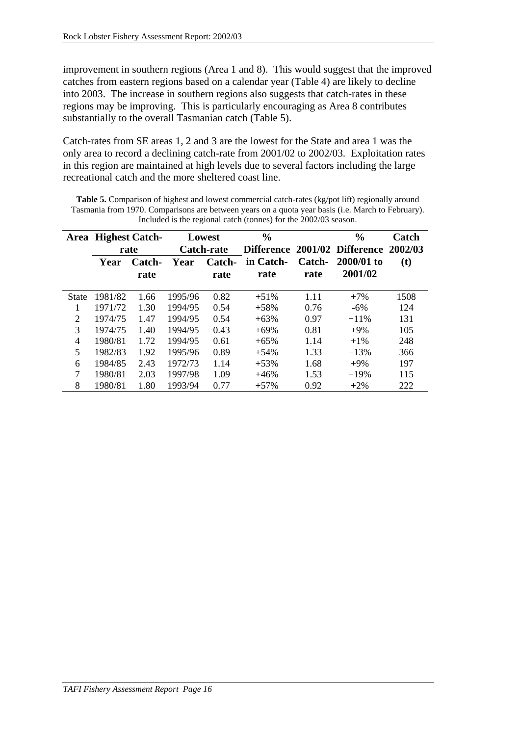improvement in southern regions (Area 1 and 8). This would suggest that the improved catches from eastern regions based on a calendar year (Table 4) are likely to decline into 2003. The increase in southern regions also suggests that catch-rates in these regions may be improving. This is particularly encouraging as Area 8 contributes substantially to the overall Tasmanian catch (Table 5).

Catch-rates from SE areas 1, 2 and 3 are the lowest for the State and area 1 was the only area to record a declining catch-rate from 2001/02 to 2002/03. Exploitation rates in this region are maintained at high levels due to several factors including the large recreational catch and the more sheltered coast line.

**Table 5.** Comparison of highest and lowest commercial catch-rates (kg/pot lift) regionally around Tasmania from 1970. Comparisons are between years on a quota year basis (i.e. March to February). Included is the regional catch (tonnes) for the 2002/03 season.

| Area | Highest Catch-rate | | Lowest Catch-rate | | % Difference in Catch-rate | 2001/02 Catch-rate | % Difference 2000/01 to 2001/02 | Catch 2002/03 (t) |
|---|---|---|---|---|---|---|---|---|
| | Year | Catch-rate | Year | Catch-rate | | | | |
| State | 1981/82 | 1.66 | 1995/96 | 0.82 | +51% | 1.11 | +7% | 1508 |
| 1 | 1971/72 | 1.30 | 1994/95 | 0.54 | +58% | 0.76 | -6% | 124 |
| 2 | 1974/75 | 1.47 | 1994/95 | 0.54 | +63% | 0.97 | +11% | 131 |
| 3 | 1974/75 | 1.40 | 1994/95 | 0.43 | +69% | 0.81 | +9% | 105 |
| 4 | 1980/81 | 1.72 | 1994/95 | 0.61 | +65% | 1.14 | +1% | 248 |
| 5 | 1982/83 | 1.92 | 1995/96 | 0.89 | +54% | 1.33 | +13% | 366 |
| 6 | 1984/85 | 2.43 | 1972/73 | 1.14 | +53% | 1.68 | +9% | 197 |
| 7 | 1980/81 | 2.03 | 1997/98 | 1.09 | +46% | 1.53 | +19% | 115 |
| 8 | 1980/81 | 1.80 | 1993/94 | 0.77 | +57% | 0.92 | +2% | 222 |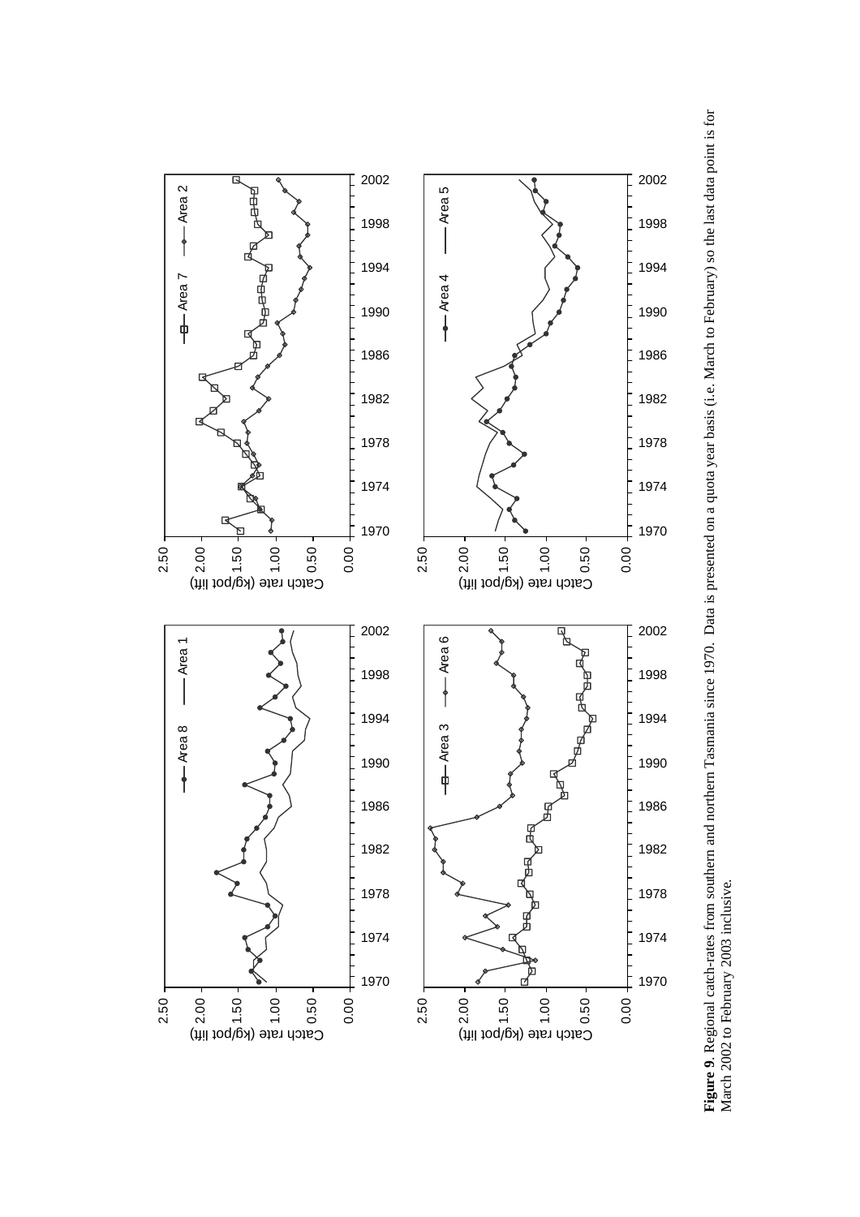**Figure 9**. Regional catch-rates from southern and northern Tasmania since 1970. Data is presented on a quota year basis (i.e. March to February) so the last data point is for March 2002 to February 2003 inclusive.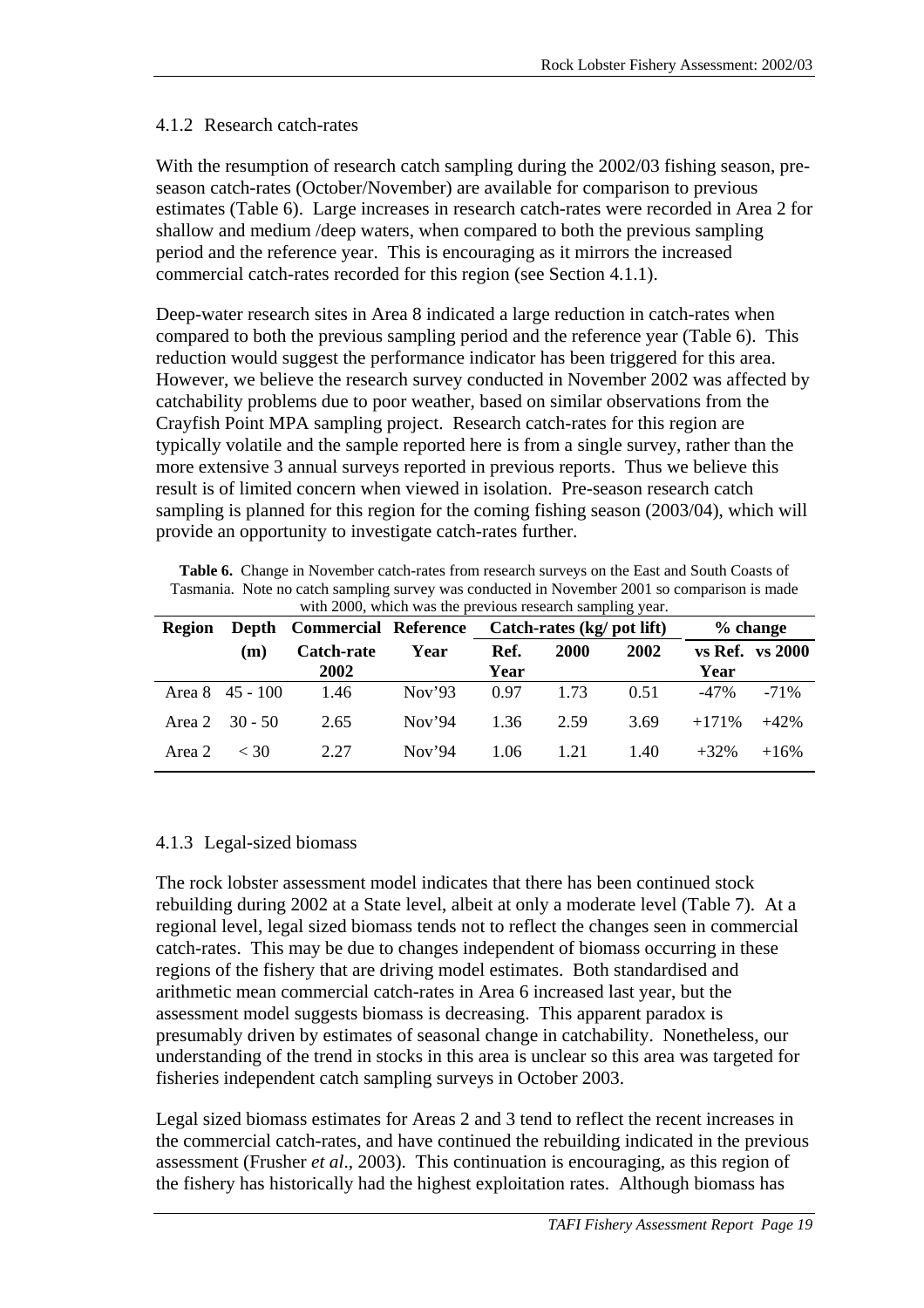### 4.1.2 Research catch-rates

With the resumption of research catch sampling during the 2002/03 fishing season, pre-season catch-rates (October/November) are available for comparison to previous estimates (Table 6). Large increases in research catch-rates were recorded in Area 2 for shallow and medium /deep waters, when compared to both the previous sampling period and the reference year. This is encouraging as it mirrors the increased commercial catch-rates recorded for this region (see Section 4.1.1).

Deep-water research sites in Area 8 indicated a large reduction in catch-rates when compared to both the previous sampling period and the reference year (Table 6). This reduction would suggest the performance indicator has been triggered for this area. However, we believe the research survey conducted in November 2002 was affected by catchability problems due to poor weather, based on similar observations from the Crayfish Point MPA sampling project. Research catch-rates for this region are typically volatile and the sample reported here is from a single survey, rather than the more extensive 3 annual surveys reported in previous reports. Thus we believe this result is of limited concern when viewed in isolation. Pre-season research catch sampling is planned for this region for the coming fishing season (2003/04), which will provide an opportunity to investigate catch-rates further.

**Table 6.** Change in November catch-rates from research surveys on the East and South Coasts of Tasmania. Note no catch sampling survey was conducted in November 2001 so comparison is made with 2000, which was the previous research sampling year.

| Region | Depth (m) | Commercial Catch-rate 2002 | Reference Year | Catch-rates (kg/ pot lift) | | | % change | |
|---|---|---|---|---|---|---|---|---|
| | | | | Ref. Year | 2000 | 2002 | vs Ref. Year | vs 2000 |
| Area 8 | 45 - 100 | 1.46 | Nov'93 | 0.97 | 1.73 | 0.51 | -47% | -71% |
| Area 2 | 30 - 50 | 2.65 | Nov'94 | 1.36 | 2.59 | 3.69 | +171% | +42% |
| Area 2 | < 30 | 2.27 | Nov'94 | 1.06 | 1.21 | 1.40 | +32% | +16% |

### 4.1.3 Legal-sized biomass

The rock lobster assessment model indicates that there has been continued stock rebuilding during 2002 at a State level, albeit at only a moderate level (Table 7). At a regional level, legal sized biomass tends not to reflect the changes seen in commercial catch-rates. This may be due to changes independent of biomass occurring in these regions of the fishery that are driving model estimates. Both standardised and arithmetic mean commercial catch-rates in Area 6 increased last year, but the assessment model suggests biomass is decreasing. This apparent paradox is presumably driven by estimates of seasonal change in catchability. Nonetheless, our understanding of the trend in stocks in this area is unclear so this area was targeted for fisheries independent catch sampling surveys in October 2003.

Legal sized biomass estimates for Areas 2 and 3 tend to reflect the recent increases in the commercial catch-rates, and have continued the rebuilding indicated in the previous assessment (Frusher *et al*., 2003). This continuation is encouraging, as this region of the fishery has historically had the highest exploitation rates. Although biomass has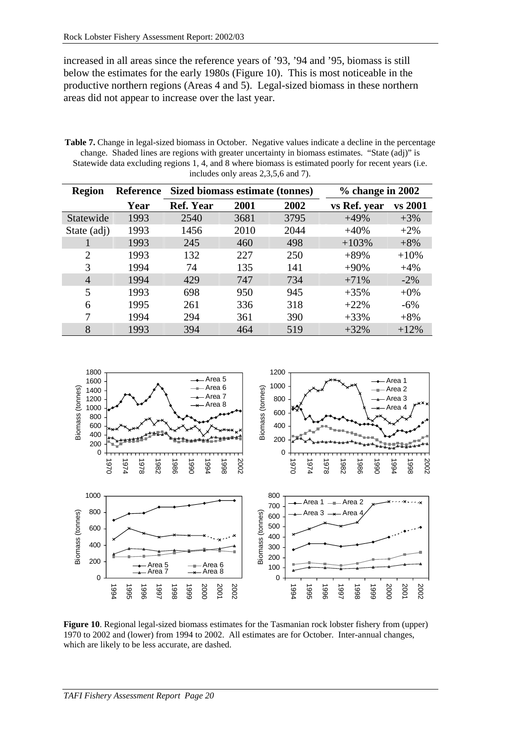increased in all areas since the reference years of '93, '94 and '95, biomass is still below the estimates for the early 1980s (Figure 10). This is most noticeable in the productive northern regions (Areas 4 and 5). Legal-sized biomass in these northern areas did not appear to increase over the last year.

**Table 7.** Change in legal-sized biomass in October. Negative values indicate a decline in the percentage change. Shaded lines are regions with greater uncertainty in biomass estimates. "State (adj)" is Statewide data excluding regions 1, 4, and 8 where biomass is estimated poorly for recent years (i.e. includes only areas 2,3,5,6 and 7).

| Region | Reference | Sized biomass estimate (tonnes) | | | % change in 2002 | |
|---|---|---|---|---|---|---|
| | Year | Ref. Year | 2001 | 2002 | vs Ref. year | vs 2001 |
| Statewide | 1993 | 2540 | 3681 | 3795 | +49% | +3% |
| State (adj) | 1993 | 1456 | 2010 | 2044 | +40% | +2% |
| 1 | 1993 | 245 | 460 | 498 | +103% | +8% |
| 2 | 1993 | 132 | 227 | 250 | +89% | +10% |
| 3 | 1994 | 74 | 135 | 141 | +90% | +4% |
| 4 | 1994 | 429 | 747 | 734 | +71% | -2% |
| 5 | 1993 | 698 | 950 | 945 | +35% | +0% |
| 6 | 1995 | 261 | 336 | 318 | +22% | -6% |
| 7 | 1994 | 294 | 361 | 390 | +33% | +8% |
| 8 | 1993 | 394 | 464 | 519 | +32% | +12% |

**Figure 10**. Regional legal-sized biomass estimates for the Tasmanian rock lobster fishery from (upper) 1970 to 2002 and (lower) from 1994 to 2002. All estimates are for October. Inter-annual changes, which are likely to be less accurate, are dashed.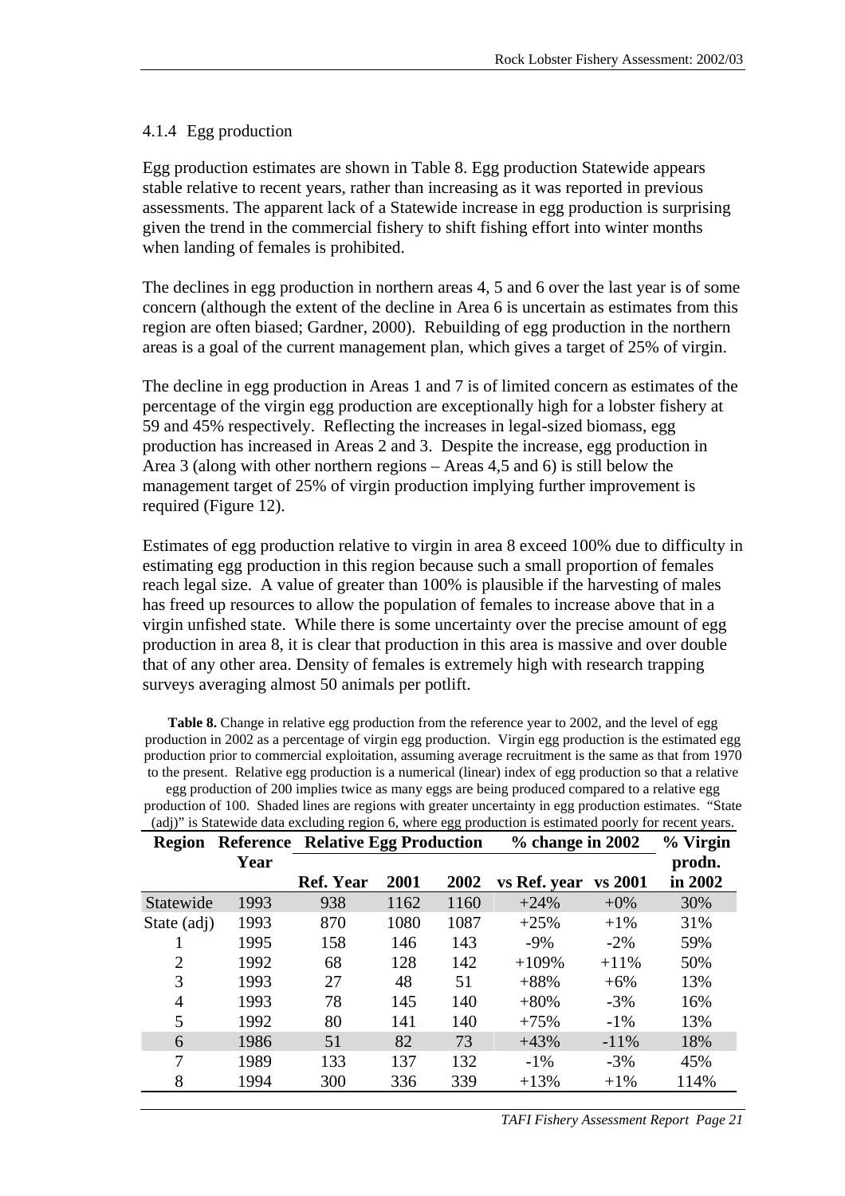### 4.1.4 Egg production

Egg production estimates are shown in Table 8. Egg production Statewide appears stable relative to recent years, rather than increasing as it was reported in previous assessments. The apparent lack of a Statewide increase in egg production is surprising given the trend in the commercial fishery to shift fishing effort into winter months when landing of females is prohibited.

The declines in egg production in northern areas 4, 5 and 6 over the last year is of some concern (although the extent of the decline in Area 6 is uncertain as estimates from this region are often biased; Gardner, 2000). Rebuilding of egg production in the northern areas is a goal of the current management plan, which gives a target of 25% of virgin.

The decline in egg production in Areas 1 and 7 is of limited concern as estimates of the percentage of the virgin egg production are exceptionally high for a lobster fishery at 59 and 45% respectively. Reflecting the increases in legal-sized biomass, egg production has increased in Areas 2 and 3. Despite the increase, egg production in Area 3 (along with other northern regions – Areas 4,5 and 6) is still below the management target of 25% of virgin production implying further improvement is required (Figure 12).

Estimates of egg production relative to virgin in area 8 exceed 100% due to difficulty in estimating egg production in this region because such a small proportion of females reach legal size. A value of greater than 100% is plausible if the harvesting of males has freed up resources to allow the population of females to increase above that in a virgin unfished state. While there is some uncertainty over the precise amount of egg production in area 8, it is clear that production in this area is massive and over double that of any other area. Density of females is extremely high with research trapping surveys averaging almost 50 animals per potlift.

**Table 8.** Change in relative egg production from the reference year to 2002, and the level of egg production in 2002 as a percentage of virgin egg production. Virgin egg production is the estimated egg production prior to commercial exploitation, assuming average recruitment is the same as that from 1970 to the present. Relative egg production is a numerical (linear) index of egg production so that a relative egg production of 200 implies twice as many eggs are being produced compared to a relative egg production of 100. Shaded lines are regions with greater uncertainty in egg production estimates. "State (adj)" is Statewide data excluding region 6, where egg production is estimated poorly for recent years.

| Region | Reference Year | Relative Egg Production | | | % change in 2002 | | % Virgin prodn. in 2002 |
|---|---|---|---|---|---|---|---|
| | | Ref. Year | 2001 | 2002 | vs Ref. year | vs 2001 | |
| Statewide | 1993 | 938 | 1162 | 1160 | +24% | +0% | 30% |
| State (adj) | 1993 | 870 | 1080 | 1087 | +25% | +1% | 31% |
| 1 | 1995 | 158 | 146 | 143 | -9% | -2% | 59% |
| 2 | 1992 | 68 | 128 | 142 | +109% | +11% | 50% |
| 3 | 1993 | 27 | 48 | 51 | +88% | +6% | 13% |
| 4 | 1993 | 78 | 145 | 140 | +80% | -3% | 16% |
| 5 | 1992 | 80 | 141 | 140 | +75% | -1% | 13% |
| 6 | 1986 | 51 | 82 | 73 | +43% | -11% | 18% |
| 7 | 1989 | 133 | 137 | 132 | -1% | -3% | 45% |
| 8 | 1994 | 300 | 336 | 339 | +13% | +1% | 114% |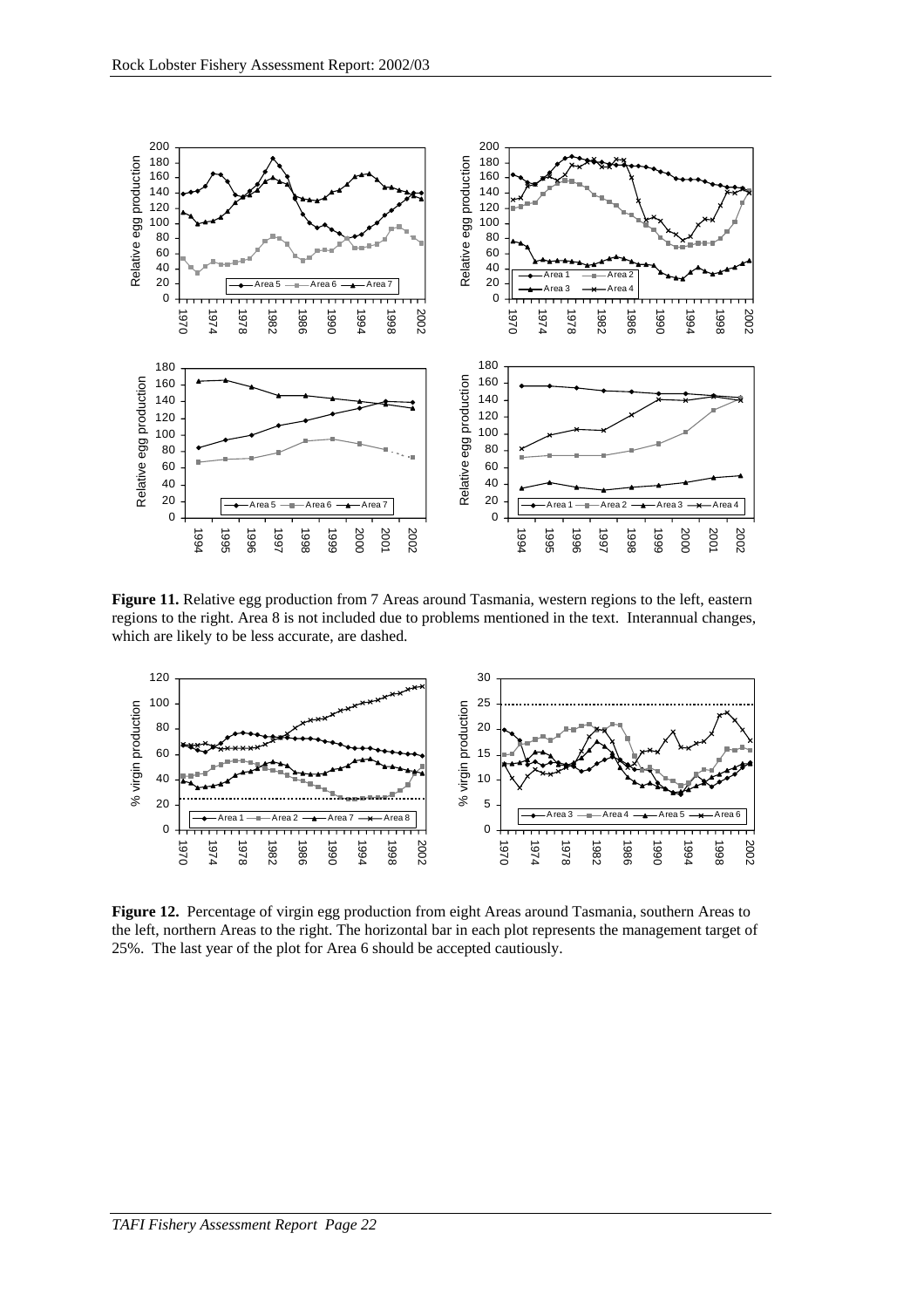**Figure 11.** Relative egg production from 7 Areas around Tasmania, western regions to the left, eastern regions to the right. Area 8 is not included due to problems mentioned in the text. Interannual changes, which are likely to be less accurate, are dashed.

**Figure 12.** Percentage of virgin egg production from eight Areas around Tasmania, southern Areas to the left, northern Areas to the right. The horizontal bar in each plot represents the management target of 25%. The last year of the plot for Area 6 should be accepted cautiously.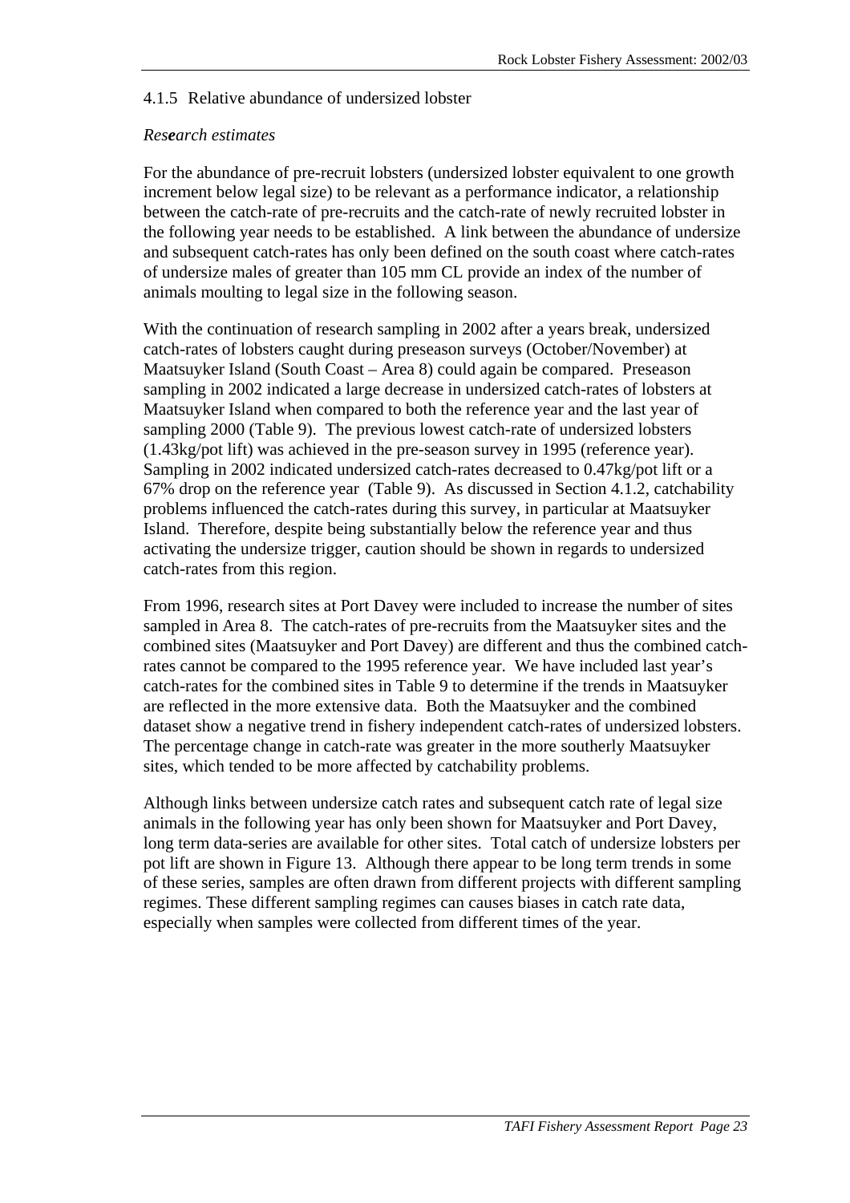### 4.1.5 Relative abundance of undersized lobster

*Research estimates*

For the abundance of pre-recruit lobsters (undersized lobster equivalent to one growth increment below legal size) to be relevant as a performance indicator, a relationship between the catch-rate of pre-recruits and the catch-rate of newly recruited lobster in the following year needs to be established. A link between the abundance of undersize and subsequent catch-rates has only been defined on the south coast where catch-rates of undersize males of greater than 105 mm CL provide an index of the number of animals moulting to legal size in the following season.

With the continuation of research sampling in 2002 after a years break, undersized catch-rates of lobsters caught during preseason surveys (October/November) at Maatsuyker Island (South Coast – Area 8) could again be compared. Preseason sampling in 2002 indicated a large decrease in undersized catch-rates of lobsters at Maatsuyker Island when compared to both the reference year and the last year of sampling 2000 (Table 9). The previous lowest catch-rate of undersized lobsters (1.43kg/pot lift) was achieved in the pre-season survey in 1995 (reference year). Sampling in 2002 indicated undersized catch-rates decreased to 0.47kg/pot lift or a 67% drop on the reference year (Table 9). As discussed in Section 4.1.2, catchability problems influenced the catch-rates during this survey, in particular at Maatsuyker Island. Therefore, despite being substantially below the reference year and thus activating the undersize trigger, caution should be shown in regards to undersized catch-rates from this region.

From 1996, research sites at Port Davey were included to increase the number of sites sampled in Area 8. The catch-rates of pre-recruits from the Maatsuyker sites and the combined sites (Maatsuyker and Port Davey) are different and thus the combined catch-rates cannot be compared to the 1995 reference year. We have included last year's catch-rates for the combined sites in Table 9 to determine if the trends in Maatsuyker are reflected in the more extensive data. Both the Maatsuyker and the combined dataset show a negative trend in fishery independent catch-rates of undersized lobsters. The percentage change in catch-rate was greater in the more southerly Maatsuyker sites, which tended to be more affected by catchability problems.

Although links between undersize catch rates and subsequent catch rate of legal size animals in the following year has only been shown for Maatsuyker and Port Davey, long term data-series are available for other sites. Total catch of undersize lobsters per pot lift are shown in Figure 13. Although there appear to be long term trends in some of these series, samples are often drawn from different projects with different sampling regimes. These different sampling regimes can causes biases in catch rate data, especially when samples were collected from different times of the year.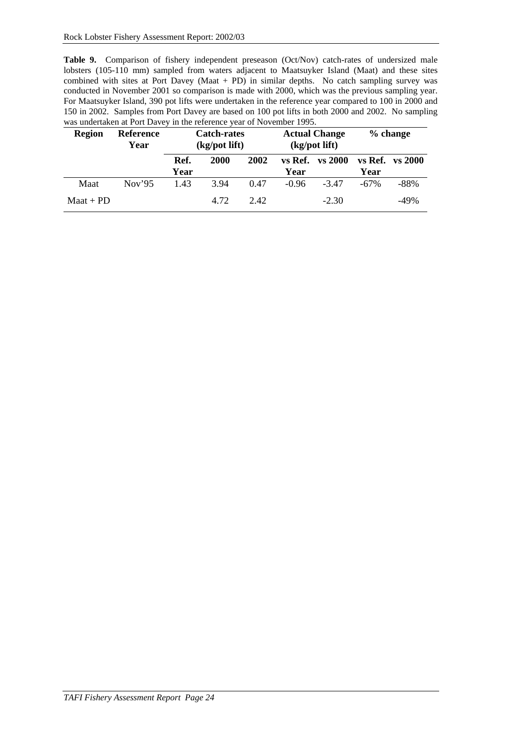**Table 9.** Comparison of fishery independent preseason (Oct/Nov) catch-rates of undersized male lobsters (105-110 mm) sampled from waters adjacent to Maatsuyker Island (Maat) and these sites combined with sites at Port Davey (Maat + PD) in similar depths. No catch sampling survey was conducted in November 2001 so comparison is made with 2000, which was the previous sampling year. For Maatsuyker Island, 390 pot lifts were undertaken in the reference year compared to 100 in 2000 and 150 in 2002. Samples from Port Davey are based on 100 pot lifts in both 2000 and 2002. No sampling was undertaken at Port Davey in the reference year of November 1995.

| Region | Reference Year | Catch-rates (kg/pot lift) | | | Actual Change (kg/pot lift) | | % change | |
|---|---|---|---|---|---|---|---|---|
| | | Ref. Year | 2000 | 2002 | vs Ref. Year | vs 2000 | vs Ref. Year | vs 2000 |
| Maat | Nov'95 | 1.43 | 3.94 | 0.47 | -0.96 | -3.47 | -67% | -88% |
| Maat + PD | | | 4.72 | 2.42 | | -2.30 | | -49% |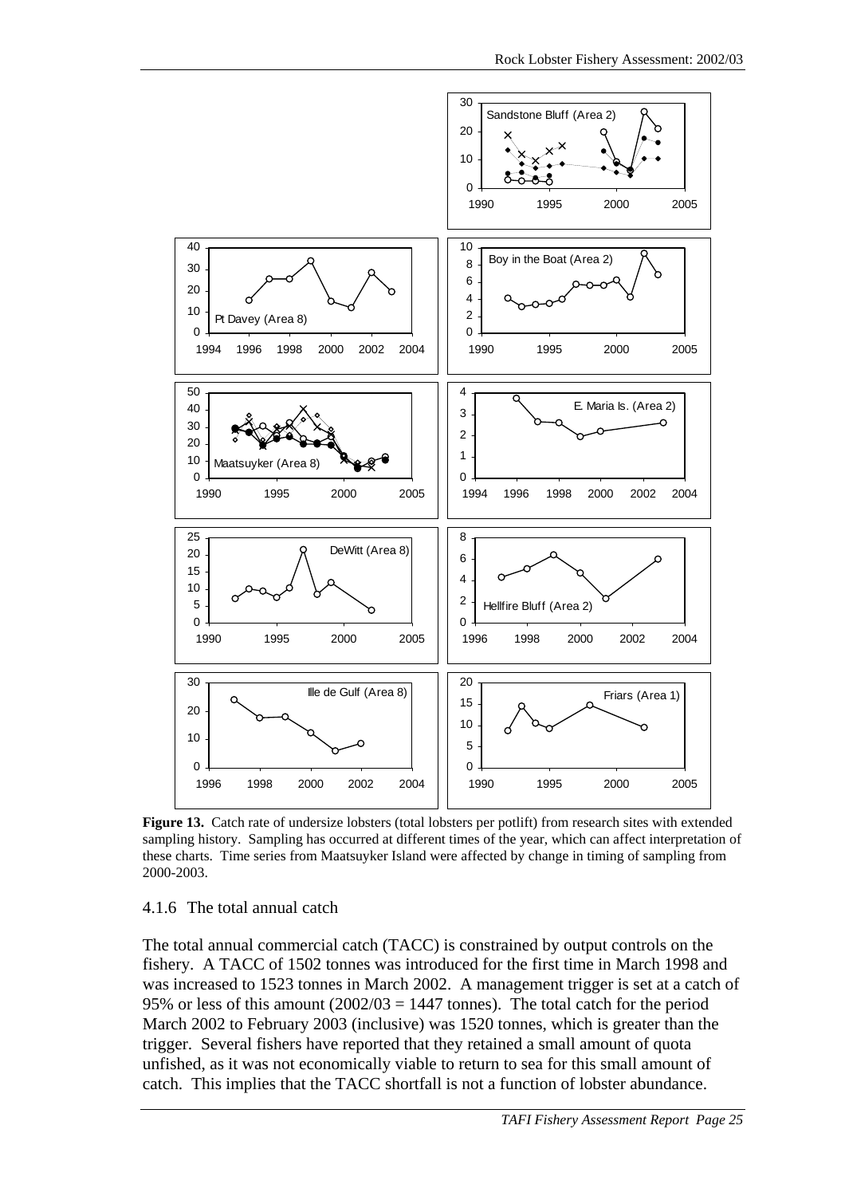**Figure 13.** Catch rate of undersize lobsters (total lobsters per potlift) from research sites with extended sampling history. Sampling has occurred at different times of the year, which can affect interpretation of these charts. Time series from Maatsuyker Island were affected by change in timing of sampling from 2000-2003.

### 4.1.6 The total annual catch

The total annual commercial catch (TACC) is constrained by output controls on the fishery. A TACC of 1502 tonnes was introduced for the first time in March 1998 and was increased to 1523 tonnes in March 2002. A management trigger is set at a catch of 95% or less of this amount (2002/03 = 1447 tonnes). The total catch for the period March 2002 to February 2003 (inclusive) was 1520 tonnes, which is greater than the trigger. Several fishers have reported that they retained a small amount of quota unfished, as it was not economically viable to return to sea for this small amount of catch. This implies that the TACC shortfall is not a function of lobster abundance.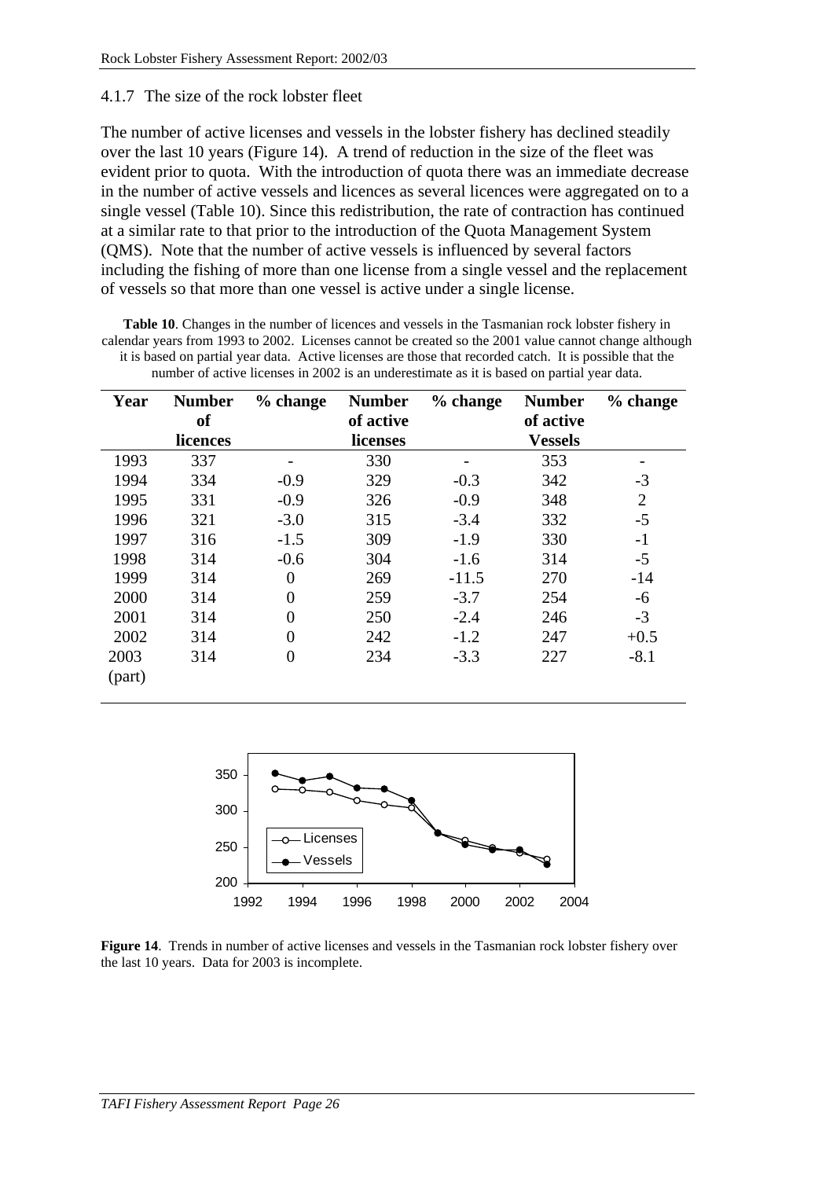### 4.1.7 The size of the rock lobster fleet

The number of active licenses and vessels in the lobster fishery has declined steadily over the last 10 years (Figure 14). A trend of reduction in the size of the fleet was evident prior to quota. With the introduction of quota there was an immediate decrease in the number of active vessels and licences as several licences were aggregated on to a single vessel (Table 10). Since this redistribution, the rate of contraction has continued at a similar rate to that prior to the introduction of the Quota Management System (QMS). Note that the number of active vessels is influenced by several factors including the fishing of more than one license from a single vessel and the replacement of vessels so that more than one vessel is active under a single license.

**Table 10**. Changes in the number of licences and vessels in the Tasmanian rock lobster fishery in calendar years from 1993 to 2002. Licenses cannot be created so the 2001 value cannot change although it is based on partial year data. Active licenses are those that recorded catch. It is possible that the number of active licenses in 2002 is an underestimate as it is based on partial year data.

| Year | Number of licences | % change | Number of active licenses | % change | Number of active Vessels | % change |
|---|---|---|---|---|---|---|
| 1993 | 337 | - | 330 | - | 353 | - |
| 1994 | 334 | -0.9 | 329 | -0.3 | 342 | -3 |
| 1995 | 331 | -0.9 | 326 | -0.9 | 348 | 2 |
| 1996 | 321 | -3.0 | 315 | -3.4 | 332 | -5 |
| 1997 | 316 | -1.5 | 309 | -1.9 | 330 | -1 |
| 1998 | 314 | -0.6 | 304 | -1.6 | 314 | -5 |
| 1999 | 314 | 0 | 269 | -11.5 | 270 | -14 |
| 2000 | 314 | 0 | 259 | -3.7 | 254 | -6 |
| 2001 | 314 | 0 | 250 | -2.4 | 246 | -3 |
| 2002 | 314 | 0 | 242 | -1.2 | 247 | +0.5 |
| 2003 (part) | 314 | 0 | 234 | -3.3 | 227 | -8.1 |

**Figure 14**. Trends in number of active licenses and vessels in the Tasmanian rock lobster fishery over the last 10 years. Data for 2003 is incomplete.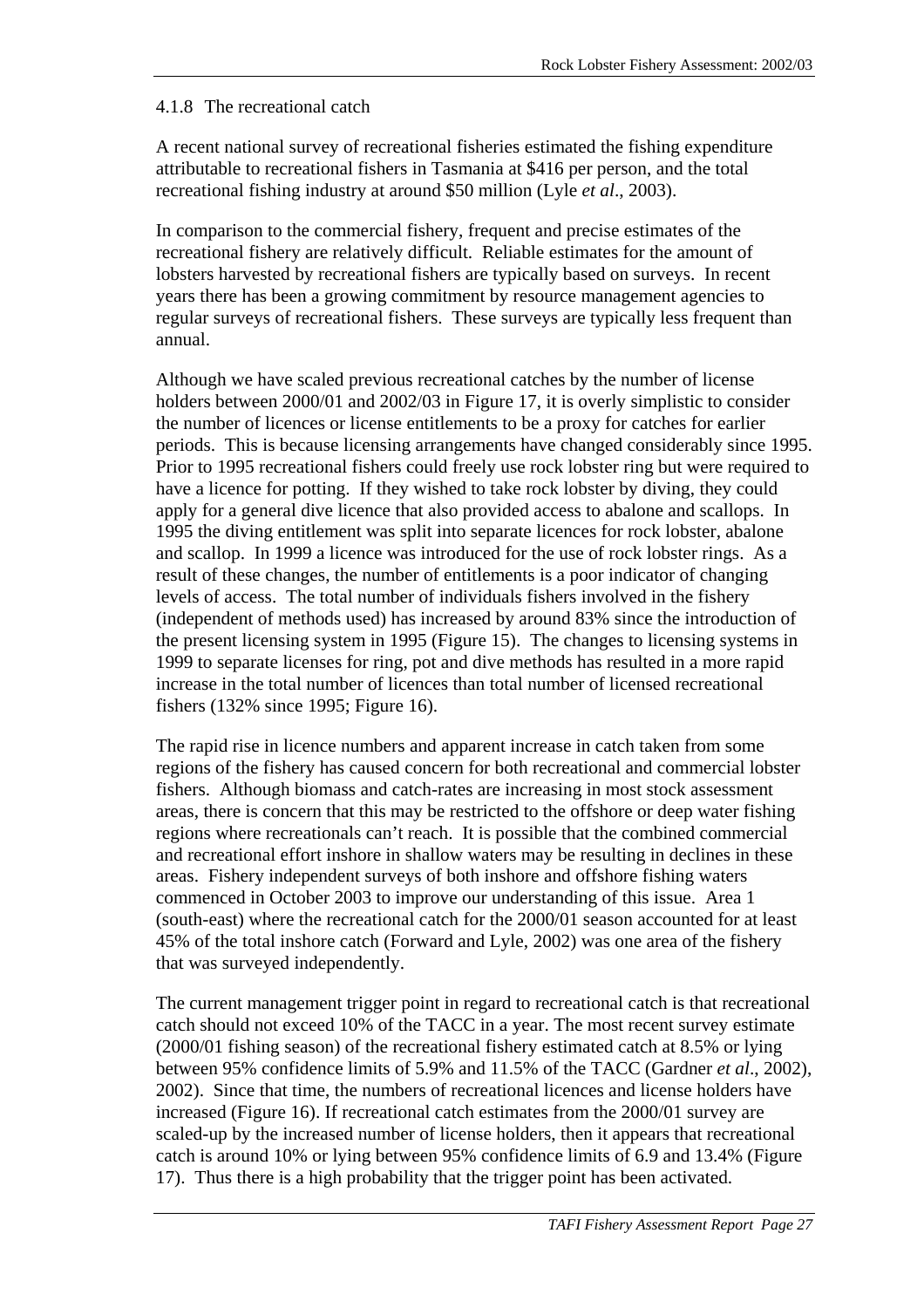### 4.1.8 The recreational catch

A recent national survey of recreational fisheries estimated the fishing expenditure attributable to recreational fishers in Tasmania at $416 per person, and the total recreational fishing industry at around $50 million (Lyle *et al*., 2003).

In comparison to the commercial fishery, frequent and precise estimates of the recreational fishery are relatively difficult. Reliable estimates for the amount of lobsters harvested by recreational fishers are typically based on surveys. In recent years there has been a growing commitment by resource management agencies to regular surveys of recreational fishers. These surveys are typically less frequent than annual.

Although we have scaled previous recreational catches by the number of license holders between 2000/01 and 2002/03 in Figure 17, it is overly simplistic to consider the number of licences or license entitlements to be a proxy for catches for earlier periods. This is because licensing arrangements have changed considerably since 1995. Prior to 1995 recreational fishers could freely use rock lobster ring but were required to have a licence for potting. If they wished to take rock lobster by diving, they could apply for a general dive licence that also provided access to abalone and scallops. In 1995 the diving entitlement was split into separate licences for rock lobster, abalone and scallop. In 1999 a licence was introduced for the use of rock lobster rings. As a result of these changes, the number of entitlements is a poor indicator of changing levels of access. The total number of individuals fishers involved in the fishery (independent of methods used) has increased by around 83% since the introduction of the present licensing system in 1995 (Figure 15). The changes to licensing systems in 1999 to separate licenses for ring, pot and dive methods has resulted in a more rapid increase in the total number of licences than total number of licensed recreational fishers (132% since 1995; Figure 16).

The rapid rise in licence numbers and apparent increase in catch taken from some regions of the fishery has caused concern for both recreational and commercial lobster fishers. Although biomass and catch-rates are increasing in most stock assessment areas, there is concern that this may be restricted to the offshore or deep water fishing regions where recreationals can't reach. It is possible that the combined commercial and recreational effort inshore in shallow waters may be resulting in declines in these areas. Fishery independent surveys of both inshore and offshore fishing waters commenced in October 2003 to improve our understanding of this issue. Area 1 (south-east) where the recreational catch for the 2000/01 season accounted for at least 45% of the total inshore catch (Forward and Lyle, 2002) was one area of the fishery that was surveyed independently.

The current management trigger point in regard to recreational catch is that recreational catch should not exceed 10% of the TACC in a year. The most recent survey estimate (2000/01 fishing season) of the recreational fishery estimated catch at 8.5% or lying between 95% confidence limits of 5.9% and 11.5% of the TACC (Gardner *et al*., 2002), 2002). Since that time, the numbers of recreational licences and license holders have increased (Figure 16). If recreational catch estimates from the 2000/01 survey are scaled-up by the increased number of license holders, then it appears that recreational catch is around 10% or lying between 95% confidence limits of 6.9 and 13.4% (Figure 17). Thus there is a high probability that the trigger point has been activated.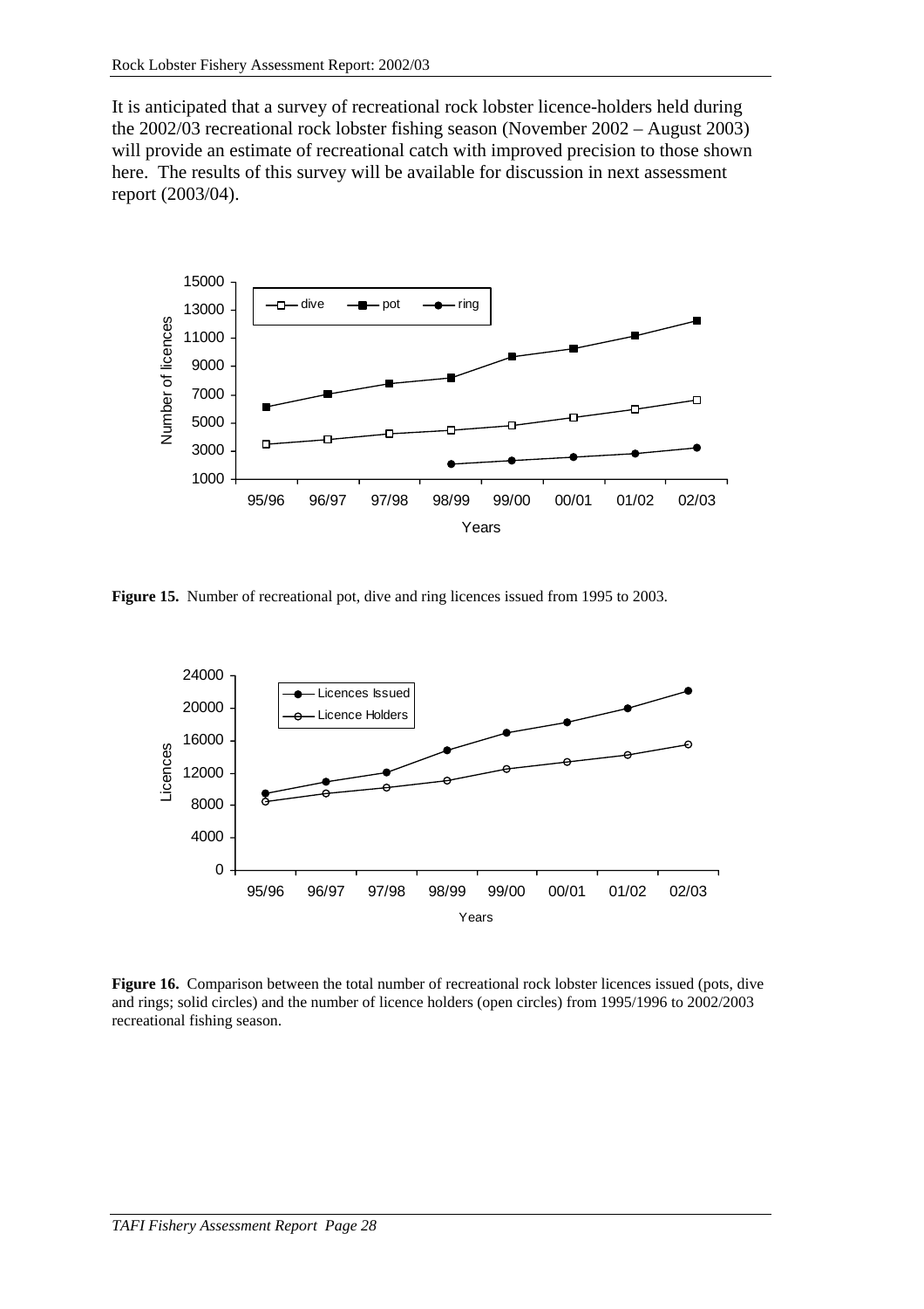It is anticipated that a survey of recreational rock lobster licence-holders held during the 2002/03 recreational rock lobster fishing season (November 2002 – August 2003) will provide an estimate of recreational catch with improved precision to those shown here. The results of this survey will be available for discussion in next assessment report (2003/04).

**Figure 15.** Number of recreational pot, dive and ring licences issued from 1995 to 2003.

**Figure 16.** Comparison between the total number of recreational rock lobster licences issued (pots, dive and rings; solid circles) and the number of licence holders (open circles) from 1995/1996 to 2002/2003 recreational fishing season.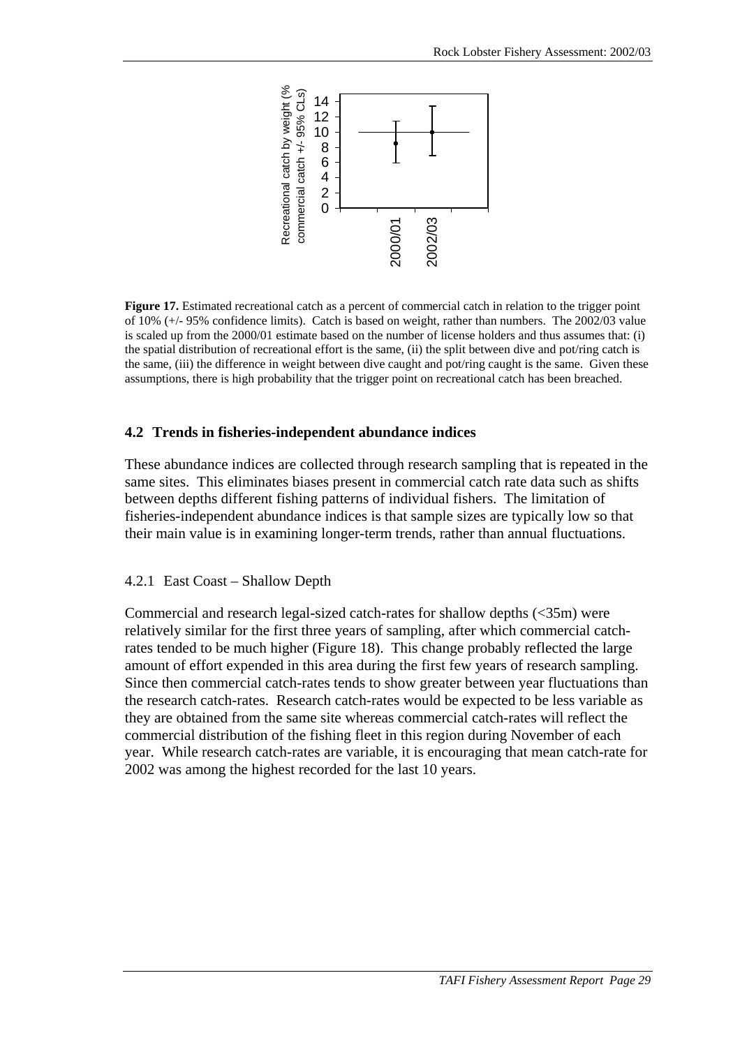**Figure 17.** Estimated recreational catch as a percent of commercial catch in relation to the trigger point of 10% (+/- 95% confidence limits). Catch is based on weight, rather than numbers. The 2002/03 value is scaled up from the 2000/01 estimate based on the number of license holders and thus assumes that: (i) the spatial distribution of recreational effort is the same, (ii) the split between dive and pot/ring catch is the same, (iii) the difference in weight between dive caught and pot/ring caught is the same. Given these assumptions, there is high probability that the trigger point on recreational catch has been breached.

## 4.2 Trends in fisheries-independent abundance indices

These abundance indices are collected through research sampling that is repeated in the same sites. This eliminates biases present in commercial catch rate data such as shifts between depths different fishing patterns of individual fishers. The limitation of fisheries-independent abundance indices is that sample sizes are typically low so that their main value is in examining longer-term trends, rather than annual fluctuations.

### 4.2.1 East Coast – Shallow Depth

Commercial and research legal-sized catch-rates for shallow depths (<35m) were relatively similar for the first three years of sampling, after which commercial catch-rates tended to be much higher (Figure 18). This change probably reflected the large amount of effort expended in this area during the first few years of research sampling. Since then commercial catch-rates tends to show greater between year fluctuations than the research catch-rates. Research catch-rates would be expected to be less variable as they are obtained from the same site whereas commercial catch-rates will reflect the commercial distribution of the fishing fleet in this region during November of each year. While research catch-rates are variable, it is encouraging that mean catch-rate for 2002 was among the highest recorded for the last 10 years.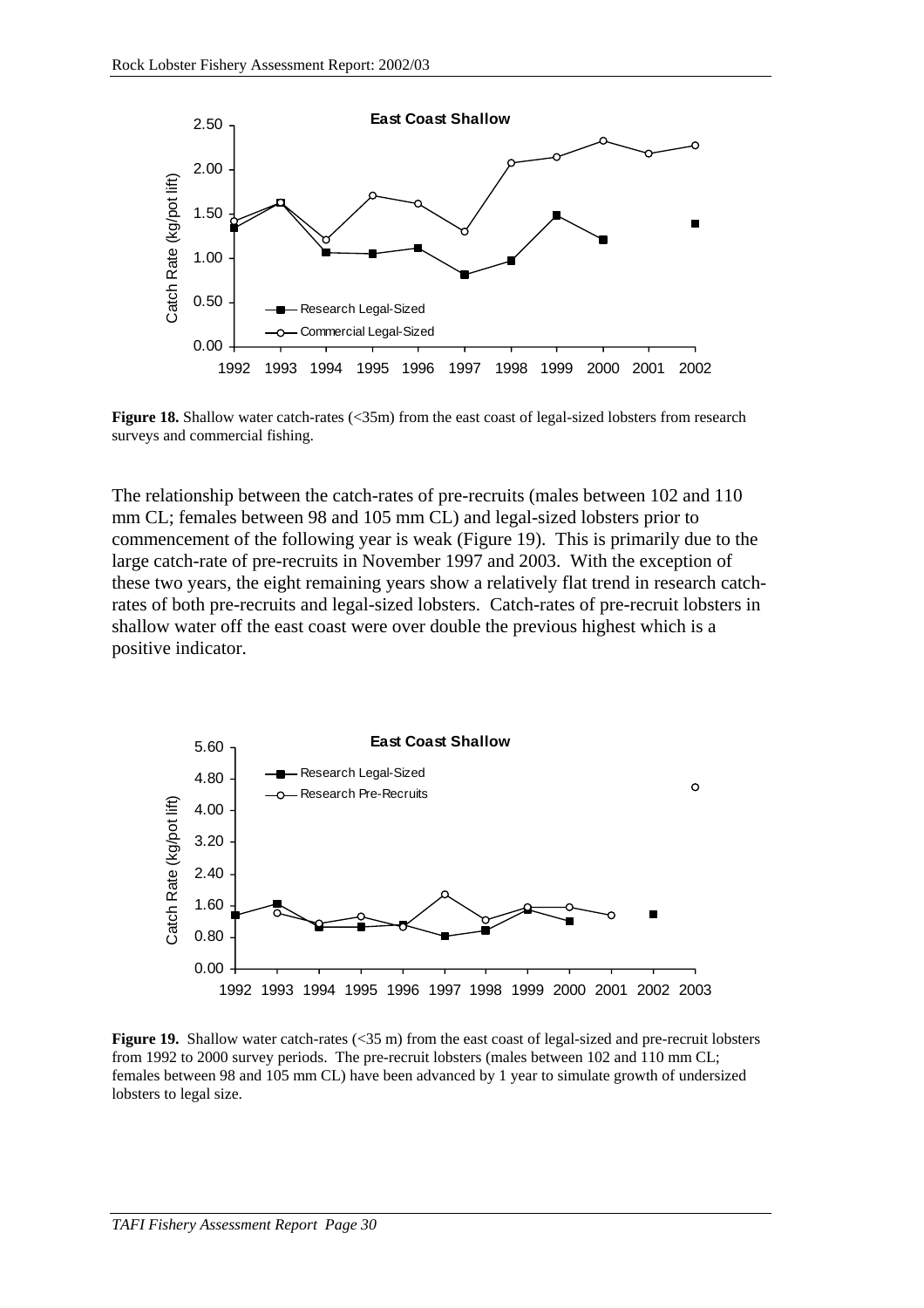**Figure 18.** Shallow water catch-rates (<35m) from the east coast of legal-sized lobsters from research surveys and commercial fishing.

The relationship between the catch-rates of pre-recruits (males between 102 and 110 mm CL; females between 98 and 105 mm CL) and legal-sized lobsters prior to commencement of the following year is weak (Figure 19). This is primarily due to the large catch-rate of pre-recruits in November 1997 and 2003. With the exception of these two years, the eight remaining years show a relatively flat trend in research catch-rates of both pre-recruits and legal-sized lobsters. Catch-rates of pre-recruit lobsters in shallow water off the east coast were over double the previous highest which is a positive indicator.

**Figure 19.** Shallow water catch-rates (<35 m) from the east coast of legal-sized and pre-recruit lobsters from 1992 to 2000 survey periods. The pre-recruit lobsters (males between 102 and 110 mm CL; females between 98 and 105 mm CL) have been advanced by 1 year to simulate growth of undersized lobsters to legal size.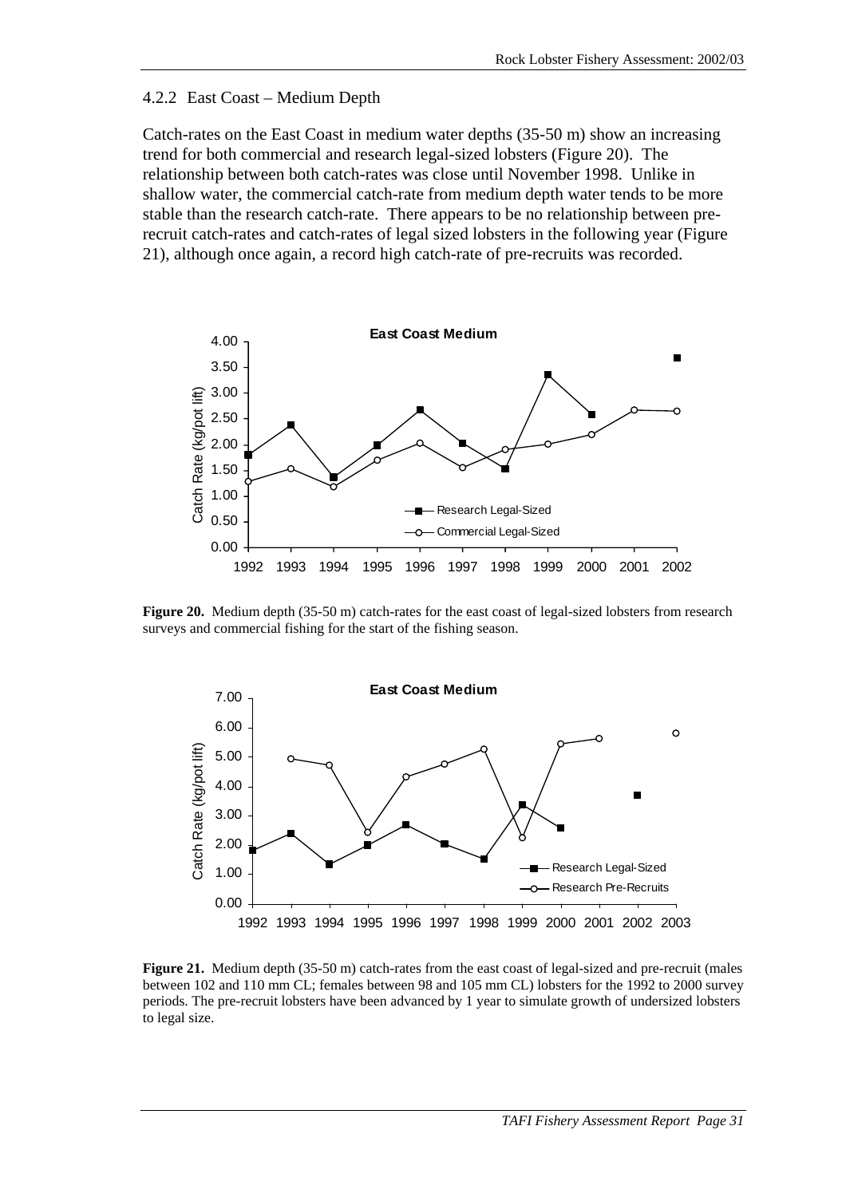### 4.2.2 East Coast – Medium Depth

Catch-rates on the East Coast in medium water depths (35-50 m) show an increasing trend for both commercial and research legal-sized lobsters (Figure 20). The relationship between both catch-rates was close until November 1998. Unlike in shallow water, the commercial catch-rate from medium depth water tends to be more stable than the research catch-rate. There appears to be no relationship between pre-recruit catch-rates and catch-rates of legal sized lobsters in the following year (Figure 21), although once again, a record high catch-rate of pre-recruits was recorded.

**Figure 20.** Medium depth (35-50 m) catch-rates for the east coast of legal-sized lobsters from research surveys and commercial fishing for the start of the fishing season.

**Figure 21.** Medium depth (35-50 m) catch-rates from the east coast of legal-sized and pre-recruit (males between 102 and 110 mm CL; females between 98 and 105 mm CL) lobsters for the 1992 to 2000 survey periods. The pre-recruit lobsters have been advanced by 1 year to simulate growth of undersized lobsters to legal size.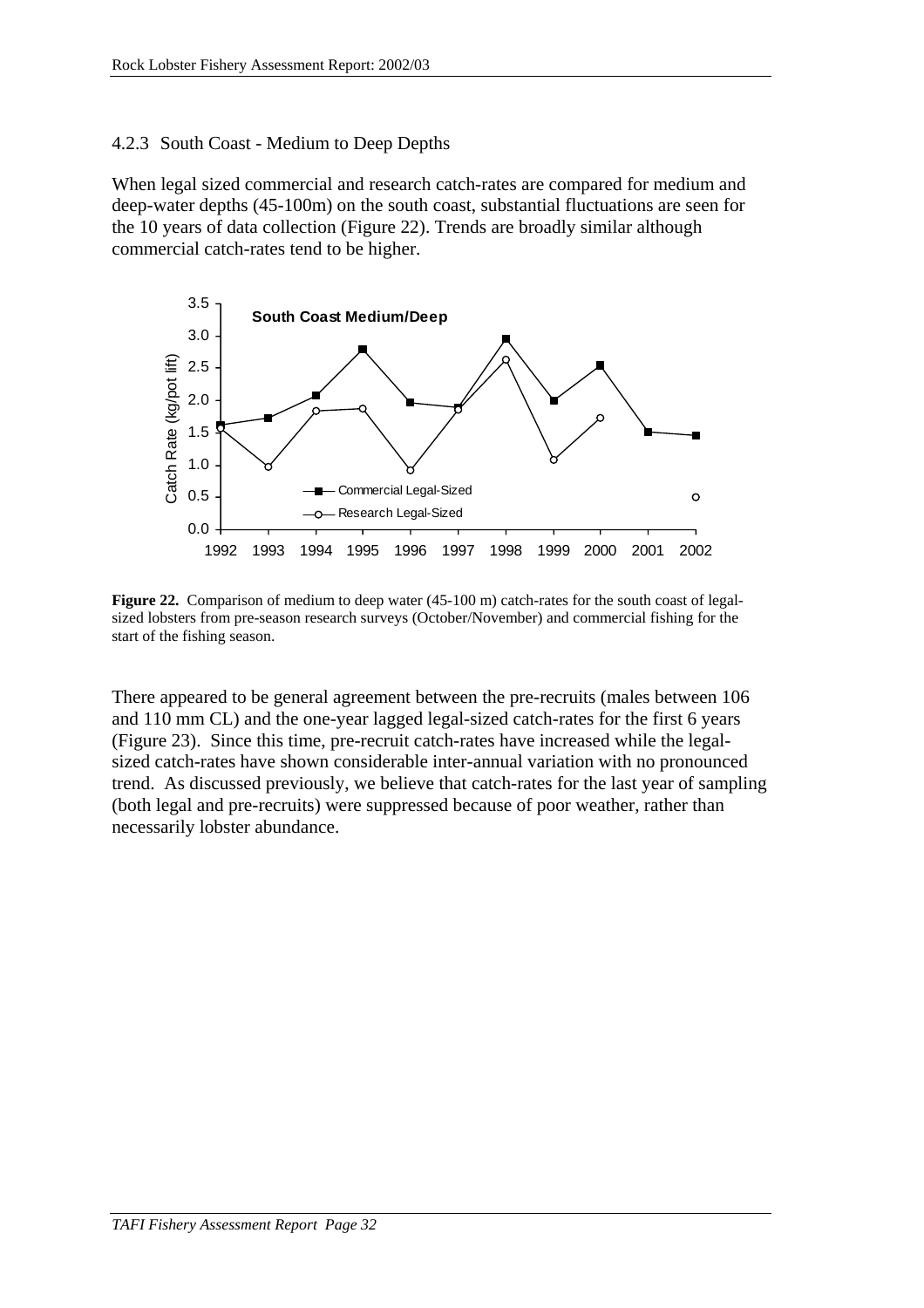### 4.2.3 South Coast - Medium to Deep Depths

When legal sized commercial and research catch-rates are compared for medium and deep-water depths (45-100m) on the south coast, substantial fluctuations are seen for the 10 years of data collection (Figure 22). Trends are broadly similar although commercial catch-rates tend to be higher.

**Figure 22.** Comparison of medium to deep water (45-100 m) catch-rates for the south coast of legal-sized lobsters from pre-season research surveys (October/November) and commercial fishing for the start of the fishing season.

There appeared to be general agreement between the pre-recruits (males between 106 and 110 mm CL) and the one-year lagged legal-sized catch-rates for the first 6 years (Figure 23). Since this time, pre-recruit catch-rates have increased while the legal-sized catch-rates have shown considerable inter-annual variation with no pronounced trend. As discussed previously, we believe that catch-rates for the last year of sampling (both legal and pre-recruits) were suppressed because of poor weather, rather than necessarily lobster abundance.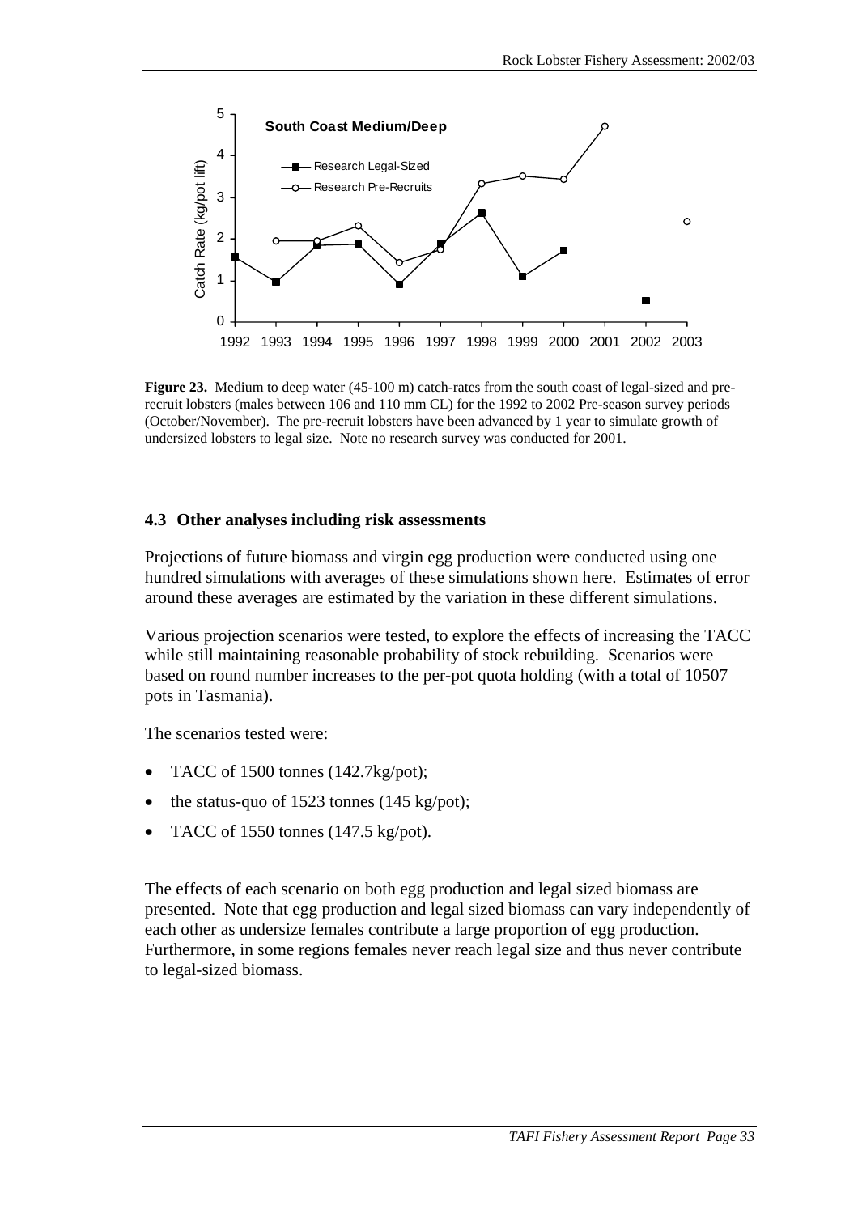**Figure 23.** Medium to deep water (45-100 m) catch-rates from the south coast of legal-sized and pre-recruit lobsters (males between 106 and 110 mm CL) for the 1992 to 2002 Pre-season survey periods (October/November). The pre-recruit lobsters have been advanced by 1 year to simulate growth of undersized lobsters to legal size. Note no research survey was conducted for 2001.

### 4.3 Other analyses including risk assessments

Projections of future biomass and virgin egg production were conducted using one hundred simulations with averages of these simulations shown here. Estimates of error around these averages are estimated by the variation in these different simulations.

Various projection scenarios were tested, to explore the effects of increasing the TACC while still maintaining reasonable probability of stock rebuilding. Scenarios were based on round number increases to the per-pot quota holding (with a total of 10507 pots in Tasmania).

The scenarios tested were:

- TACC of 1500 tonnes (142.7kg/pot);
- the status-quo of 1523 tonnes (145 kg/pot);
- TACC of 1550 tonnes (147.5 kg/pot).

The effects of each scenario on both egg production and legal sized biomass are presented. Note that egg production and legal sized biomass can vary independently of each other as undersize females contribute a large proportion of egg production. Furthermore, in some regions females never reach legal size and thus never contribute to legal-sized biomass.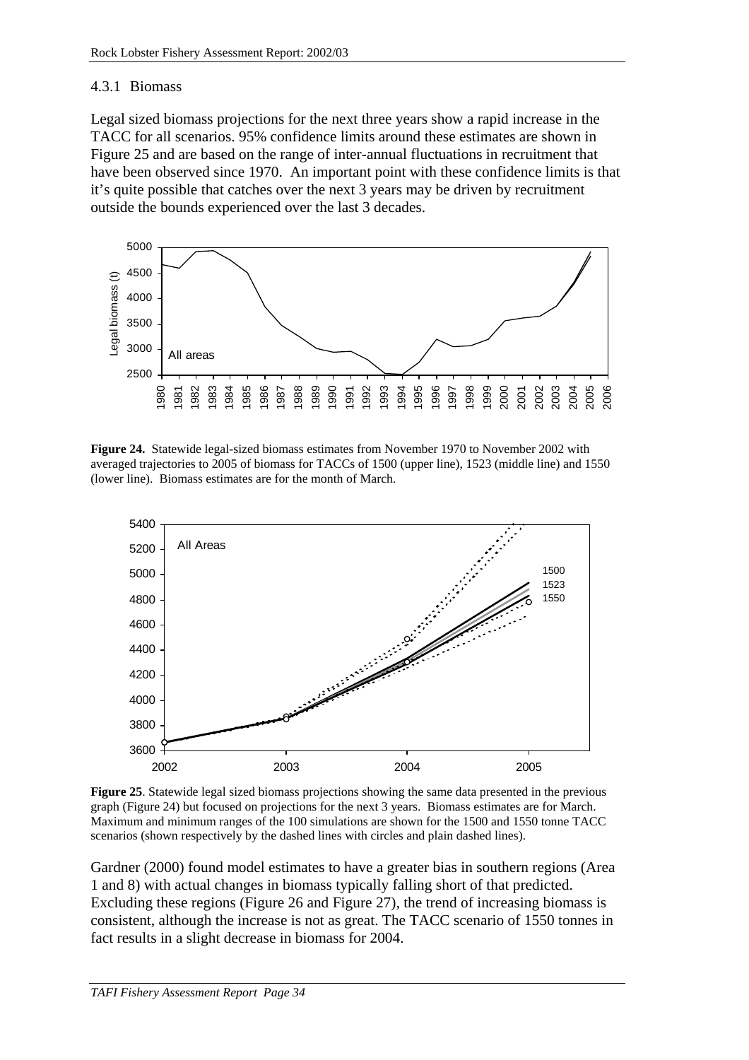### 4.3.1 Biomass

Legal sized biomass projections for the next three years show a rapid increase in the TACC for all scenarios. 95% confidence limits around these estimates are shown in Figure 25 and are based on the range of inter-annual fluctuations in recruitment that have been observed since 1970. An important point with these confidence limits is that it's quite possible that catches over the next 3 years may be driven by recruitment outside the bounds experienced over the last 3 decades.

**Figure 24.** Statewide legal-sized biomass estimates from November 1970 to November 2002 with averaged trajectories to 2005 of biomass for TACCs of 1500 (upper line), 1523 (middle line) and 1550 (lower line). Biomass estimates are for the month of March.

**Figure 25**. Statewide legal sized biomass projections showing the same data presented in the previous graph (Figure 24) but focused on projections for the next 3 years. Biomass estimates are for March. Maximum and minimum ranges of the 100 simulations are shown for the 1500 and 1550 tonne TACC scenarios (shown respectively by the dashed lines with circles and plain dashed lines).

Gardner (2000) found model estimates to have a greater bias in southern regions (Area 1 and 8) with actual changes in biomass typically falling short of that predicted. Excluding these regions (Figure 26 and Figure 27), the trend of increasing biomass is consistent, although the increase is not as great. The TACC scenario of 1550 tonnes in fact results in a slight decrease in biomass for 2004.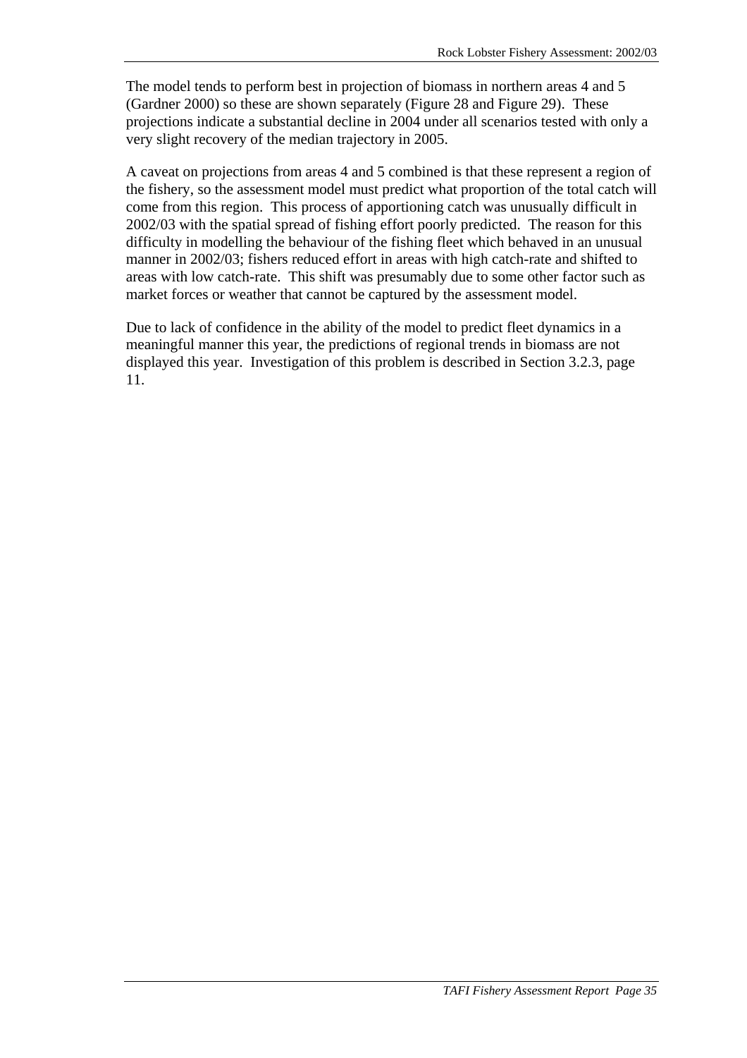The model tends to perform best in projection of biomass in northern areas 4 and 5 (Gardner 2000) so these are shown separately (Figure 28 and Figure 29). These projections indicate a substantial decline in 2004 under all scenarios tested with only a very slight recovery of the median trajectory in 2005.

A caveat on projections from areas 4 and 5 combined is that these represent a region of the fishery, so the assessment model must predict what proportion of the total catch will come from this region. This process of apportioning catch was unusually difficult in 2002/03 with the spatial spread of fishing effort poorly predicted. The reason for this difficulty in modelling the behaviour of the fishing fleet which behaved in an unusual manner in 2002/03; fishers reduced effort in areas with high catch-rate and shifted to areas with low catch-rate. This shift was presumably due to some other factor such as market forces or weather that cannot be captured by the assessment model.

Due to lack of confidence in the ability of the model to predict fleet dynamics in a meaningful manner this year, the predictions of regional trends in biomass are not displayed this year. Investigation of this problem is described in Section 3.2.3, page 11.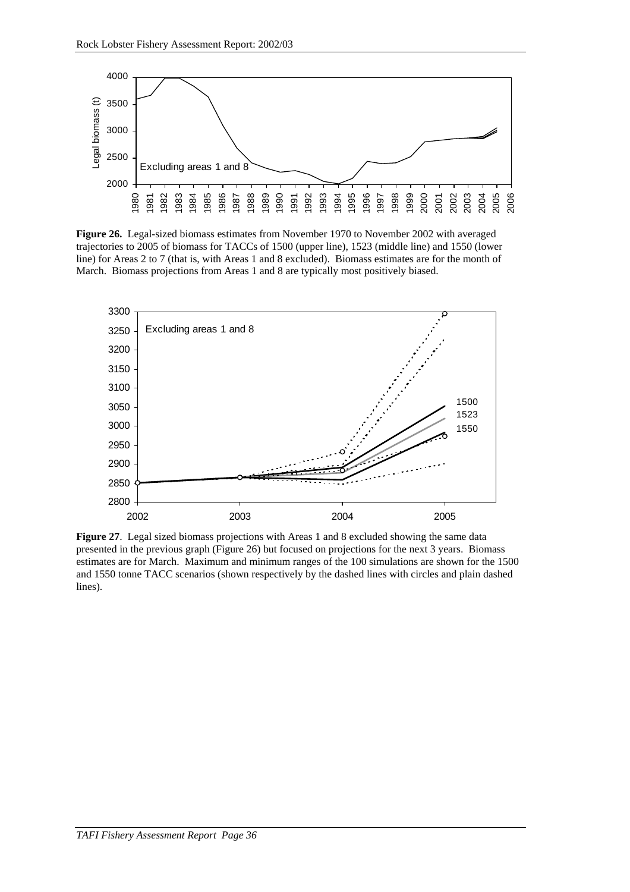**Figure 26.** Legal-sized biomass estimates from November 1970 to November 2002 with averaged trajectories to 2005 of biomass for TACCs of 1500 (upper line), 1523 (middle line) and 1550 (lower line) for Areas 2 to 7 (that is, with Areas 1 and 8 excluded). Biomass estimates are for the month of March. Biomass projections from Areas 1 and 8 are typically most positively biased.

**Figure 27**. Legal sized biomass projections with Areas 1 and 8 excluded showing the same data presented in the previous graph (Figure 26) but focused on projections for the next 3 years. Biomass estimates are for March. Maximum and minimum ranges of the 100 simulations are shown for the 1500 and 1550 tonne TACC scenarios (shown respectively by the dashed lines with circles and plain dashed lines).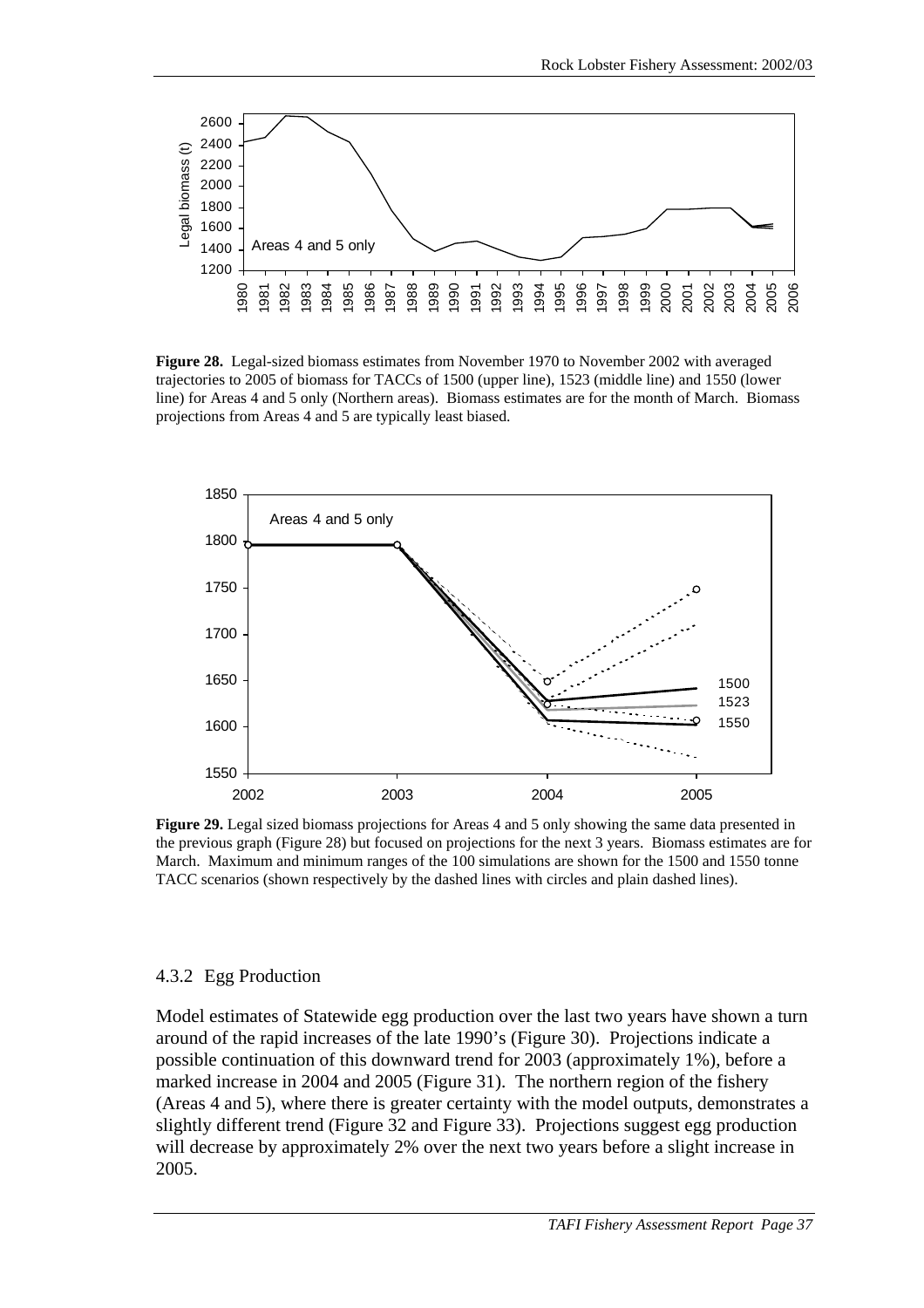**Figure 28.** Legal-sized biomass estimates from November 1970 to November 2002 with averaged trajectories to 2005 of biomass for TACCs of 1500 (upper line), 1523 (middle line) and 1550 (lower line) for Areas 4 and 5 only (Northern areas). Biomass estimates are for the month of March. Biomass projections from Areas 4 and 5 are typically least biased.

**Figure 29.** Legal sized biomass projections for Areas 4 and 5 only showing the same data presented in the previous graph (Figure 28) but focused on projections for the next 3 years. Biomass estimates are for March. Maximum and minimum ranges of the 100 simulations are shown for the 1500 and 1550 tonne TACC scenarios (shown respectively by the dashed lines with circles and plain dashed lines).

### 4.3.2 Egg Production

Model estimates of Statewide egg production over the last two years have shown a turn around of the rapid increases of the late 1990's (Figure 30). Projections indicate a possible continuation of this downward trend for 2003 (approximately 1%), before a marked increase in 2004 and 2005 (Figure 31). The northern region of the fishery (Areas 4 and 5), where there is greater certainty with the model outputs, demonstrates a slightly different trend (Figure 32 and Figure 33). Projections suggest egg production will decrease by approximately 2% over the next two years before a slight increase in 2005.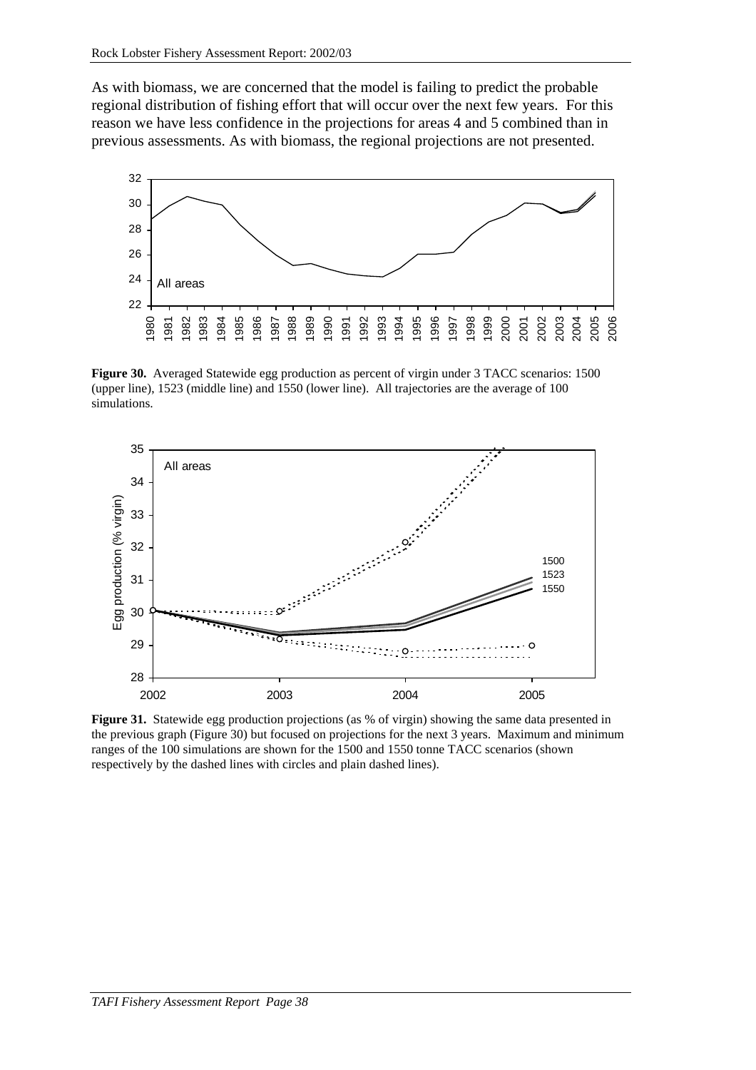As with biomass, we are concerned that the model is failing to predict the probable regional distribution of fishing effort that will occur over the next few years. For this reason we have less confidence in the projections for areas 4 and 5 combined than in previous assessments. As with biomass, the regional projections are not presented.

**Figure 30.** Averaged Statewide egg production as percent of virgin under 3 TACC scenarios: 1500 (upper line), 1523 (middle line) and 1550 (lower line). All trajectories are the average of 100 simulations.

**Figure 31.** Statewide egg production projections (as % of virgin) showing the same data presented in the previous graph (Figure 30) but focused on projections for the next 3 years. Maximum and minimum ranges of the 100 simulations are shown for the 1500 and 1550 tonne TACC scenarios (shown respectively by the dashed lines with circles and plain dashed lines).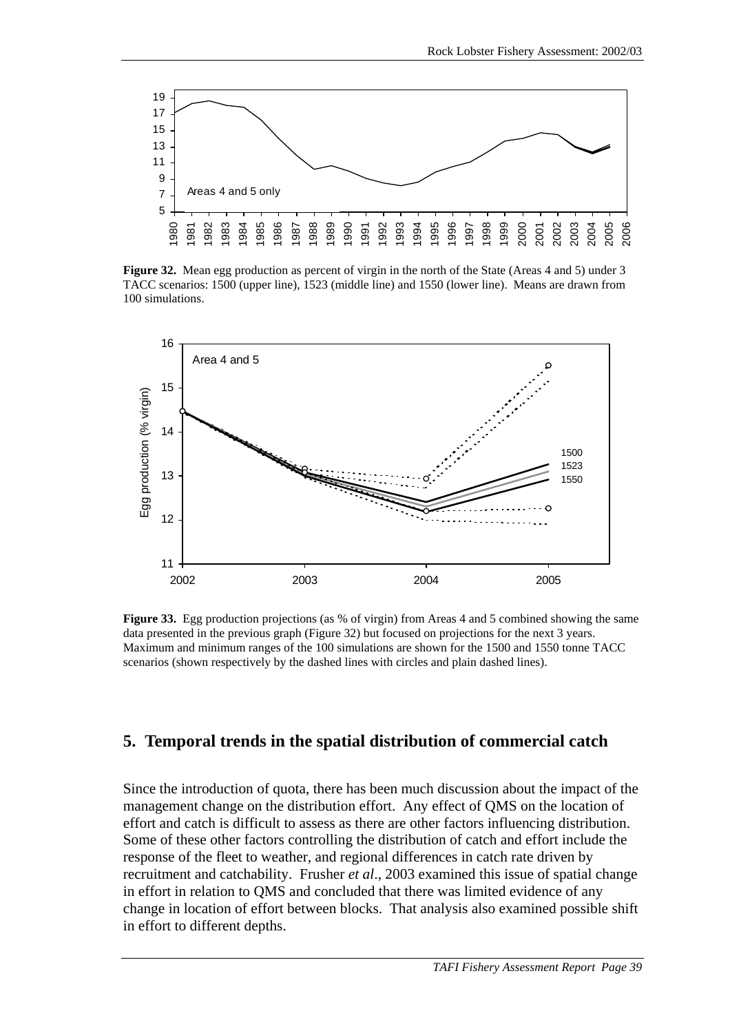**Figure 32.** Mean egg production as percent of virgin in the north of the State (Areas 4 and 5) under 3 TACC scenarios: 1500 (upper line), 1523 (middle line) and 1550 (lower line). Means are drawn from 100 simulations.

**Figure 33.** Egg production projections (as % of virgin) from Areas 4 and 5 combined showing the same data presented in the previous graph (Figure 32) but focused on projections for the next 3 years. Maximum and minimum ranges of the 100 simulations are shown for the 1500 and 1550 tonne TACC scenarios (shown respectively by the dashed lines with circles and plain dashed lines).

## 5. Temporal trends in the spatial distribution of commercial catch

Since the introduction of quota, there has been much discussion about the impact of the management change on the distribution effort. Any effect of QMS on the location of effort and catch is difficult to assess as there are other factors influencing distribution. Some of these other factors controlling the distribution of catch and effort include the response of the fleet to weather, and regional differences in catch rate driven by recruitment and catchability. Frusher *et al*., 2003 examined this issue of spatial change in effort in relation to QMS and concluded that there was limited evidence of any change in location of effort between blocks. That analysis also examined possible shift in effort to different depths.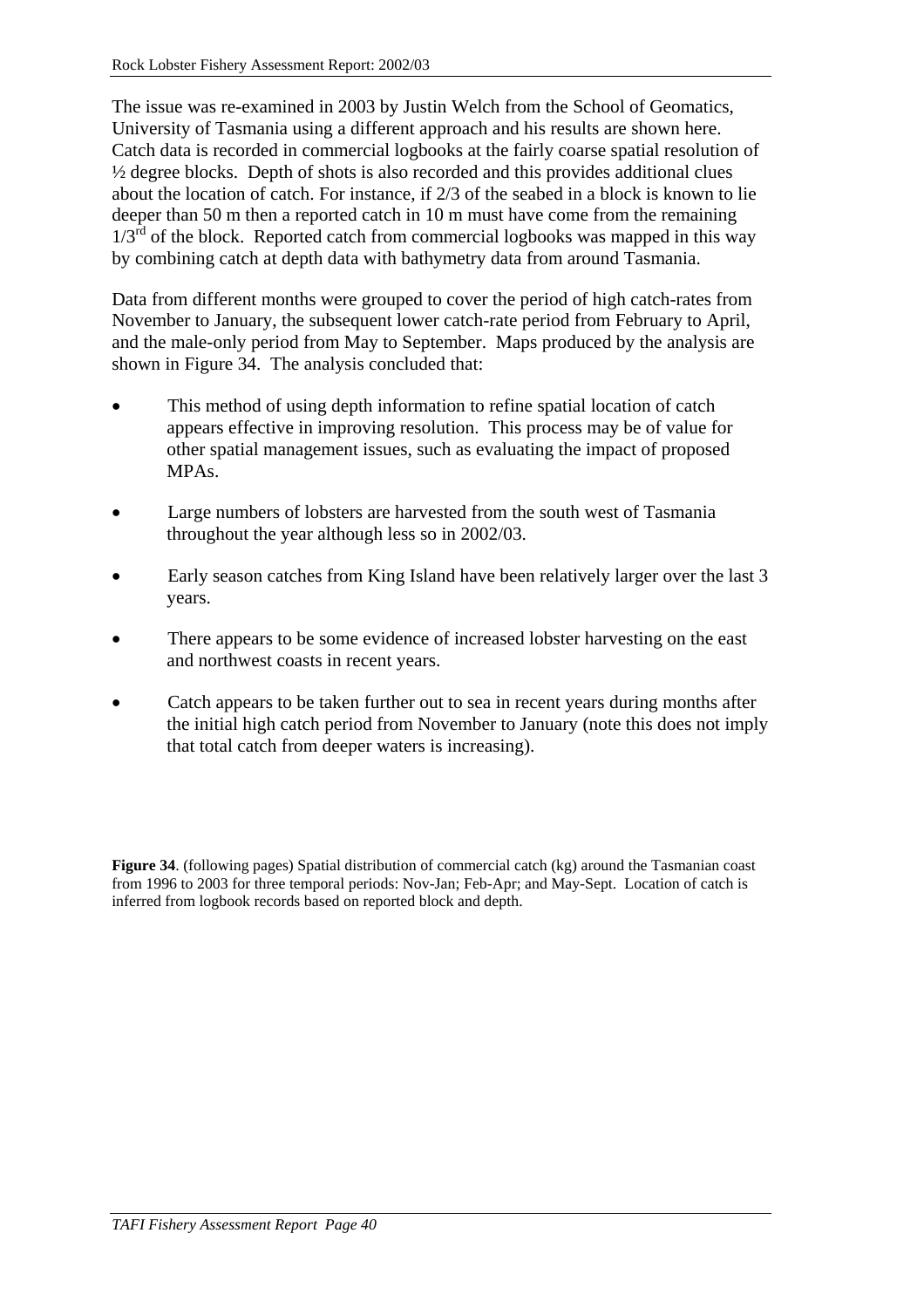The issue was re-examined in 2003 by Justin Welch from the School of Geomatics, University of Tasmania using a different approach and his results are shown here. Catch data is recorded in commercial logbooks at the fairly coarse spatial resolution of ½ degree blocks. Depth of shots is also recorded and this provides additional clues about the location of catch. For instance, if 2/3 of the seabed in a block is known to lie deeper than 50 m then a reported catch in 10 m must have come from the remaining 1/3rd of the block. Reported catch from commercial logbooks was mapped in this way by combining catch at depth data with bathymetry data from around Tasmania.

Data from different months were grouped to cover the period of high catch-rates from November to January, the subsequent lower catch-rate period from February to April, and the male-only period from May to September. Maps produced by the analysis are shown in Figure 34. The analysis concluded that:

- This method of using depth information to refine spatial location of catch appears effective in improving resolution. This process may be of value for other spatial management issues, such as evaluating the impact of proposed MPAs.
- Large numbers of lobsters are harvested from the south west of Tasmania throughout the year although less so in 2002/03.
- Early season catches from King Island have been relatively larger over the last 3 years.
- There appears to be some evidence of increased lobster harvesting on the east and northwest coasts in recent years.
- Catch appears to be taken further out to sea in recent years during months after the initial high catch period from November to January (note this does not imply that total catch from deeper waters is increasing).

**Figure 34**. (following pages) Spatial distribution of commercial catch (kg) around the Tasmanian coast from 1996 to 2003 for three temporal periods: Nov-Jan; Feb-Apr; and May-Sept. Location of catch is inferred from logbook records based on reported block and depth.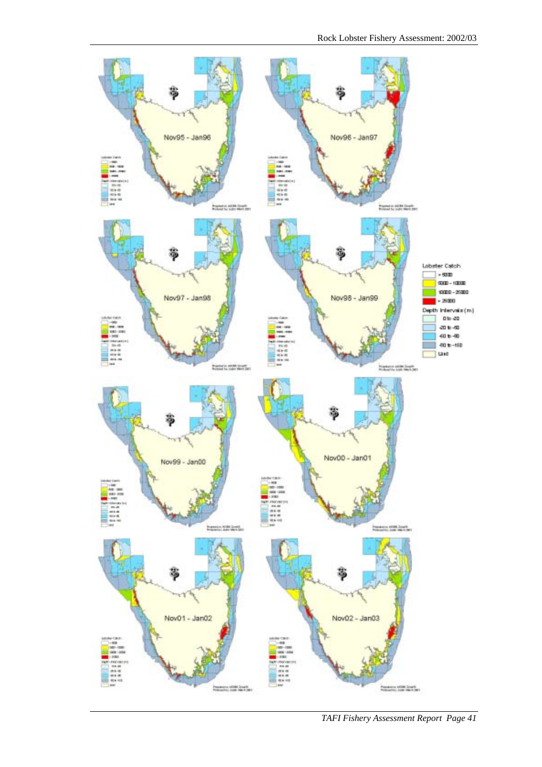Nov95 - Jan96

Nov96 - Jan97

Nov97 - Jan98

Nov98 - Jan99

Lobster Catch

- < 5000
- 5000 - 10000
- 10000 - 25000
- > 25000

Depth Intervals (m)

- 0 to -20
- -20 to -50
- -60 to -80
- -80 to -150
- Land

Nov99 - Jan00

Nov00 - Jan01

Nov01 - Jan02

Nov02 - Jan03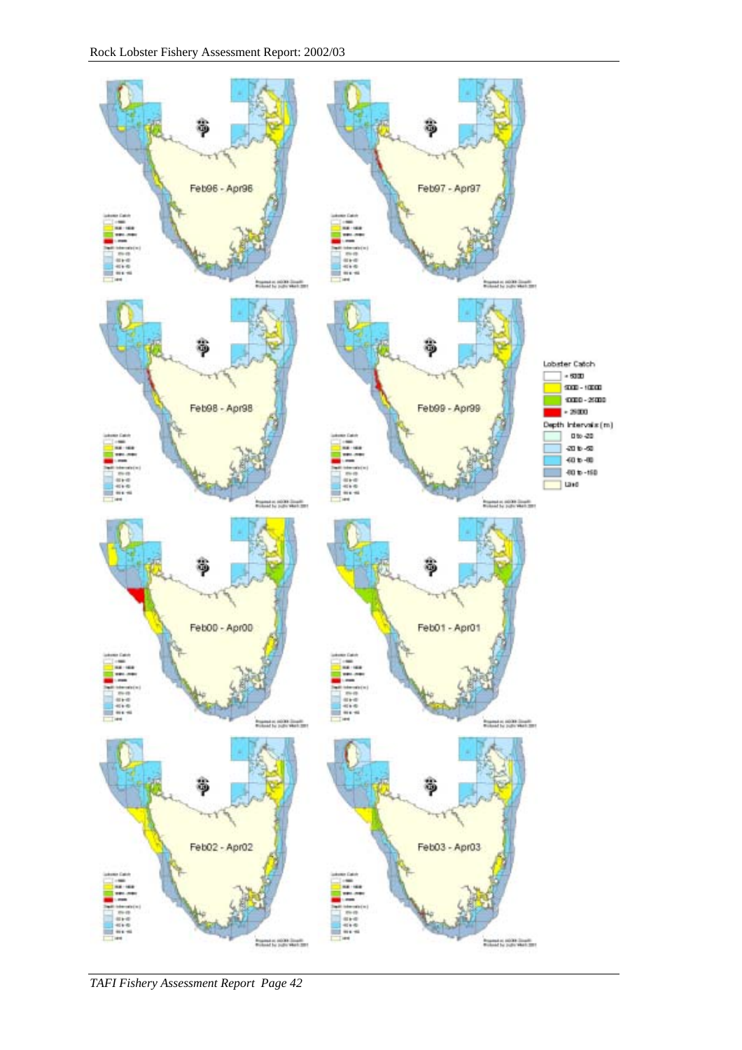Feb96 - Apr96

Feb97 - Apr97

Feb98 - Apr98

Feb99 - Apr99

Feb00 - Apr00

Feb01 - Apr01

Feb02 - Apr02

Feb03 - Apr03

Lobster Catch
- < 5000
- 5000 - 10000
- 10000 - 25000
- > 25000

Depth Intervals (m)
- 0 to -20
- -20 to -50
- -50 to -80
- -80 to -150
- Land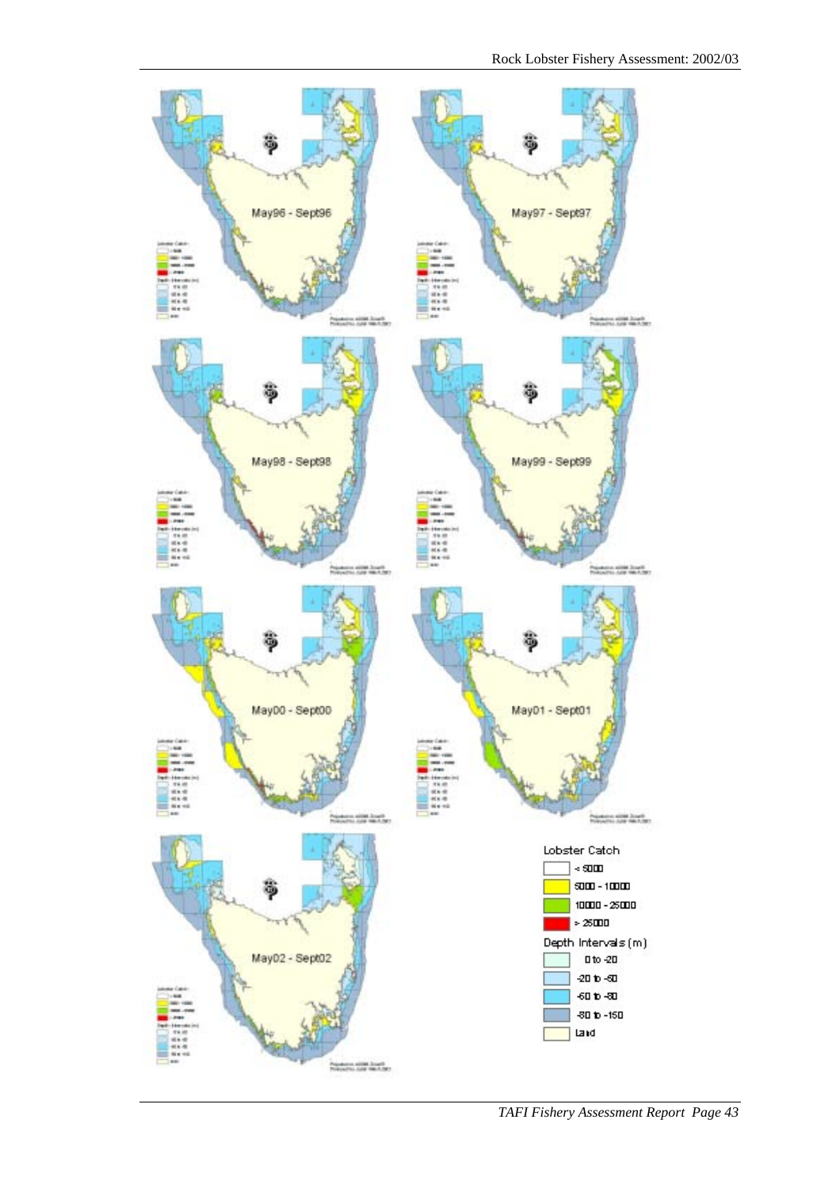May96 - Sept96

May97 - Sept97

May98 - Sept98

May99 - Sept99

May00 - Sept00

May01 - Sept01

May02 - Sept02

Lobster Catch

- < 5000
- 5000 - 10000
- 10000 - 25000
- > 25000

Depth Intervals (m)

- 0 to -20
- -20 to -50
- -50 to -80
- -80 to -150
- Land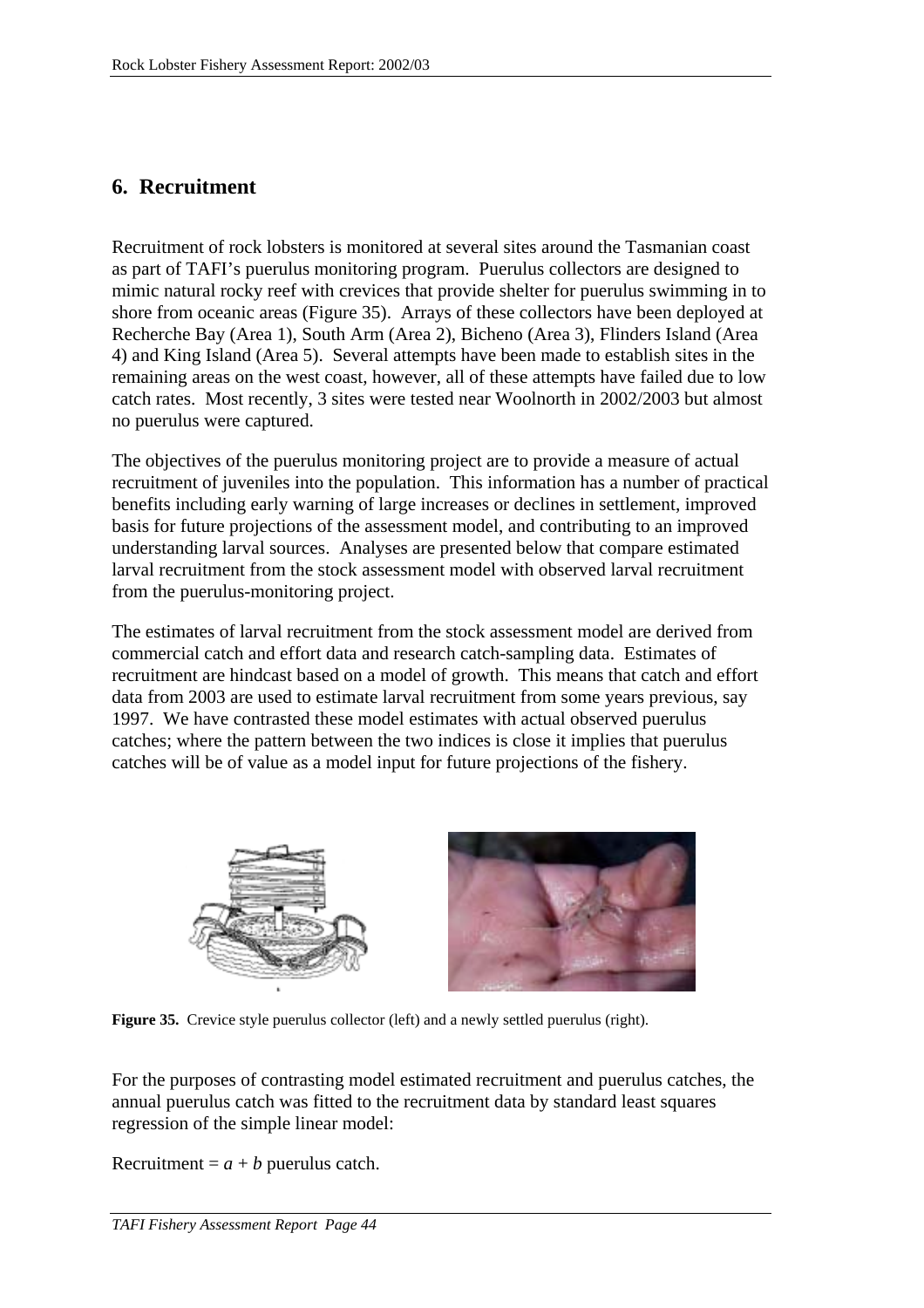## 6. Recruitment

Recruitment of rock lobsters is monitored at several sites around the Tasmanian coast as part of TAFI's puerulus monitoring program. Puerulus collectors are designed to mimic natural rocky reef with crevices that provide shelter for puerulus swimming in to shore from oceanic areas (Figure 35). Arrays of these collectors have been deployed at Recherche Bay (Area 1), South Arm (Area 2), Bicheno (Area 3), Flinders Island (Area 4) and King Island (Area 5). Several attempts have been made to establish sites in the remaining areas on the west coast, however, all of these attempts have failed due to low catch rates. Most recently, 3 sites were tested near Woolnorth in 2002/2003 but almost no puerulus were captured.

The objectives of the puerulus monitoring project are to provide a measure of actual recruitment of juveniles into the population. This information has a number of practical benefits including early warning of large increases or declines in settlement, improved basis for future projections of the assessment model, and contributing to an improved understanding larval sources. Analyses are presented below that compare estimated larval recruitment from the stock assessment model with observed larval recruitment from the puerulus-monitoring project.

The estimates of larval recruitment from the stock assessment model are derived from commercial catch and effort data and research catch-sampling data. Estimates of recruitment are hindcast based on a model of growth. This means that catch and effort data from 2003 are used to estimate larval recruitment from some years previous, say 1997. We have contrasted these model estimates with actual observed puerulus catches; where the pattern between the two indices is close it implies that puerulus catches will be of value as a model input for future projections of the fishery.

**Figure 35.** Crevice style puerulus collector (left) and a newly settled puerulus (right).

For the purposes of contrasting model estimated recruitment and puerulus catches, the annual puerulus catch was fitted to the recruitment data by standard least squares regression of the simple linear model:

Recruitment = $a + b$ puerulus catch.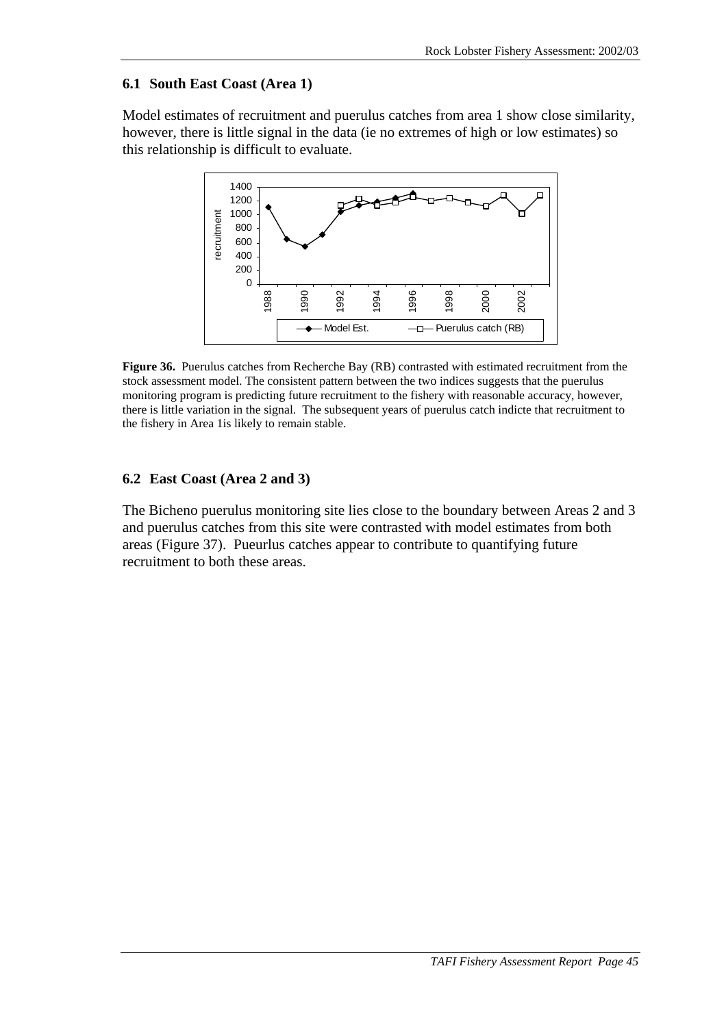### 6.1 South East Coast (Area 1)

Model estimates of recruitment and puerulus catches from area 1 show close similarity, however, there is little signal in the data (ie no extremes of high or low estimates) so this relationship is difficult to evaluate.

**Figure 36.** Puerulus catches from Recherche Bay (RB) contrasted with estimated recruitment from the stock assessment model. The consistent pattern between the two indices suggests that the puerulus monitoring program is predicting future recruitment to the fishery with reasonable accuracy, however, there is little variation in the signal. The subsequent years of puerulus catch indicte that recruitment to the fishery in Area 1is likely to remain stable.

### 6.2 East Coast (Area 2 and 3)

The Bicheno puerulus monitoring site lies close to the boundary between Areas 2 and 3 and puerulus catches from this site were contrasted with model estimates from both areas (Figure 37). Pueurlus catches appear to contribute to quantifying future recruitment to both these areas.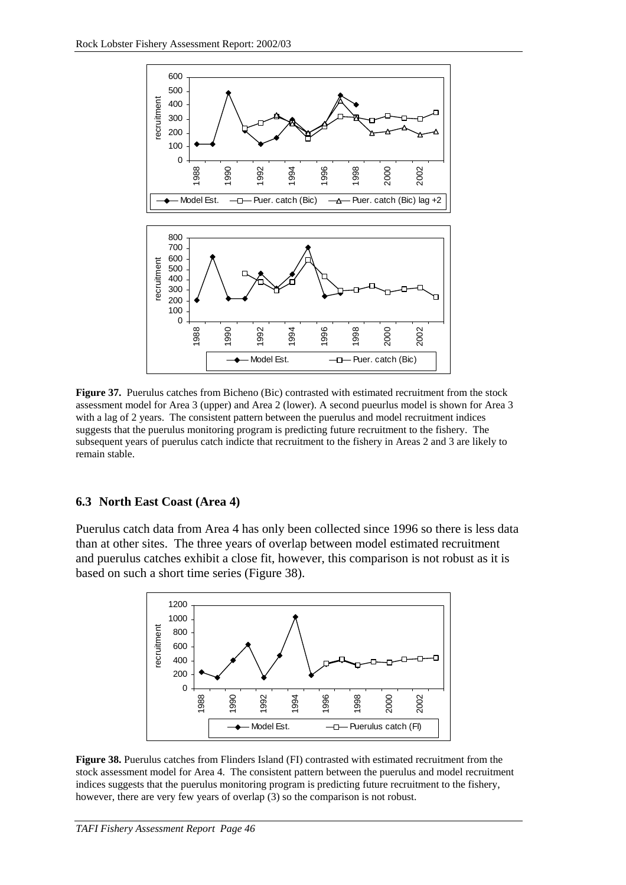**Figure 37.** Puerulus catches from Bicheno (Bic) contrasted with estimated recruitment from the stock assessment model for Area 3 (upper) and Area 2 (lower). A second pueurlus model is shown for Area 3 with a lag of 2 years. The consistent pattern between the puerulus and model recruitment indices suggests that the puerulus monitoring program is predicting future recruitment to the fishery. The subsequent years of puerulus catch indicte that recruitment to the fishery in Areas 2 and 3 are likely to remain stable.

### 6.3 North East Coast (Area 4)

Puerulus catch data from Area 4 has only been collected since 1996 so there is less data than at other sites. The three years of overlap between model estimated recruitment and puerulus catches exhibit a close fit, however, this comparison is not robust as it is based on such a short time series (Figure 38).

**Figure 38.** Puerulus catches from Flinders Island (FI) contrasted with estimated recruitment from the stock assessment model for Area 4. The consistent pattern between the puerulus and model recruitment indices suggests that the puerulus monitoring program is predicting future recruitment to the fishery, however, there are very few years of overlap (3) so the comparison is not robust.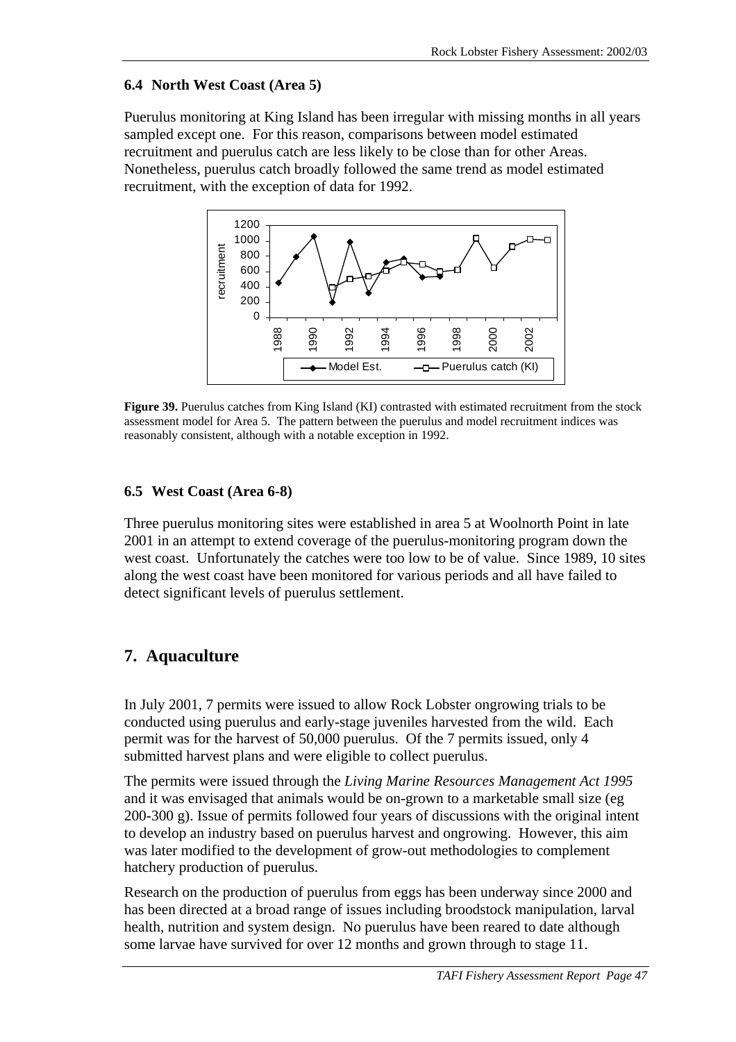### 6.4 North West Coast (Area 5)

Puerulus monitoring at King Island has been irregular with missing months in all years sampled except one. For this reason, comparisons between model estimated recruitment and puerulus catch are less likely to be close than for other Areas. Nonetheless, puerulus catch broadly followed the same trend as model estimated recruitment, with the exception of data for 1992.

**Figure 39.** Puerulus catches from King Island (KI) contrasted with estimated recruitment from the stock assessment model for Area 5. The pattern between the puerulus and model recruitment indices was reasonably consistent, although with a notable exception in 1992.

### 6.5 West Coast (Area 6-8)

Three puerulus monitoring sites were established in area 5 at Woolnorth Point in late 2001 in an attempt to extend coverage of the puerulus-monitoring program down the west coast. Unfortunately the catches were too low to be of value. Since 1989, 10 sites along the west coast have been monitored for various periods and all have failed to detect significant levels of puerulus settlement.

## 7. Aquaculture

In July 2001, 7 permits were issued to allow Rock Lobster ongrowing trials to be conducted using puerulus and early-stage juveniles harvested from the wild. Each permit was for the harvest of 50,000 puerulus. Of the 7 permits issued, only 4 submitted harvest plans and were eligible to collect puerulus.

The permits were issued through the *Living Marine Resources Management Act 1995* and it was envisaged that animals would be on-grown to a marketable small size (eg 200-300 g). Issue of permits followed four years of discussions with the original intent to develop an industry based on puerulus harvest and ongrowing. However, this aim was later modified to the development of grow-out methodologies to complement hatchery production of puerulus.

Research on the production of puerulus from eggs has been underway since 2000 and has been directed at a broad range of issues including broodstock manipulation, larval health, nutrition and system design. No puerulus have been reared to date although some larvae have survived for over 12 months and grown through to stage 11.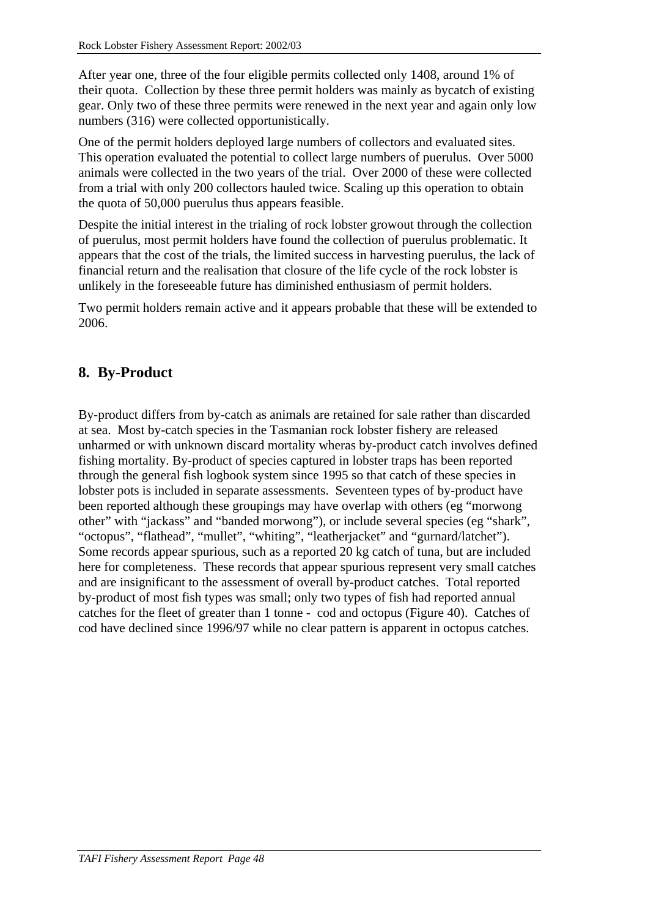After year one, three of the four eligible permits collected only 1408, around 1% of their quota. Collection by these three permit holders was mainly as bycatch of existing gear. Only two of these three permits were renewed in the next year and again only low numbers (316) were collected opportunistically.

One of the permit holders deployed large numbers of collectors and evaluated sites. This operation evaluated the potential to collect large numbers of puerulus. Over 5000 animals were collected in the two years of the trial. Over 2000 of these were collected from a trial with only 200 collectors hauled twice. Scaling up this operation to obtain the quota of 50,000 puerulus thus appears feasible.

Despite the initial interest in the trialing of rock lobster growout through the collection of puerulus, most permit holders have found the collection of puerulus problematic. It appears that the cost of the trials, the limited success in harvesting puerulus, the lack of financial return and the realisation that closure of the life cycle of the rock lobster is unlikely in the foreseeable future has diminished enthusiasm of permit holders.

Two permit holders remain active and it appears probable that these will be extended to 2006.

## 8. By-Product

By-product differs from by-catch as animals are retained for sale rather than discarded at sea. Most by-catch species in the Tasmanian rock lobster fishery are released unharmed or with unknown discard mortality wheras by-product catch involves defined fishing mortality. By-product of species captured in lobster traps has been reported through the general fish logbook system since 1995 so that catch of these species in lobster pots is included in separate assessments. Seventeen types of by-product have been reported although these groupings may have overlap with others (eg "morwong other" with "jackass" and "banded morwong"), or include several species (eg "shark", "octopus", "flathead", "mullet", "whiting", "leatherjacket" and "gurnard/latchet"). Some records appear spurious, such as a reported 20 kg catch of tuna, but are included here for completeness. These records that appear spurious represent very small catches and are insignificant to the assessment of overall by-product catches. Total reported by-product of most fish types was small; only two types of fish had reported annual catches for the fleet of greater than 1 tonne - cod and octopus (Figure 40). Catches of cod have declined since 1996/97 while no clear pattern is apparent in octopus catches.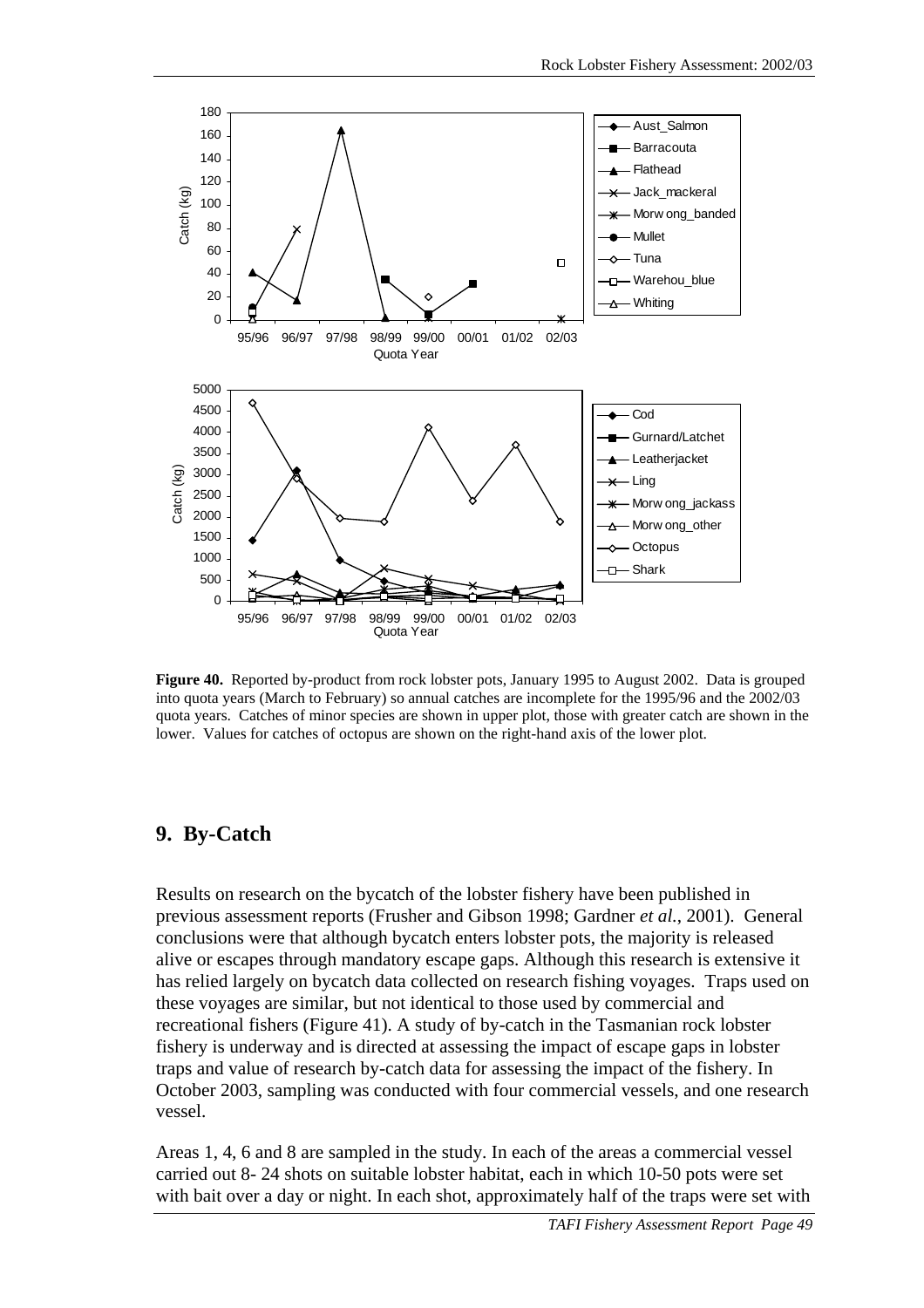**Figure 40.** Reported by-product from rock lobster pots, January 1995 to August 2002. Data is grouped into quota years (March to February) so annual catches are incomplete for the 1995/96 and the 2002/03 quota years. Catches of minor species are shown in upper plot, those with greater catch are shown in the lower. Values for catches of octopus are shown on the right-hand axis of the lower plot.

## 9. By-Catch

Results on research on the bycatch of the lobster fishery have been published in previous assessment reports (Frusher and Gibson 1998; Gardner *et al.*, 2001). General conclusions were that although bycatch enters lobster pots, the majority is released alive or escapes through mandatory escape gaps. Although this research is extensive it has relied largely on bycatch data collected on research fishing voyages. Traps used on these voyages are similar, but not identical to those used by commercial and recreational fishers (Figure 41). A study of by-catch in the Tasmanian rock lobster fishery is underway and is directed at assessing the impact of escape gaps in lobster traps and value of research by-catch data for assessing the impact of the fishery. In October 2003, sampling was conducted with four commercial vessels, and one research vessel.

Areas 1, 4, 6 and 8 are sampled in the study. In each of the areas a commercial vessel carried out 8- 24 shots on suitable lobster habitat, each in which 10-50 pots were set with bait over a day or night. In each shot, approximately half of the traps were set with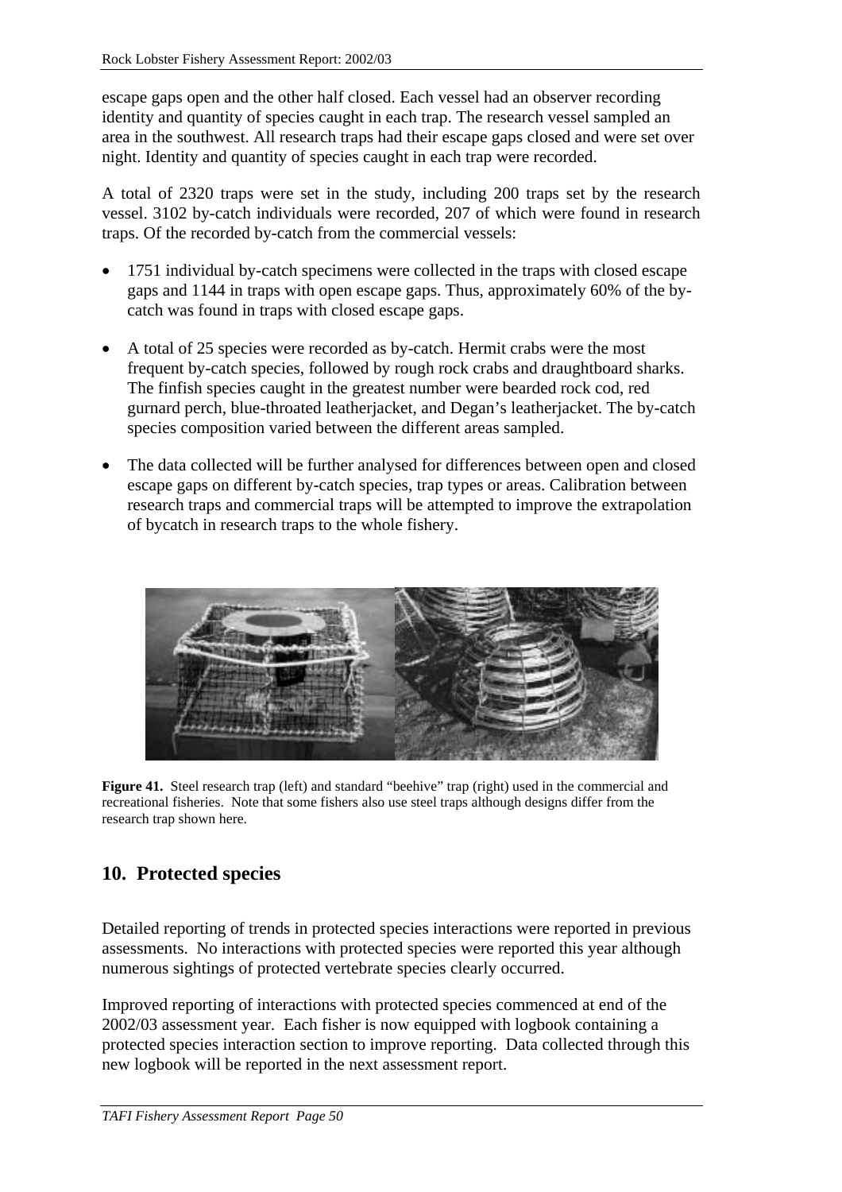escape gaps open and the other half closed. Each vessel had an observer recording identity and quantity of species caught in each trap. The research vessel sampled an area in the southwest. All research traps had their escape gaps closed and were set over night. Identity and quantity of species caught in each trap were recorded.

A total of 2320 traps were set in the study, including 200 traps set by the research vessel. 3102 by-catch individuals were recorded, 207 of which were found in research traps. Of the recorded by-catch from the commercial vessels:

- 1751 individual by-catch specimens were collected in the traps with closed escape gaps and 1144 in traps with open escape gaps. Thus, approximately 60% of the by-catch was found in traps with closed escape gaps.
- A total of 25 species were recorded as by-catch. Hermit crabs were the most frequent by-catch species, followed by rough rock crabs and draughtboard sharks. The finfish species caught in the greatest number were bearded rock cod, red gurnard perch, blue-throated leatherjacket, and Degan's leatherjacket. The by-catch species composition varied between the different areas sampled.
- The data collected will be further analysed for differences between open and closed escape gaps on different by-catch species, trap types or areas. Calibration between research traps and commercial traps will be attempted to improve the extrapolation of bycatch in research traps to the whole fishery.

**Figure 41.** Steel research trap (left) and standard "beehive" trap (right) used in the commercial and recreational fisheries. Note that some fishers also use steel traps although designs differ from the research trap shown here.

## 10. Protected species

Detailed reporting of trends in protected species interactions were reported in previous assessments. No interactions with protected species were reported this year although numerous sightings of protected vertebrate species clearly occurred.

Improved reporting of interactions with protected species commenced at end of the 2002/03 assessment year. Each fisher is now equipped with logbook containing a protected species interaction section to improve reporting. Data collected through this new logbook will be reported in the next assessment report.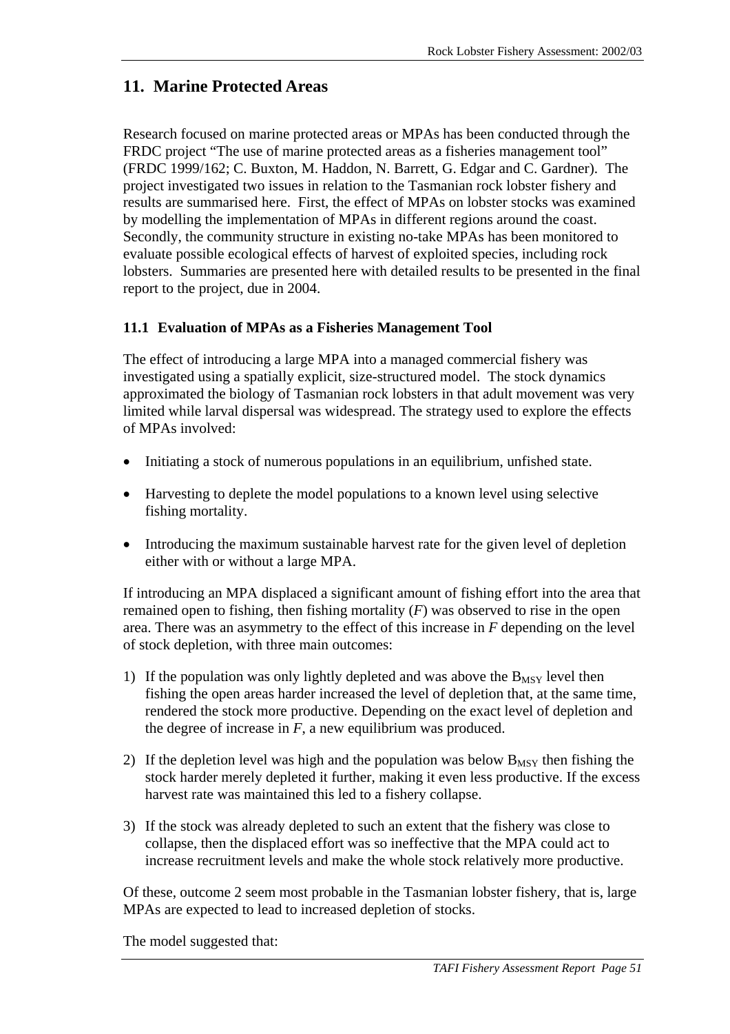## 11. Marine Protected Areas

Research focused on marine protected areas or MPAs has been conducted through the FRDC project "The use of marine protected areas as a fisheries management tool" (FRDC 1999/162; C. Buxton, M. Haddon, N. Barrett, G. Edgar and C. Gardner). The project investigated two issues in relation to the Tasmanian rock lobster fishery and results are summarised here. First, the effect of MPAs on lobster stocks was examined by modelling the implementation of MPAs in different regions around the coast. Secondly, the community structure in existing no-take MPAs has been monitored to evaluate possible ecological effects of harvest of exploited species, including rock lobsters. Summaries are presented here with detailed results to be presented in the final report to the project, due in 2004.

### 11.1 Evaluation of MPAs as a Fisheries Management Tool

The effect of introducing a large MPA into a managed commercial fishery was investigated using a spatially explicit, size-structured model. The stock dynamics approximated the biology of Tasmanian rock lobsters in that adult movement was very limited while larval dispersal was widespread. The strategy used to explore the effects of MPAs involved:

- Initiating a stock of numerous populations in an equilibrium, unfished state.
- Harvesting to deplete the model populations to a known level using selective fishing mortality.
- Introducing the maximum sustainable harvest rate for the given level of depletion either with or without a large MPA.

If introducing an MPA displaced a significant amount of fishing effort into the area that remained open to fishing, then fishing mortality ($F$) was observed to rise in the open area. There was an asymmetry to the effect of this increase in $F$ depending on the level of stock depletion, with three main outcomes:

1) If the population was only lightly depleted and was above the $B_{MSY}$ level then fishing the open areas harder increased the level of depletion that, at the same time, rendered the stock more productive. Depending on the exact level of depletion and the degree of increase in $F$, a new equilibrium was produced.
2) If the depletion level was high and the population was below $B_{MSY}$ then fishing the stock harder merely depleted it further, making it even less productive. If the excess harvest rate was maintained this led to a fishery collapse.
3) If the stock was already depleted to such an extent that the fishery was close to collapse, then the displaced effort was so ineffective that the MPA could act to increase recruitment levels and make the whole stock relatively more productive.

Of these, outcome 2 seem most probable in the Tasmanian lobster fishery, that is, large MPAs are expected to lead to increased depletion of stocks.

The model suggested that: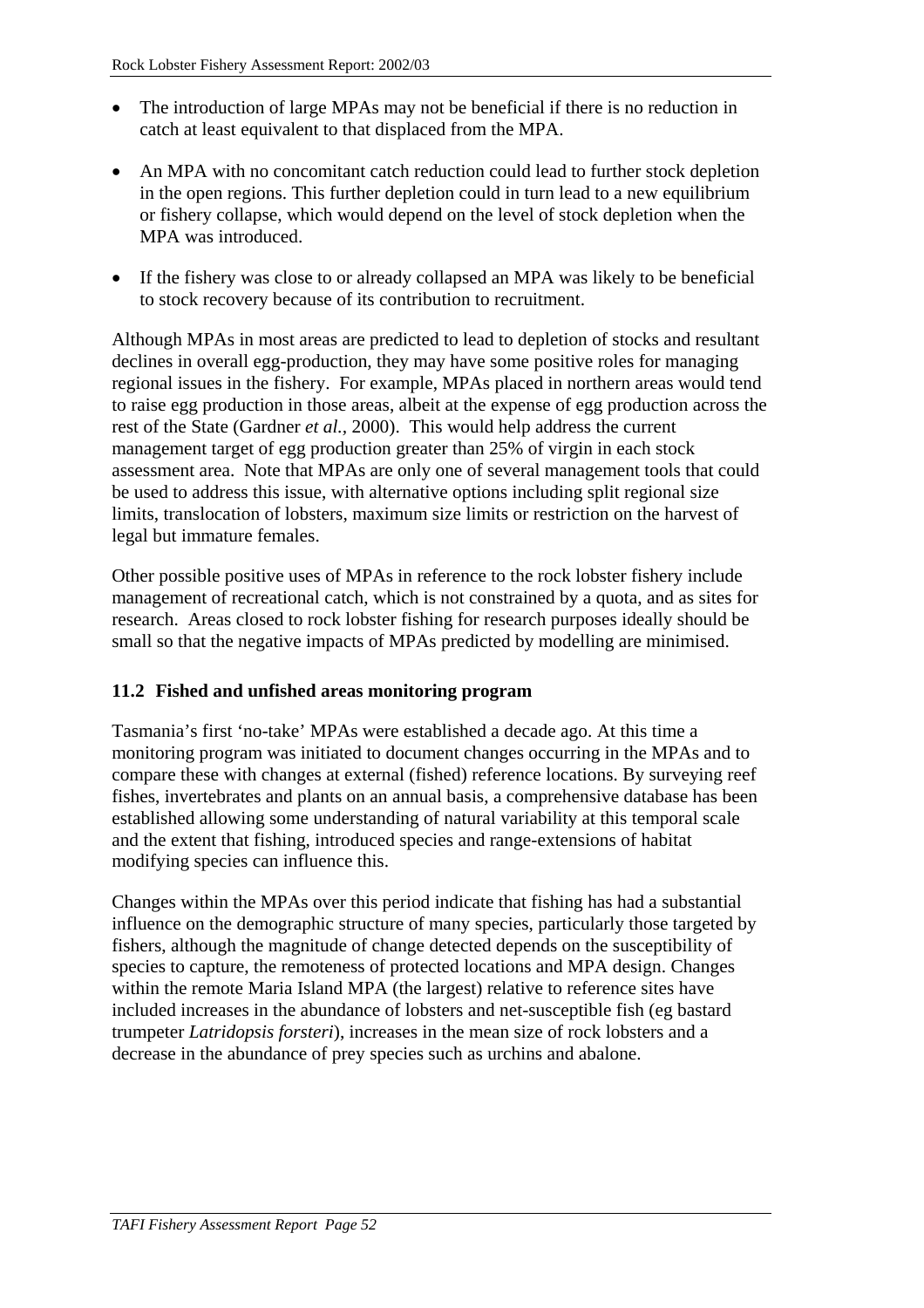- The introduction of large MPAs may not be beneficial if there is no reduction in catch at least equivalent to that displaced from the MPA.
- An MPA with no concomitant catch reduction could lead to further stock depletion in the open regions. This further depletion could in turn lead to a new equilibrium or fishery collapse, which would depend on the level of stock depletion when the MPA was introduced.
- If the fishery was close to or already collapsed an MPA was likely to be beneficial to stock recovery because of its contribution to recruitment.

Although MPAs in most areas are predicted to lead to depletion of stocks and resultant declines in overall egg-production, they may have some positive roles for managing regional issues in the fishery. For example, MPAs placed in northern areas would tend to raise egg production in those areas, albeit at the expense of egg production across the rest of the State (Gardner *et al.,* 2000). This would help address the current management target of egg production greater than 25% of virgin in each stock assessment area. Note that MPAs are only one of several management tools that could be used to address this issue, with alternative options including split regional size limits, translocation of lobsters, maximum size limits or restriction on the harvest of legal but immature females.

Other possible positive uses of MPAs in reference to the rock lobster fishery include management of recreational catch, which is not constrained by a quota, and as sites for research. Areas closed to rock lobster fishing for research purposes ideally should be small so that the negative impacts of MPAs predicted by modelling are minimised.

### 11.2 Fished and unfished areas monitoring program

Tasmania's first 'no-take' MPAs were established a decade ago. At this time a monitoring program was initiated to document changes occurring in the MPAs and to compare these with changes at external (fished) reference locations. By surveying reef fishes, invertebrates and plants on an annual basis, a comprehensive database has been established allowing some understanding of natural variability at this temporal scale and the extent that fishing, introduced species and range-extensions of habitat modifying species can influence this.

Changes within the MPAs over this period indicate that fishing has had a substantial influence on the demographic structure of many species, particularly those targeted by fishers, although the magnitude of change detected depends on the susceptibility of species to capture, the remoteness of protected locations and MPA design. Changes within the remote Maria Island MPA (the largest) relative to reference sites have included increases in the abundance of lobsters and net-susceptible fish (eg bastard trumpeter *Latridopsis forsteri*), increases in the mean size of rock lobsters and a decrease in the abundance of prey species such as urchins and abalone.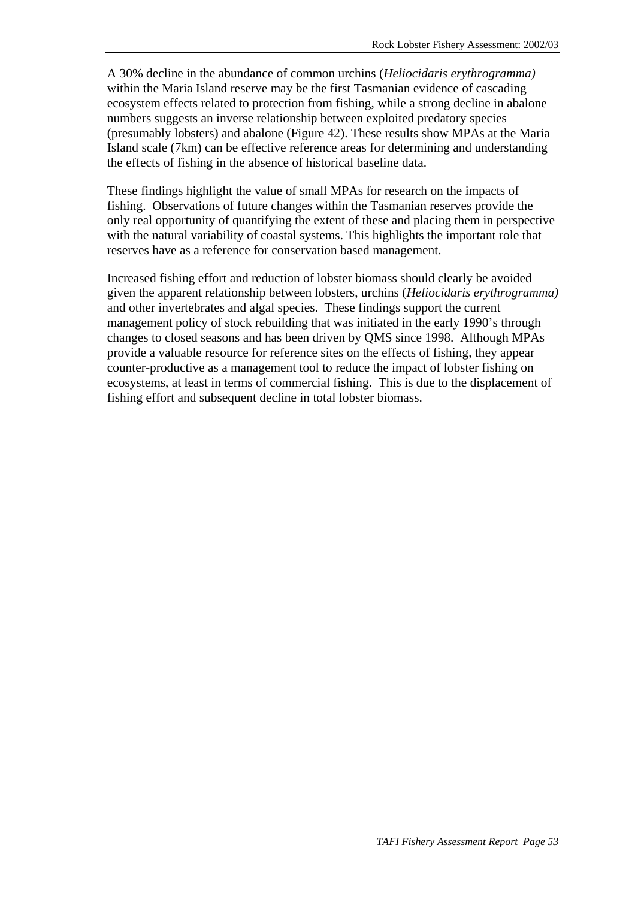A 30% decline in the abundance of common urchins (*Heliocidaris erythrogramma)* within the Maria Island reserve may be the first Tasmanian evidence of cascading ecosystem effects related to protection from fishing, while a strong decline in abalone numbers suggests an inverse relationship between exploited predatory species (presumably lobsters) and abalone (Figure 42). These results show MPAs at the Maria Island scale (7km) can be effective reference areas for determining and understanding the effects of fishing in the absence of historical baseline data.

These findings highlight the value of small MPAs for research on the impacts of fishing. Observations of future changes within the Tasmanian reserves provide the only real opportunity of quantifying the extent of these and placing them in perspective with the natural variability of coastal systems. This highlights the important role that reserves have as a reference for conservation based management.

Increased fishing effort and reduction of lobster biomass should clearly be avoided given the apparent relationship between lobsters, urchins (*Heliocidaris erythrogramma)* and other invertebrates and algal species. These findings support the current management policy of stock rebuilding that was initiated in the early 1990's through changes to closed seasons and has been driven by QMS since 1998. Although MPAs provide a valuable resource for reference sites on the effects of fishing, they appear counter-productive as a management tool to reduce the impact of lobster fishing on ecosystems, at least in terms of commercial fishing. This is due to the displacement of fishing effort and subsequent decline in total lobster biomass.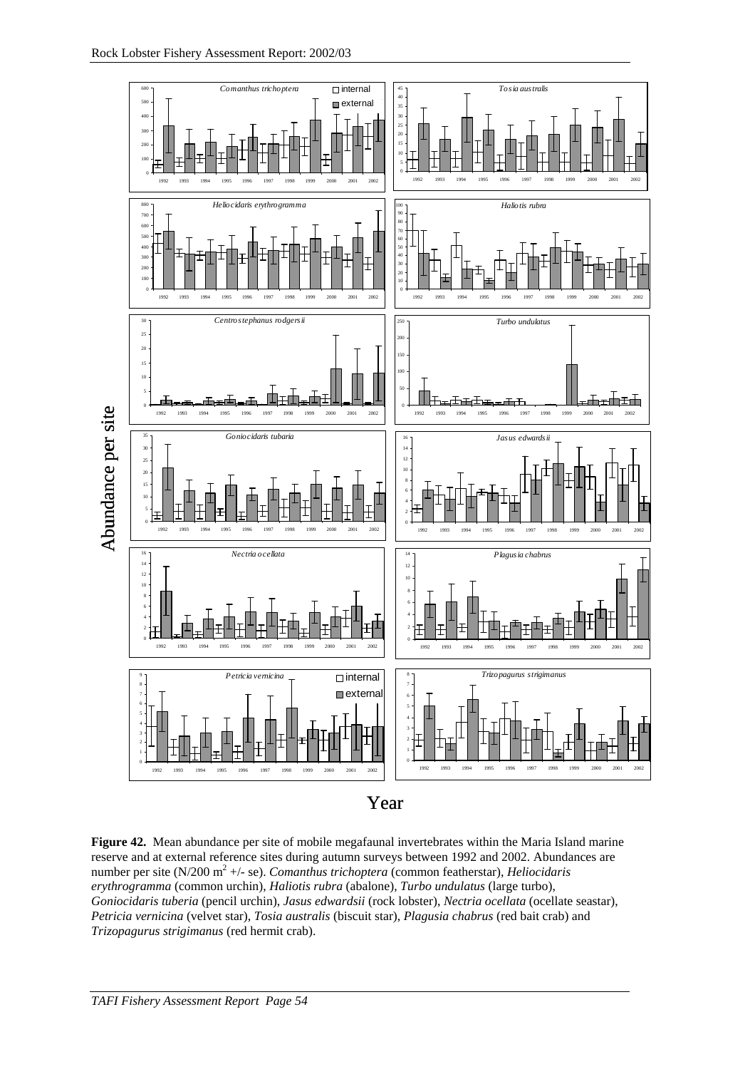**Figure 42.** Mean abundance per site of mobile megafaunal invertebrates within the Maria Island marine reserve and at external reference sites during autumn surveys between 1992 and 2002. Abundances are number per site (N/200 $m^2$ +/- se). *Comanthus trichoptera* (common featherstar), *Heliocidaris erythrogramma* (common urchin), *Haliotis rubra* (abalone), *Turbo undulatus* (large turbo), *Goniocidaris tuberia* (pencil urchin), *Jasus edwardsii* (rock lobster), *Nectria ocellata* (ocellate seastar), *Petricia vernicina* (velvet star), *Tosia australis* (biscuit star), *Plagusia chabrus* (red bait crab) and *Trizopagurus strigimanus* (red hermit crab).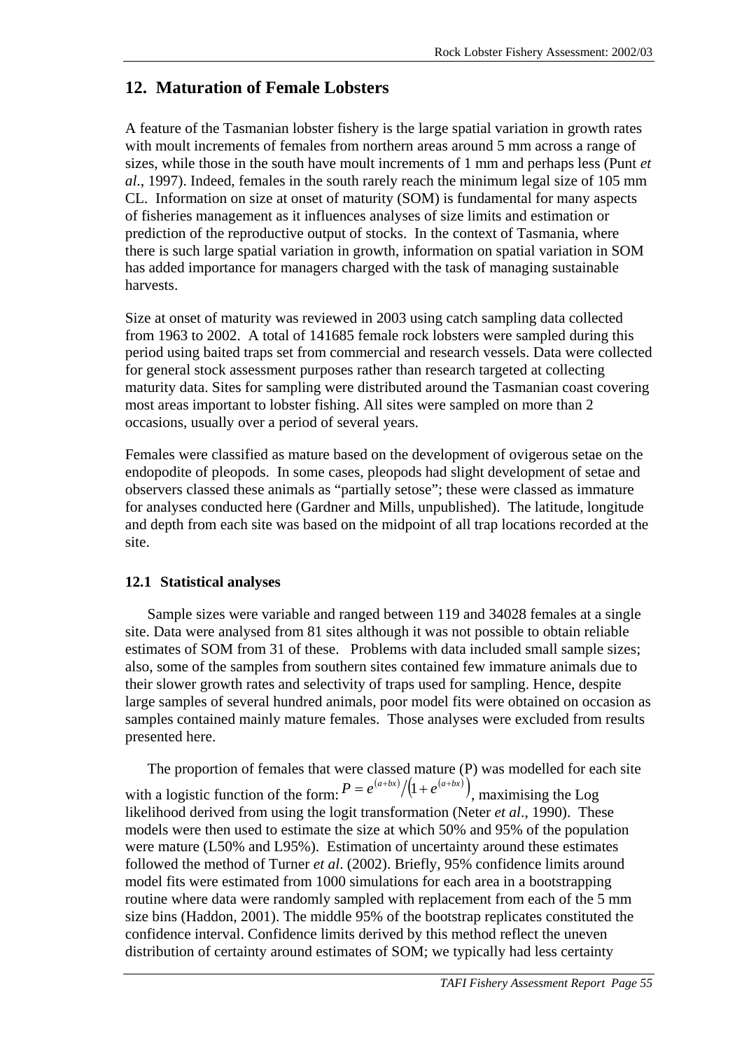## 12. Maturation of Female Lobsters

A feature of the Tasmanian lobster fishery is the large spatial variation in growth rates with moult increments of females from northern areas around 5 mm across a range of sizes, while those in the south have moult increments of 1 mm and perhaps less (Punt *et al*., 1997). Indeed, females in the south rarely reach the minimum legal size of 105 mm CL. Information on size at onset of maturity (SOM) is fundamental for many aspects of fisheries management as it influences analyses of size limits and estimation or prediction of the reproductive output of stocks. In the context of Tasmania, where there is such large spatial variation in growth, information on spatial variation in SOM has added importance for managers charged with the task of managing sustainable harvests.

Size at onset of maturity was reviewed in 2003 using catch sampling data collected from 1963 to 2002. A total of 141685 female rock lobsters were sampled during this period using baited traps set from commercial and research vessels. Data were collected for general stock assessment purposes rather than research targeted at collecting maturity data. Sites for sampling were distributed around the Tasmanian coast covering most areas important to lobster fishing. All sites were sampled on more than 2 occasions, usually over a period of several years.

Females were classified as mature based on the development of ovigerous setae on the endopodite of pleopods. In some cases, pleopods had slight development of setae and observers classed these animals as "partially setose"; these were classed as immature for analyses conducted here (Gardner and Mills, unpublished). The latitude, longitude and depth from each site was based on the midpoint of all trap locations recorded at the site.

### 12.1 Statistical analyses

Sample sizes were variable and ranged between 119 and 34028 females at a single site. Data were analysed from 81 sites although it was not possible to obtain reliable estimates of SOM from 31 of these. Problems with data included small sample sizes; also, some of the samples from southern sites contained few immature animals due to their slower growth rates and selectivity of traps used for sampling. Hence, despite large samples of several hundred animals, poor model fits were obtained on occasion as samples contained mainly mature females. Those analyses were excluded from results presented here.

The proportion of females that were classed mature (P) was modelled for each site with a logistic function of the form: $P = e^{(a+bx)} / \left(1 + e^{(a+bx)}\right)$, maximising the Log likelihood derived from using the logit transformation (Neter *et al*., 1990). These models were then used to estimate the size at which 50% and 95% of the population were mature (L50% and L95%). Estimation of uncertainty around these estimates followed the method of Turner *et al*. (2002). Briefly, 95% confidence limits around model fits were estimated from 1000 simulations for each area in a bootstrapping routine where data were randomly sampled with replacement from each of the 5 mm size bins (Haddon, 2001). The middle 95% of the bootstrap replicates constituted the confidence interval. Confidence limits derived by this method reflect the uneven distribution of certainty around estimates of SOM; we typically had less certainty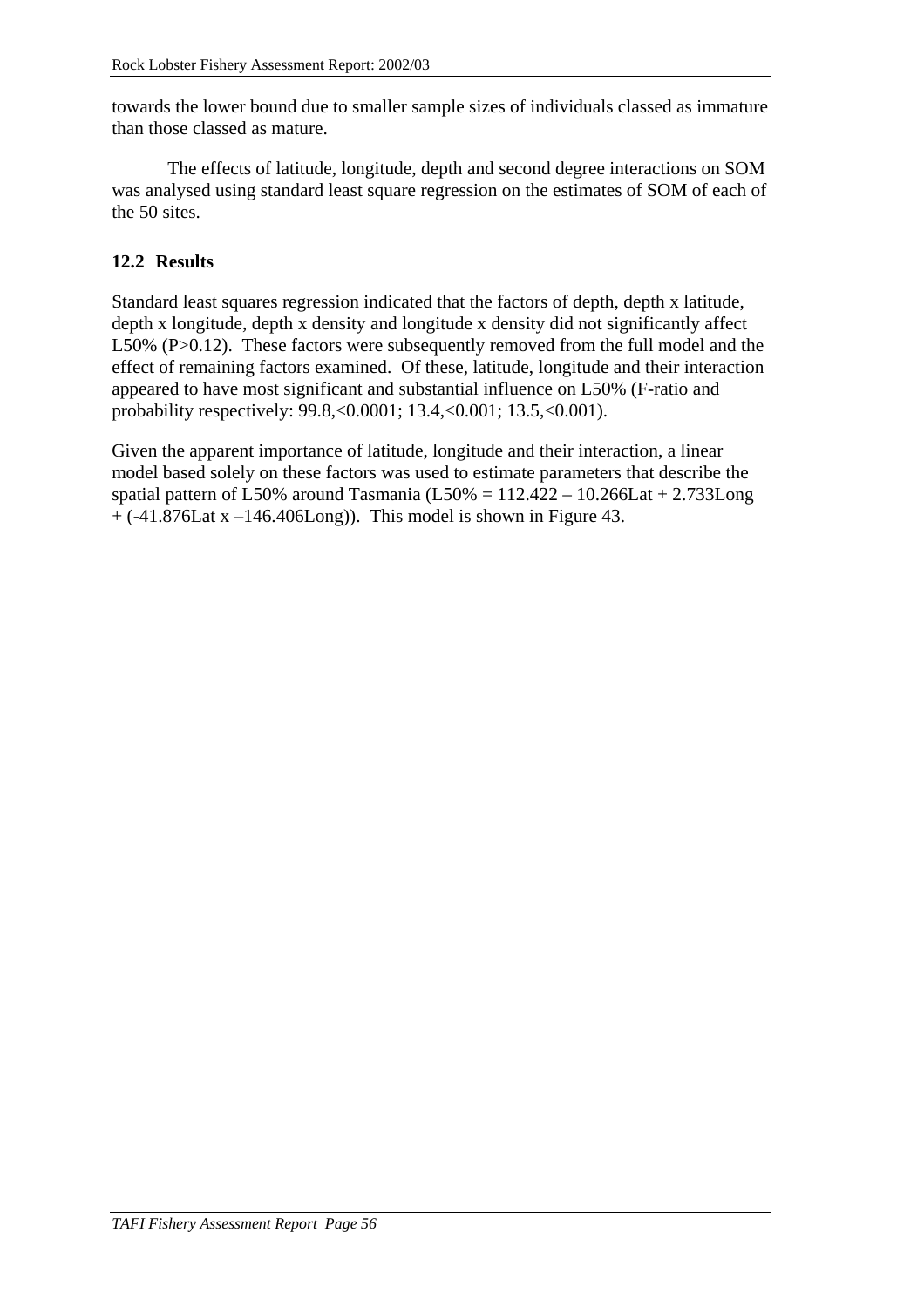towards the lower bound due to smaller sample sizes of individuals classed as immature than those classed as mature.

The effects of latitude, longitude, depth and second degree interactions on SOM was analysed using standard least square regression on the estimates of SOM of each of the 50 sites.

### 12.2 Results

Standard least squares regression indicated that the factors of depth, depth x latitude, depth x longitude, depth x density and longitude x density did not significantly affect L50% (P>0.12). These factors were subsequently removed from the full model and the effect of remaining factors examined. Of these, latitude, longitude and their interaction appeared to have most significant and substantial influence on L50% (F-ratio and probability respectively: 99.8,<0.0001; 13.4,<0.001; 13.5,<0.001).

Given the apparent importance of latitude, longitude and their interaction, a linear model based solely on these factors was used to estimate parameters that describe the spatial pattern of L50% around Tasmania (L50% = 112.422 – 10.266Lat + 2.733Long + (-41.876Lat x –146.406Long)). This model is shown in Figure 43.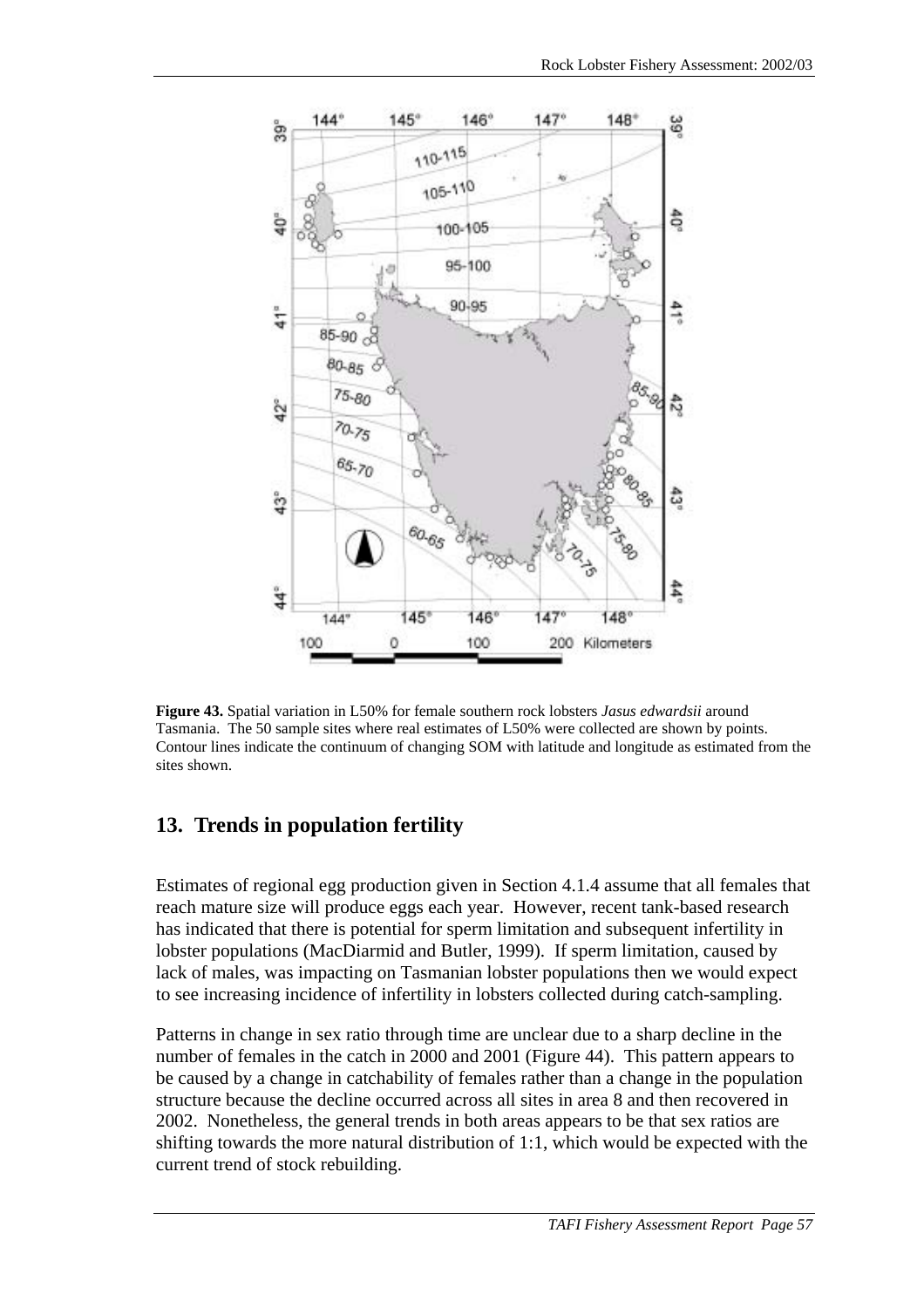**Figure 43.** Spatial variation in L50% for female southern rock lobsters *Jasus edwardsii* around Tasmania. The 50 sample sites where real estimates of L50% were collected are shown by points. Contour lines indicate the continuum of changing SOM with latitude and longitude as estimated from the sites shown.

## 13. Trends in population fertility

Estimates of regional egg production given in Section 4.1.4 assume that all females that reach mature size will produce eggs each year. However, recent tank-based research has indicated that there is potential for sperm limitation and subsequent infertility in lobster populations (MacDiarmid and Butler, 1999). If sperm limitation, caused by lack of males, was impacting on Tasmanian lobster populations then we would expect to see increasing incidence of infertility in lobsters collected during catch-sampling.

Patterns in change in sex ratio through time are unclear due to a sharp decline in the number of females in the catch in 2000 and 2001 (Figure 44). This pattern appears to be caused by a change in catchability of females rather than a change in the population structure because the decline occurred across all sites in area 8 and then recovered in 2002. Nonetheless, the general trends in both areas appears to be that sex ratios are shifting towards the more natural distribution of 1:1, which would be expected with the current trend of stock rebuilding.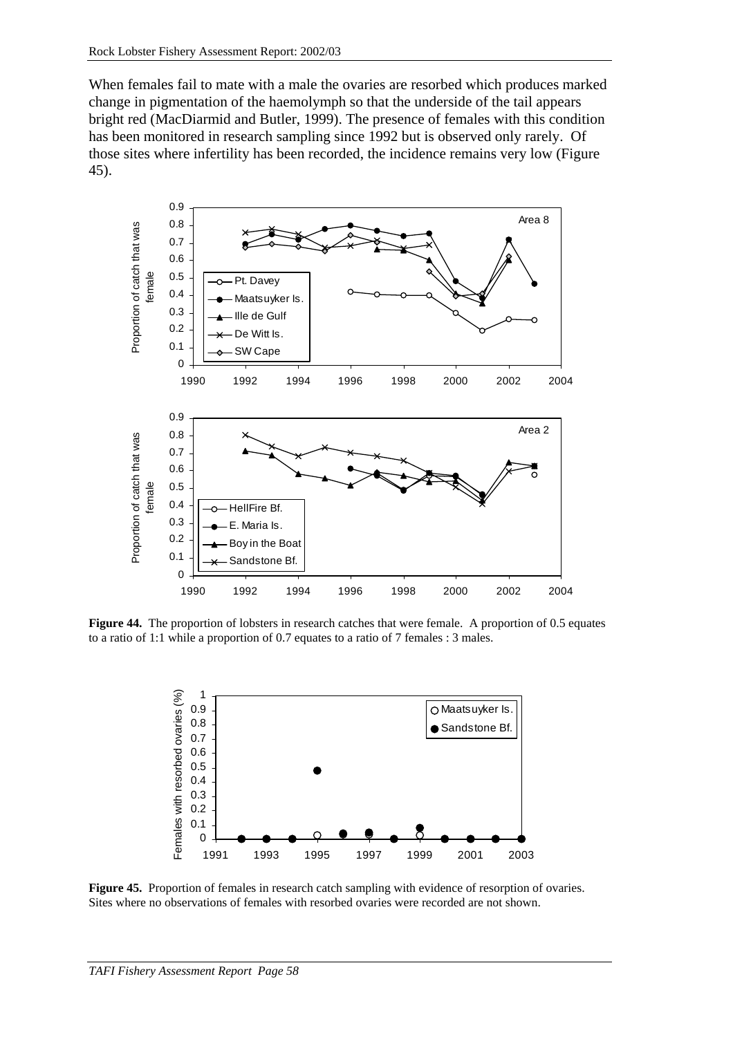When females fail to mate with a male the ovaries are resorbed which produces marked change in pigmentation of the haemolymph so that the underside of the tail appears bright red (MacDiarmid and Butler, 1999). The presence of females with this condition has been monitored in research sampling since 1992 but is observed only rarely. Of those sites where infertility has been recorded, the incidence remains very low (Figure 45).

**Figure 44.** The proportion of lobsters in research catches that were female. A proportion of 0.5 equates to a ratio of 1:1 while a proportion of 0.7 equates to a ratio of 7 females : 3 males.

**Figure 45.** Proportion of females in research catch sampling with evidence of resorption of ovaries. Sites where no observations of females with resorbed ovaries were recorded are not shown.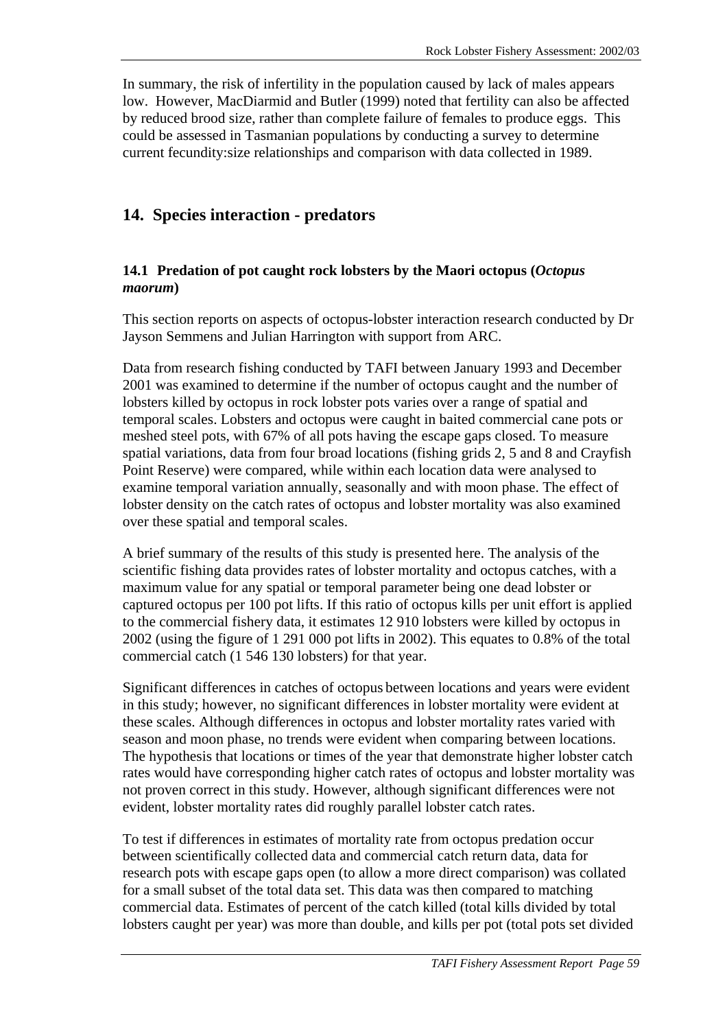In summary, the risk of infertility in the population caused by lack of males appears low. However, MacDiarmid and Butler (1999) noted that fertility can also be affected by reduced brood size, rather than complete failure of females to produce eggs. This could be assessed in Tasmanian populations by conducting a survey to determine current fecundity:size relationships and comparison with data collected in 1989.

## 14. Species interaction - predators

### 14.1 Predation of pot caught rock lobsters by the Maori octopus (*Octopus maorum*)

This section reports on aspects of octopus-lobster interaction research conducted by Dr Jayson Semmens and Julian Harrington with support from ARC.

Data from research fishing conducted by TAFI between January 1993 and December 2001 was examined to determine if the number of octopus caught and the number of lobsters killed by octopus in rock lobster pots varies over a range of spatial and temporal scales. Lobsters and octopus were caught in baited commercial cane pots or meshed steel pots, with 67% of all pots having the escape gaps closed. To measure spatial variations, data from four broad locations (fishing grids 2, 5 and 8 and Crayfish Point Reserve) were compared, while within each location data were analysed to examine temporal variation annually, seasonally and with moon phase. The effect of lobster density on the catch rates of octopus and lobster mortality was also examined over these spatial and temporal scales.

A brief summary of the results of this study is presented here. The analysis of the scientific fishing data provides rates of lobster mortality and octopus catches, with a maximum value for any spatial or temporal parameter being one dead lobster or captured octopus per 100 pot lifts. If this ratio of octopus kills per unit effort is applied to the commercial fishery data, it estimates 12 910 lobsters were killed by octopus in 2002 (using the figure of 1 291 000 pot lifts in 2002). This equates to 0.8% of the total commercial catch (1 546 130 lobsters) for that year.

Significant differences in catches of octopus between locations and years were evident in this study; however, no significant differences in lobster mortality were evident at these scales. Although differences in octopus and lobster mortality rates varied with season and moon phase, no trends were evident when comparing between locations. The hypothesis that locations or times of the year that demonstrate higher lobster catch rates would have corresponding higher catch rates of octopus and lobster mortality was not proven correct in this study. However, although significant differences were not evident, lobster mortality rates did roughly parallel lobster catch rates.

To test if differences in estimates of mortality rate from octopus predation occur between scientifically collected data and commercial catch return data, data for research pots with escape gaps open (to allow a more direct comparison) was collated for a small subset of the total data set. This data was then compared to matching commercial data. Estimates of percent of the catch killed (total kills divided by total lobsters caught per year) was more than double, and kills per pot (total pots set divided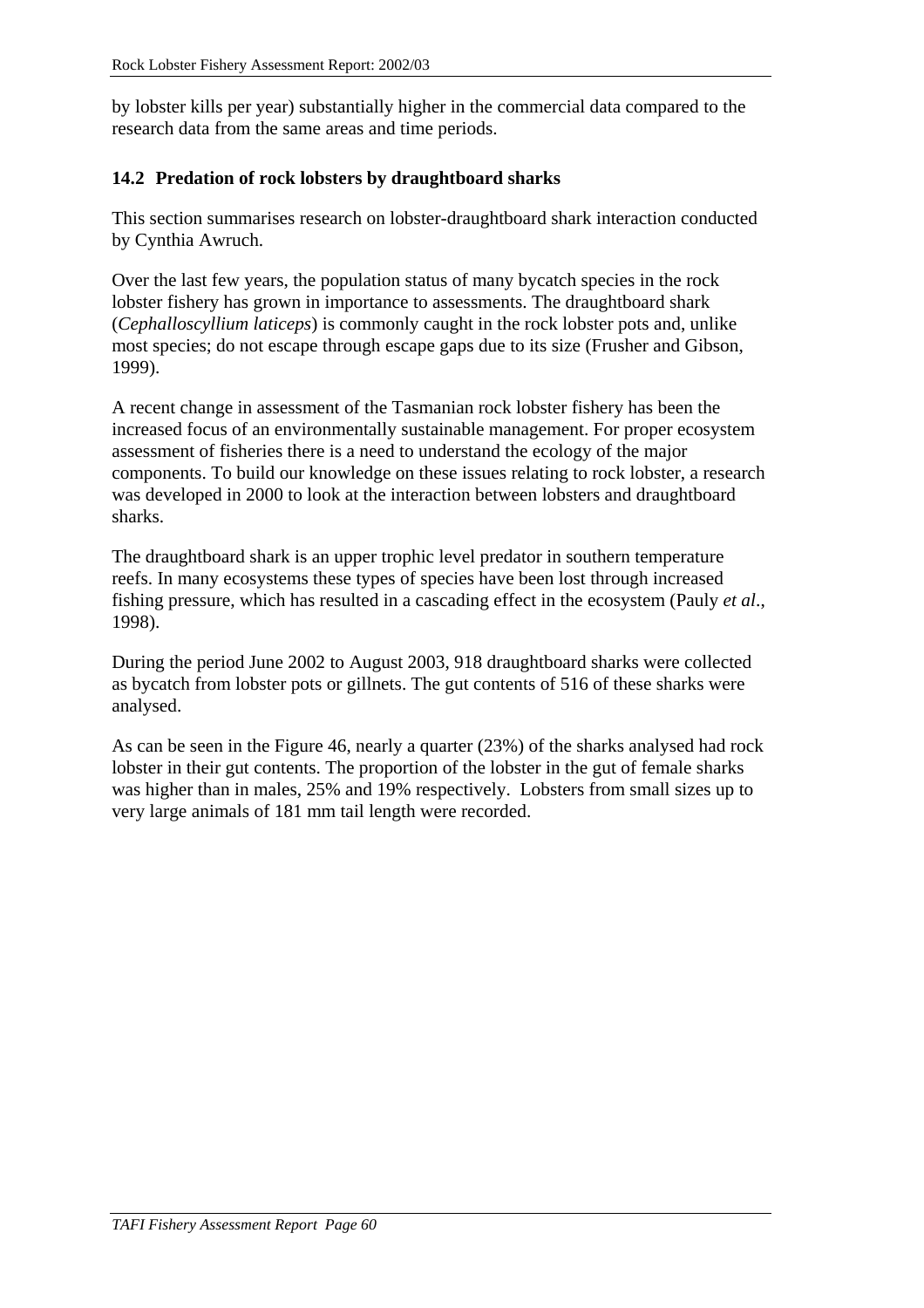by lobster kills per year) substantially higher in the commercial data compared to the research data from the same areas and time periods.

### 14.2 Predation of rock lobsters by draughtboard sharks

This section summarises research on lobster-draughtboard shark interaction conducted by Cynthia Awruch.

Over the last few years, the population status of many bycatch species in the rock lobster fishery has grown in importance to assessments. The draughtboard shark (*Cephalloscyllium laticeps*) is commonly caught in the rock lobster pots and, unlike most species; do not escape through escape gaps due to its size (Frusher and Gibson, 1999).

A recent change in assessment of the Tasmanian rock lobster fishery has been the increased focus of an environmentally sustainable management. For proper ecosystem assessment of fisheries there is a need to understand the ecology of the major components. To build our knowledge on these issues relating to rock lobster, a research was developed in 2000 to look at the interaction between lobsters and draughtboard sharks.

The draughtboard shark is an upper trophic level predator in southern temperature reefs. In many ecosystems these types of species have been lost through increased fishing pressure, which has resulted in a cascading effect in the ecosystem (Pauly *et al*., 1998).

During the period June 2002 to August 2003, 918 draughtboard sharks were collected as bycatch from lobster pots or gillnets. The gut contents of 516 of these sharks were analysed.

As can be seen in the Figure 46, nearly a quarter (23%) of the sharks analysed had rock lobster in their gut contents. The proportion of the lobster in the gut of female sharks was higher than in males, 25% and 19% respectively. Lobsters from small sizes up to very large animals of 181 mm tail length were recorded.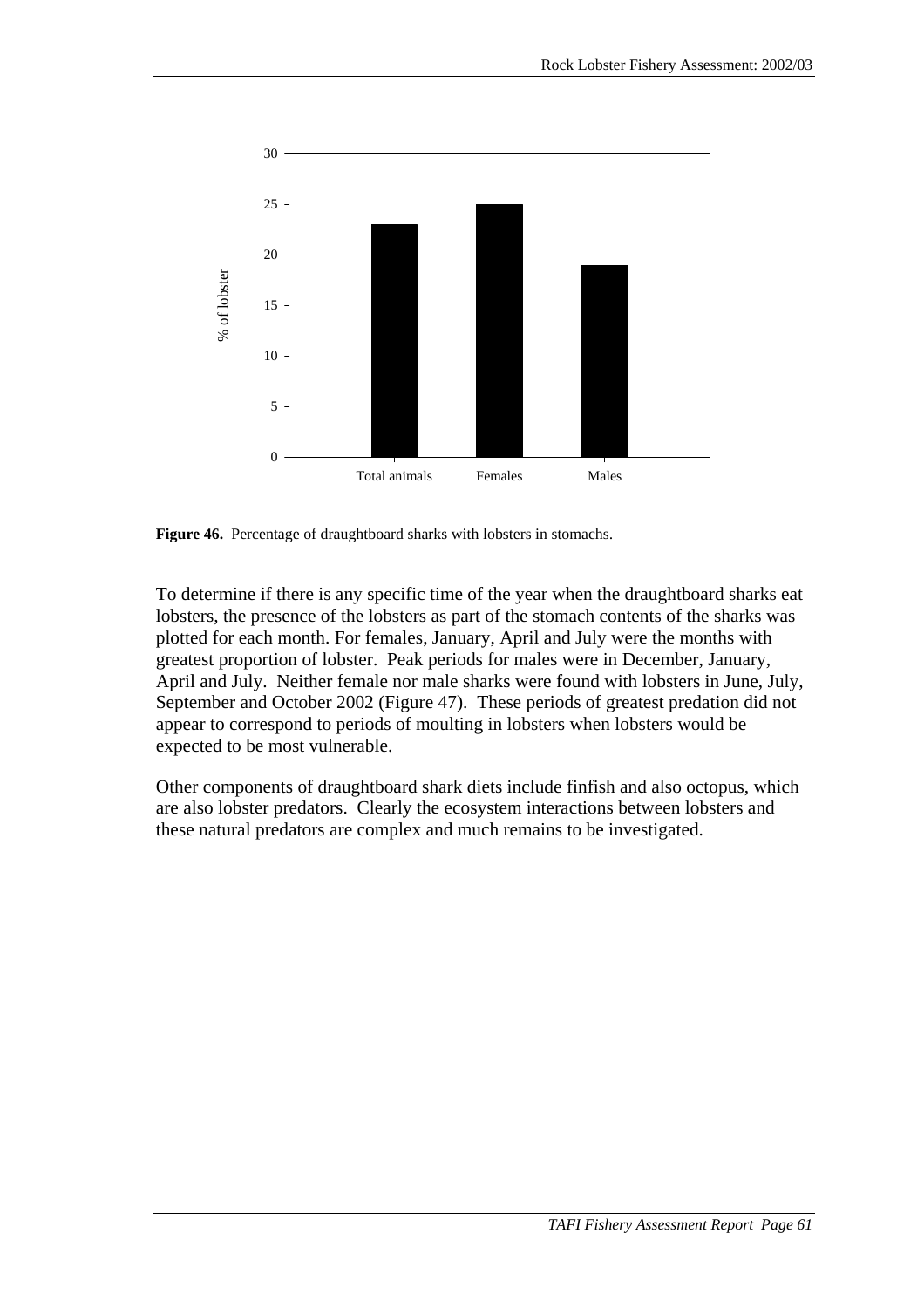**Figure 46.** Percentage of draughtboard sharks with lobsters in stomachs.

To determine if there is any specific time of the year when the draughtboard sharks eat lobsters, the presence of the lobsters as part of the stomach contents of the sharks was plotted for each month. For females, January, April and July were the months with greatest proportion of lobster. Peak periods for males were in December, January, April and July. Neither female nor male sharks were found with lobsters in June, July, September and October 2002 (Figure 47). These periods of greatest predation did not appear to correspond to periods of moulting in lobsters when lobsters would be expected to be most vulnerable.

Other components of draughtboard shark diets include finfish and also octopus, which are also lobster predators. Clearly the ecosystem interactions between lobsters and these natural predators are complex and much remains to be investigated.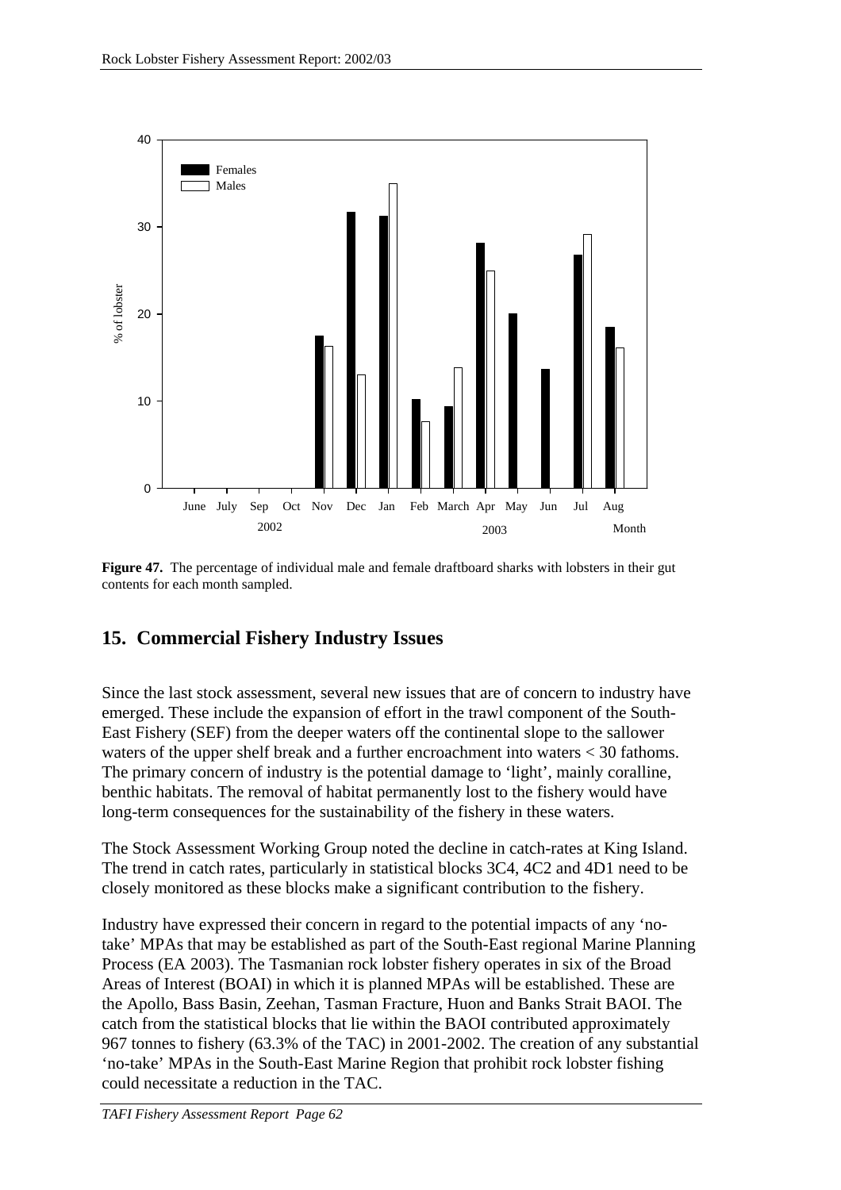**Figure 47.** The percentage of individual male and female draftboard sharks with lobsters in their gut contents for each month sampled.

## 15. Commercial Fishery Industry Issues

Since the last stock assessment, several new issues that are of concern to industry have emerged. These include the expansion of effort in the trawl component of the South-East Fishery (SEF) from the deeper waters off the continental slope to the sallower waters of the upper shelf break and a further encroachment into waters < 30 fathoms. The primary concern of industry is the potential damage to 'light', mainly coralline, benthic habitats. The removal of habitat permanently lost to the fishery would have long-term consequences for the sustainability of the fishery in these waters.

The Stock Assessment Working Group noted the decline in catch-rates at King Island. The trend in catch rates, particularly in statistical blocks 3C4, 4C2 and 4D1 need to be closely monitored as these blocks make a significant contribution to the fishery.

Industry have expressed their concern in regard to the potential impacts of any 'no-take' MPAs that may be established as part of the South-East regional Marine Planning Process (EA 2003). The Tasmanian rock lobster fishery operates in six of the Broad Areas of Interest (BOAI) in which it is planned MPAs will be established. These are the Apollo, Bass Basin, Zeehan, Tasman Fracture, Huon and Banks Strait BAOI. The catch from the statistical blocks that lie within the BAOI contributed approximately 967 tonnes to fishery (63.3% of the TAC) in 2001-2002. The creation of any substantial 'no-take' MPAs in the South-East Marine Region that prohibit rock lobster fishing could necessitate a reduction in the TAC.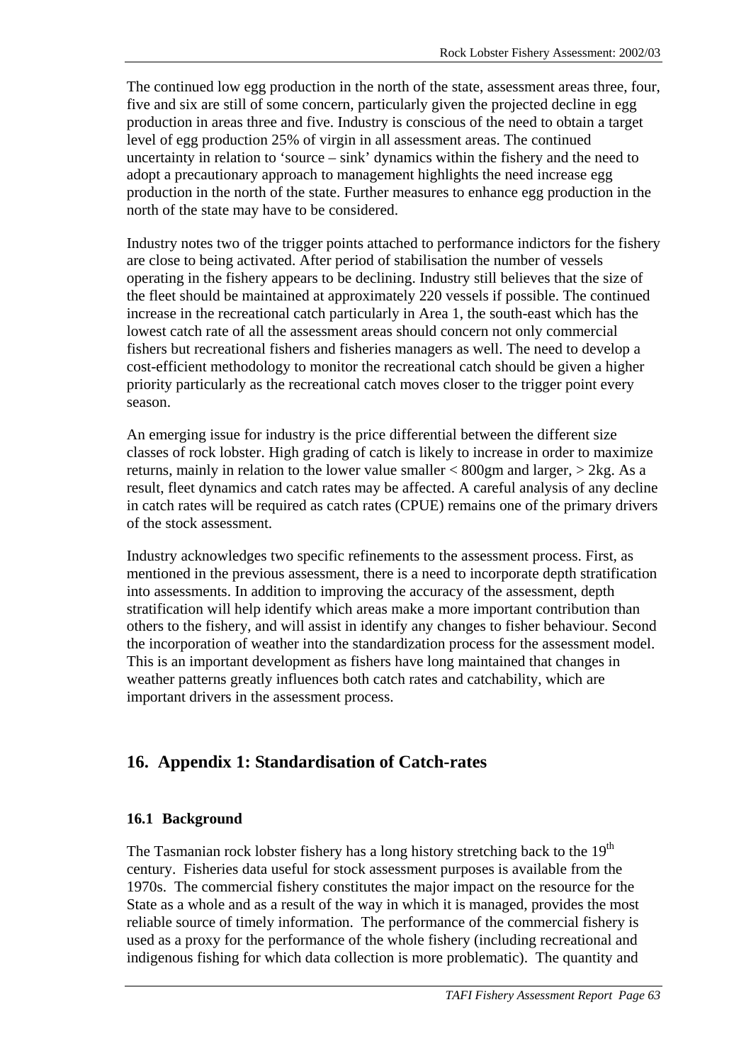The continued low egg production in the north of the state, assessment areas three, four, five and six are still of some concern, particularly given the projected decline in egg production in areas three and five. Industry is conscious of the need to obtain a target level of egg production 25% of virgin in all assessment areas. The continued uncertainty in relation to 'source – sink' dynamics within the fishery and the need to adopt a precautionary approach to management highlights the need increase egg production in the north of the state. Further measures to enhance egg production in the north of the state may have to be considered.

Industry notes two of the trigger points attached to performance indictors for the fishery are close to being activated. After period of stabilisation the number of vessels operating in the fishery appears to be declining. Industry still believes that the size of the fleet should be maintained at approximately 220 vessels if possible. The continued increase in the recreational catch particularly in Area 1, the south-east which has the lowest catch rate of all the assessment areas should concern not only commercial fishers but recreational fishers and fisheries managers as well. The need to develop a cost-efficient methodology to monitor the recreational catch should be given a higher priority particularly as the recreational catch moves closer to the trigger point every season.

An emerging issue for industry is the price differential between the different size classes of rock lobster. High grading of catch is likely to increase in order to maximize returns, mainly in relation to the lower value smaller < 800gm and larger, > 2kg. As a result, fleet dynamics and catch rates may be affected. A careful analysis of any decline in catch rates will be required as catch rates (CPUE) remains one of the primary drivers of the stock assessment.

Industry acknowledges two specific refinements to the assessment process. First, as mentioned in the previous assessment, there is a need to incorporate depth stratification into assessments. In addition to improving the accuracy of the assessment, depth stratification will help identify which areas make a more important contribution than others to the fishery, and will assist in identify any changes to fisher behaviour. Second the incorporation of weather into the standardization process for the assessment model. This is an important development as fishers have long maintained that changes in weather patterns greatly influences both catch rates and catchability, which are important drivers in the assessment process.

## 16. Appendix 1: Standardisation of Catch-rates

### 16.1 Background

The Tasmanian rock lobster fishery has a long history stretching back to the 19th century. Fisheries data useful for stock assessment purposes is available from the 1970s. The commercial fishery constitutes the major impact on the resource for the State as a whole and as a result of the way in which it is managed, provides the most reliable source of timely information. The performance of the commercial fishery is used as a proxy for the performance of the whole fishery (including recreational and indigenous fishing for which data collection is more problematic). The quantity and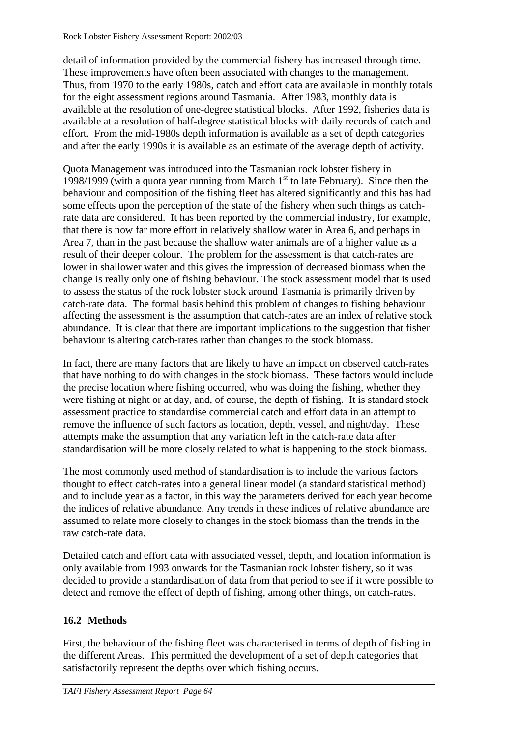detail of information provided by the commercial fishery has increased through time. These improvements have often been associated with changes to the management. Thus, from 1970 to the early 1980s, catch and effort data are available in monthly totals for the eight assessment regions around Tasmania. After 1983, monthly data is available at the resolution of one-degree statistical blocks. After 1992, fisheries data is available at a resolution of half-degree statistical blocks with daily records of catch and effort. From the mid-1980s depth information is available as a set of depth categories and after the early 1990s it is available as an estimate of the average depth of activity.

Quota Management was introduced into the Tasmanian rock lobster fishery in 1998/1999 (with a quota year running from March 1st to late February). Since then the behaviour and composition of the fishing fleet has altered significantly and this has had some effects upon the perception of the state of the fishery when such things as catch-rate data are considered. It has been reported by the commercial industry, for example, that there is now far more effort in relatively shallow water in Area 6, and perhaps in Area 7, than in the past because the shallow water animals are of a higher value as a result of their deeper colour. The problem for the assessment is that catch-rates are lower in shallower water and this gives the impression of decreased biomass when the change is really only one of fishing behaviour. The stock assessment model that is used to assess the status of the rock lobster stock around Tasmania is primarily driven by catch-rate data. The formal basis behind this problem of changes to fishing behaviour affecting the assessment is the assumption that catch-rates are an index of relative stock abundance. It is clear that there are important implications to the suggestion that fisher behaviour is altering catch-rates rather than changes to the stock biomass.

In fact, there are many factors that are likely to have an impact on observed catch-rates that have nothing to do with changes in the stock biomass. These factors would include the precise location where fishing occurred, who was doing the fishing, whether they were fishing at night or at day, and, of course, the depth of fishing. It is standard stock assessment practice to standardise commercial catch and effort data in an attempt to remove the influence of such factors as location, depth, vessel, and night/day. These attempts make the assumption that any variation left in the catch-rate data after standardisation will be more closely related to what is happening to the stock biomass.

The most commonly used method of standardisation is to include the various factors thought to effect catch-rates into a general linear model (a standard statistical method) and to include year as a factor, in this way the parameters derived for each year become the indices of relative abundance. Any trends in these indices of relative abundance are assumed to relate more closely to changes in the stock biomass than the trends in the raw catch-rate data.

Detailed catch and effort data with associated vessel, depth, and location information is only available from 1993 onwards for the Tasmanian rock lobster fishery, so it was decided to provide a standardisation of data from that period to see if it were possible to detect and remove the effect of depth of fishing, among other things, on catch-rates.

## 16.2 Methods

First, the behaviour of the fishing fleet was characterised in terms of depth of fishing in the different Areas. This permitted the development of a set of depth categories that satisfactorily represent the depths over which fishing occurs.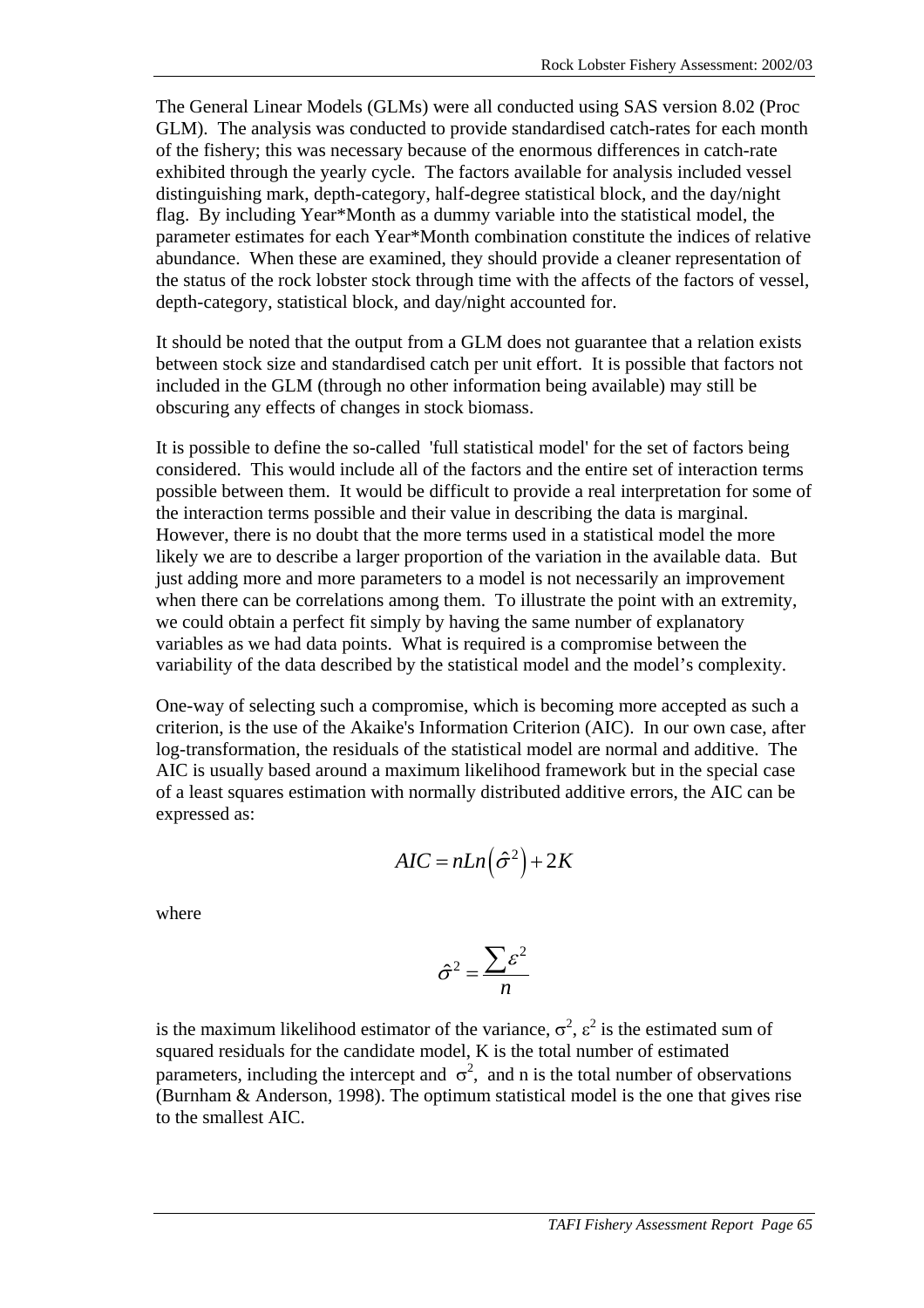The General Linear Models (GLMs) were all conducted using SAS version 8.02 (Proc GLM). The analysis was conducted to provide standardised catch-rates for each month of the fishery; this was necessary because of the enormous differences in catch-rate exhibited through the yearly cycle. The factors available for analysis included vessel distinguishing mark, depth-category, half-degree statistical block, and the day/night flag. By including Year*Month as a dummy variable into the statistical model, the parameter estimates for each Year*Month combination constitute the indices of relative abundance. When these are examined, they should provide a cleaner representation of the status of the rock lobster stock through time with the affects of the factors of vessel, depth-category, statistical block, and day/night accounted for.

It should be noted that the output from a GLM does not guarantee that a relation exists between stock size and standardised catch per unit effort. It is possible that factors not included in the GLM (through no other information being available) may still be obscuring any effects of changes in stock biomass.

It is possible to define the so-called 'full statistical model' for the set of factors being considered. This would include all of the factors and the entire set of interaction terms possible between them. It would be difficult to provide a real interpretation for some of the interaction terms possible and their value in describing the data is marginal. However, there is no doubt that the more terms used in a statistical model the more likely we are to describe a larger proportion of the variation in the available data. But just adding more and more parameters to a model is not necessarily an improvement when there can be correlations among them. To illustrate the point with an extremity, we could obtain a perfect fit simply by having the same number of explanatory variables as we had data points. What is required is a compromise between the variability of the data described by the statistical model and the model's complexity.

One-way of selecting such a compromise, which is becoming more accepted as such a criterion, is the use of the Akaike's Information Criterion (AIC). In our own case, after log-transformation, the residuals of the statistical model are normal and additive. The AIC is usually based around a maximum likelihood framework but in the special case of a least squares estimation with normally distributed additive errors, the AIC can be expressed as:

$$AIC = nLn\left(\hat{\sigma}^2\right) + 2K$$

where

$$\hat{\sigma}^2 = \frac{\sum \varepsilon^2}{n}$$

is the maximum likelihood estimator of the variance, $\sigma^2$, $\varepsilon^2$ is the estimated sum of squared residuals for the candidate model, K is the total number of estimated parameters, including the intercept and $\sigma^2$, and n is the total number of observations (Burnham & Anderson, 1998). The optimum statistical model is the one that gives rise to the smallest AIC.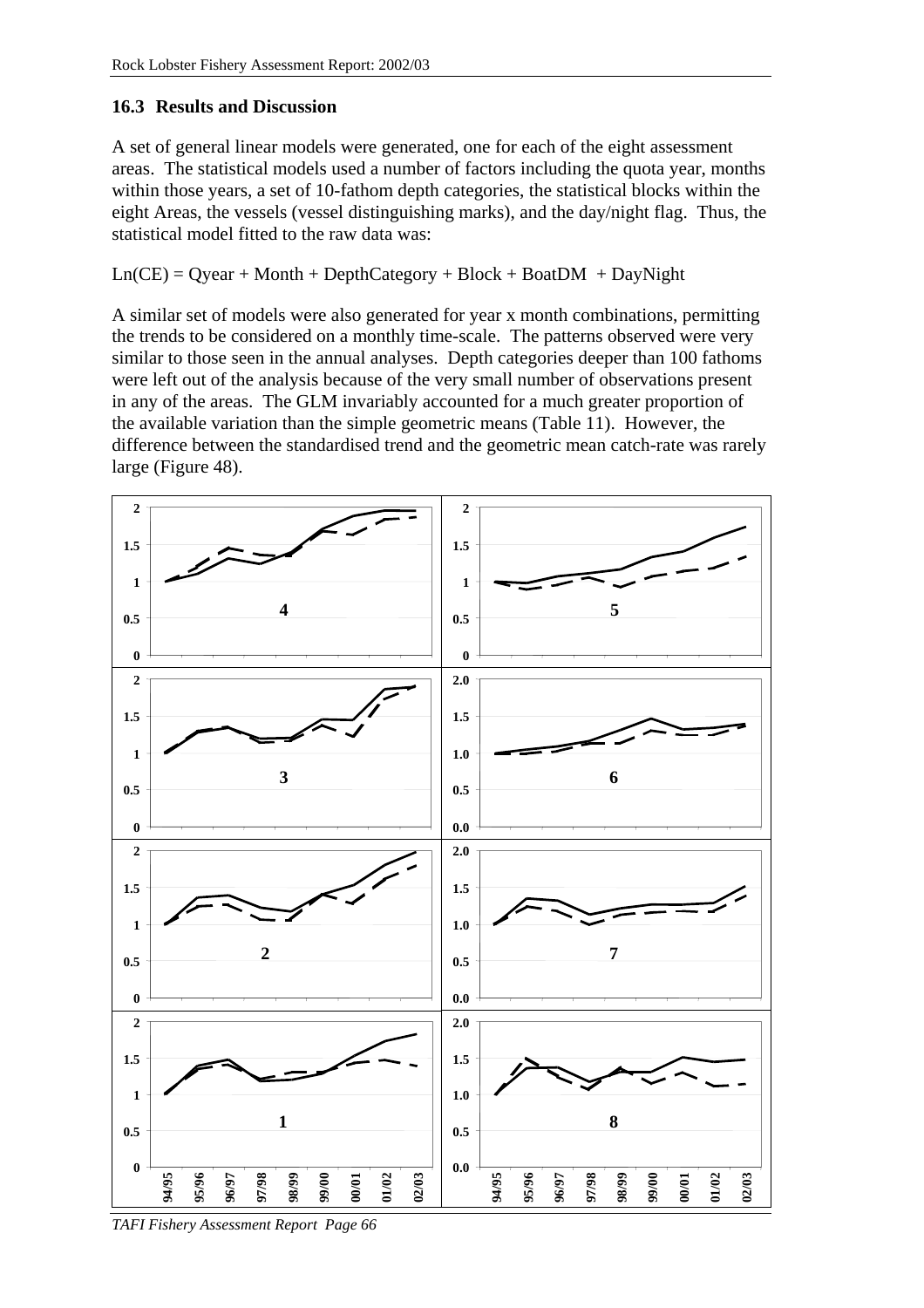### 16.3 Results and Discussion

A set of general linear models were generated, one for each of the eight assessment areas. The statistical models used a number of factors including the quota year, months within those years, a set of 10-fathom depth categories, the statistical blocks within the eight Areas, the vessels (vessel distinguishing marks), and the day/night flag. Thus, the statistical model fitted to the raw data was:

Ln(CE) = Qyear + Month + DepthCategory + Block + BoatDM + DayNight

A similar set of models were also generated for year x month combinations, permitting the trends to be considered on a monthly time-scale. The patterns observed were very similar to those seen in the annual analyses. Depth categories deeper than 100 fathoms were left out of the analysis because of the very small number of observations present in any of the areas. The GLM invariably accounted for a much greater proportion of the available variation than the simple geometric means (Table 11). However, the difference between the standardised trend and the geometric mean catch-rate was rarely large (Figure 48).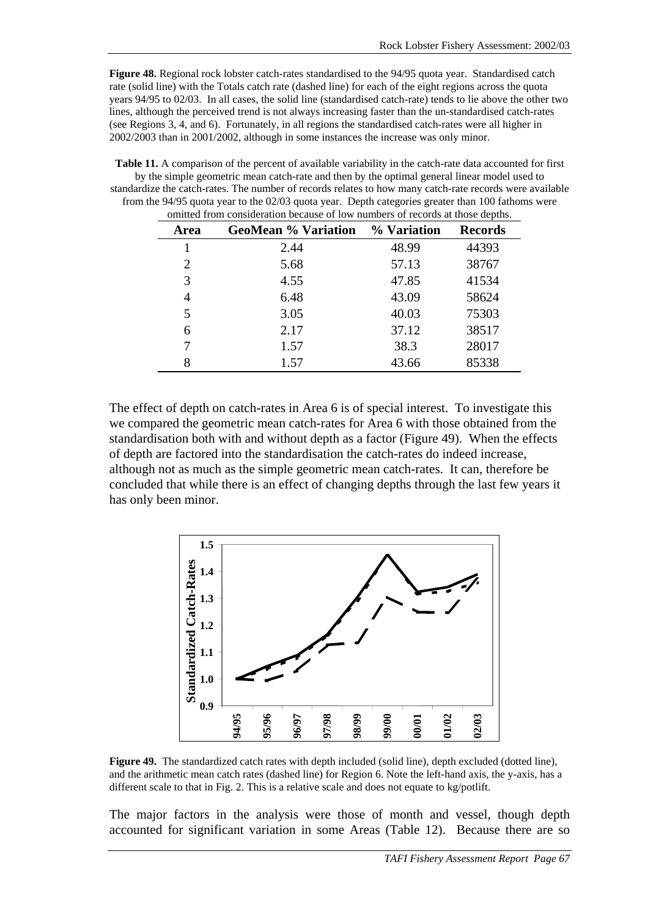**Figure 48.** Regional rock lobster catch-rates standardised to the 94/95 quota year. Standardised catch rate (solid line) with the Totals catch rate (dashed line) for each of the eight regions across the quota years 94/95 to 02/03. In all cases, the solid line (standardised catch-rate) tends to lie above the other two lines, although the perceived trend is not always increasing faster than the un-standardised catch-rates (see Regions 3, 4, and 6). Fortunately, in all regions the standardised catch-rates were all higher in 2002/2003 than in 2001/2002, although in some instances the increase was only minor.

**Table 11.** A comparison of the percent of available variability in the catch-rate data accounted for first by the simple geometric mean catch-rate and then by the optimal general linear model used to standardize the catch-rates. The number of records relates to how many catch-rate records were available from the 94/95 quota year to the 02/03 quota year. Depth categories greater than 100 fathoms were omitted from consideration because of low numbers of records at those depths.

| Area | GeoMean % Variation | % Variation | Records |
|---|---|---|---|
| 1 | 2.44 | 48.99 | 44393 |
| 2 | 5.68 | 57.13 | 38767 |
| 3 | 4.55 | 47.85 | 41534 |
| 4 | 6.48 | 43.09 | 58624 |
| 5 | 3.05 | 40.03 | 75303 |
| 6 | 2.17 | 37.12 | 38517 |
| 7 | 1.57 | 38.3 | 28017 |
| 8 | 1.57 | 43.66 | 85338 |

The effect of depth on catch-rates in Area 6 is of special interest. To investigate this we compared the geometric mean catch-rates for Area 6 with those obtained from the standardisation both with and without depth as a factor (Figure 49). When the effects of depth are factored into the standardisation the catch-rates do indeed increase, although not as much as the simple geometric mean catch-rates. It can, therefore be concluded that while there is an effect of changing depths through the last few years it has only been minor.

**Figure 49.** The standardized catch rates with depth included (solid line), depth excluded (dotted line), and the arithmetic mean catch rates (dashed line) for Region 6. Note the left-hand axis, the y-axis, has a different scale to that in Fig. 2. This is a relative scale and does not equate to kg/potlift.

The major factors in the analysis were those of month and vessel, though depth accounted for significant variation in some Areas (Table 12). Because there are so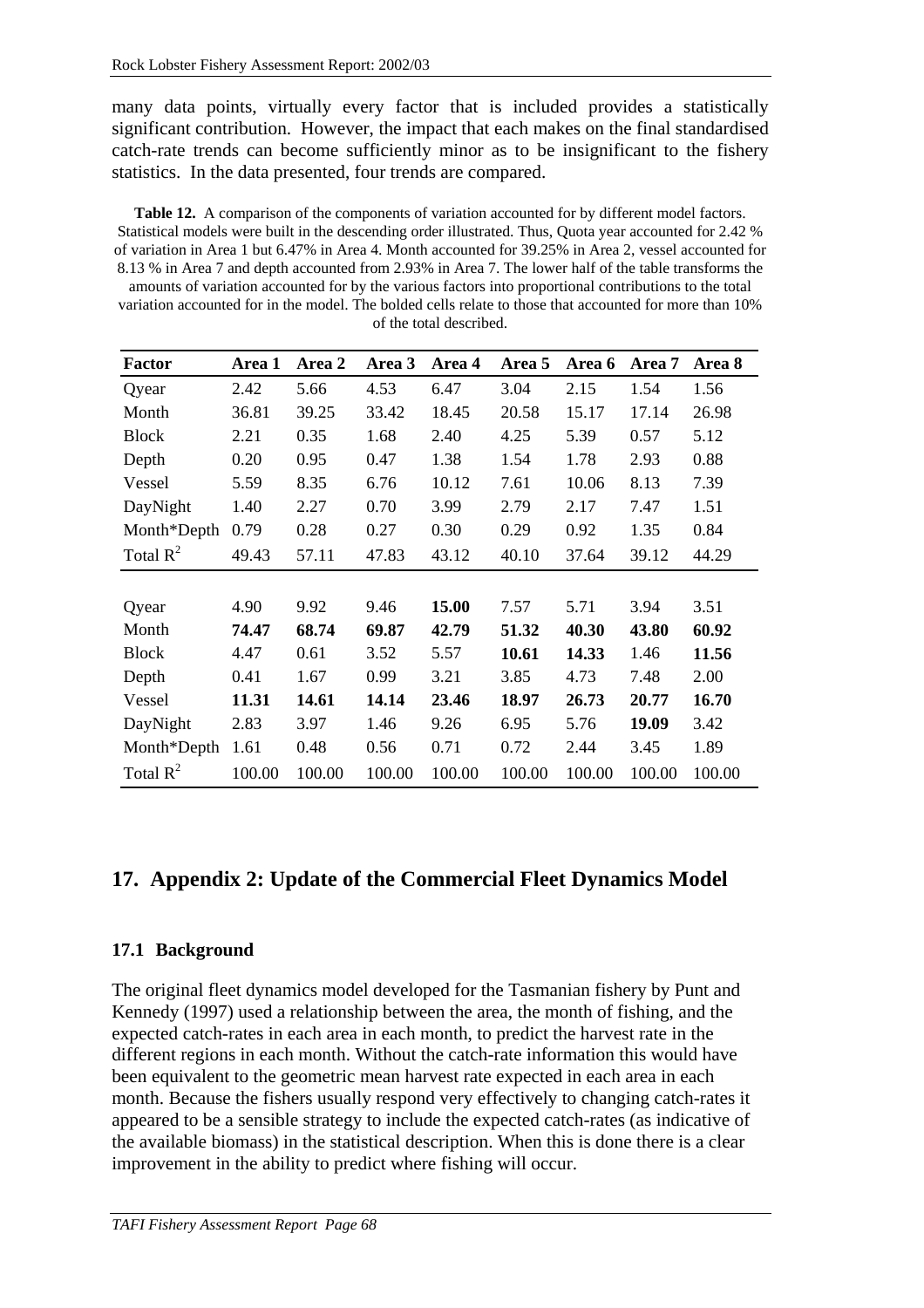many data points, virtually every factor that is included provides a statistically significant contribution. However, the impact that each makes on the final standardised catch-rate trends can become sufficiently minor as to be insignificant to the fishery statistics. In the data presented, four trends are compared.

**Table 12.** A comparison of the components of variation accounted for by different model factors. Statistical models were built in the descending order illustrated. Thus, Quota year accounted for 2.42 % of variation in Area 1 but 6.47% in Area 4. Month accounted for 39.25% in Area 2, vessel accounted for 8.13 % in Area 7 and depth accounted from 2.93% in Area 7. The lower half of the table transforms the amounts of variation accounted for by the various factors into proportional contributions to the total variation accounted for in the model. The bolded cells relate to those that accounted for more than 10% of the total described.

| Factor | Area 1 | Area 2 | Area 3 | Area 4 | Area 5 | Area 6 | Area 7 | Area 8 |
|---|---|---|---|---|---|---|---|---|
| Qyear | 2.42 | 5.66 | 4.53 | 6.47 | 3.04 | 2.15 | 1.54 | 1.56 |
| Month | 36.81 | 39.25 | 33.42 | 18.45 | 20.58 | 15.17 | 17.14 | 26.98 |
| Block | 2.21 | 0.35 | 1.68 | 2.40 | 4.25 | 5.39 | 0.57 | 5.12 |
| Depth | 0.20 | 0.95 | 0.47 | 1.38 | 1.54 | 1.78 | 2.93 | 0.88 |
| Vessel | 5.59 | 8.35 | 6.76 | 10.12 | 7.61 | 10.06 | 8.13 | 7.39 |
| DayNight | 1.40 | 2.27 | 0.70 | 3.99 | 2.79 | 2.17 | 7.47 | 1.51 |
| Month*Depth | 0.79 | 0.28 | 0.27 | 0.30 | 0.29 | 0.92 | 1.35 | 0.84 |
| Total $R^2$ | 49.43 | 57.11 | 47.83 | 43.12 | 40.10 | 37.64 | 39.12 | 44.29 |
| | | | | | | | | |
| Qyear | 4.90 | 9.92 | 9.46 | **15.00** | 7.57 | 5.71 | 3.94 | 3.51 |
| Month | **74.47** | **68.74** | **69.87** | **42.79** | **51.32** | **40.30** | **43.80** | **60.92** |
| Block | 4.47 | 0.61 | 3.52 | 5.57 | **10.61** | **14.33** | 1.46 | **11.56** |
| Depth | 0.41 | 1.67 | 0.99 | 3.21 | 3.85 | 4.73 | 7.48 | 2.00 |
| Vessel | **11.31** | **14.61** | **14.14** | **23.46** | **18.97** | **26.73** | **20.77** | **16.70** |
| DayNight | 2.83 | 3.97 | 1.46 | 9.26 | 6.95 | 5.76 | **19.09** | 3.42 |
| Month*Depth | 1.61 | 0.48 | 0.56 | 0.71 | 0.72 | 2.44 | 3.45 | 1.89 |
| Total $R^2$ | 100.00 | 100.00 | 100.00 | 100.00 | 100.00 | 100.00 | 100.00 | 100.00 |

# 17. Appendix 2: Update of the Commercial Fleet Dynamics Model

## 17.1 Background

The original fleet dynamics model developed for the Tasmanian fishery by Punt and Kennedy (1997) used a relationship between the area, the month of fishing, and the expected catch-rates in each area in each month, to predict the harvest rate in the different regions in each month. Without the catch-rate information this would have been equivalent to the geometric mean harvest rate expected in each area in each month. Because the fishers usually respond very effectively to changing catch-rates it appeared to be a sensible strategy to include the expected catch-rates (as indicative of the available biomass) in the statistical description. When this is done there is a clear improvement in the ability to predict where fishing will occur.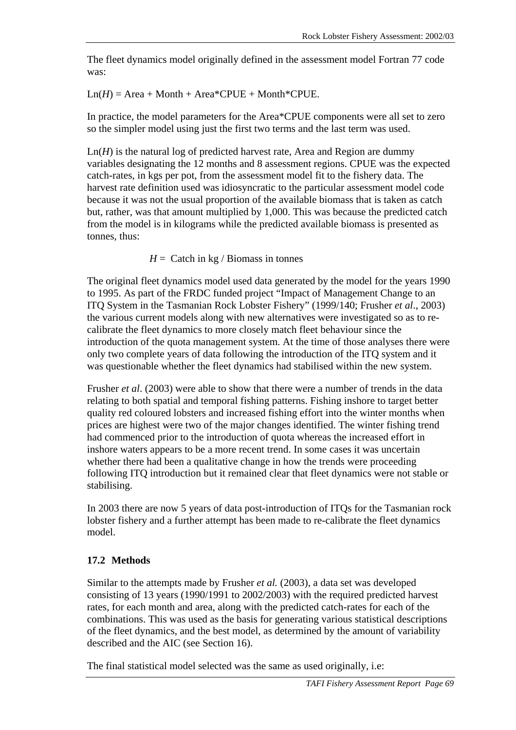The fleet dynamics model originally defined in the assessment model Fortran 77 code was:

Ln($H$) = Area + Month + Area*CPUE + Month*CPUE.

In practice, the model parameters for the Area*CPUE components were all set to zero so the simpler model using just the first two terms and the last term was used.

Ln($H$) is the natural log of predicted harvest rate, Area and Region are dummy variables designating the 12 months and 8 assessment regions. CPUE was the expected catch-rates, in kgs per pot, from the assessment model fit to the fishery data. The harvest rate definition used was idiosyncratic to the particular assessment model code because it was not the usual proportion of the available biomass that is taken as catch but, rather, was that amount multiplied by 1,000. This was because the predicted catch from the model is in kilograms while the predicted available biomass is presented as tonnes, thus:

$$H = \text{Catch in kg / Biomass in tonnes}$$

The original fleet dynamics model used data generated by the model for the years 1990 to 1995. As part of the FRDC funded project "Impact of Management Change to an ITQ System in the Tasmanian Rock Lobster Fishery" (1999/140; Frusher *et al*., 2003) the various current models along with new alternatives were investigated so as to re-calibrate the fleet dynamics to more closely match fleet behaviour since the introduction of the quota management system. At the time of those analyses there were only two complete years of data following the introduction of the ITQ system and it was questionable whether the fleet dynamics had stabilised within the new system.

Frusher *et al*. (2003) were able to show that there were a number of trends in the data relating to both spatial and temporal fishing patterns. Fishing inshore to target better quality red coloured lobsters and increased fishing effort into the winter months when prices are highest were two of the major changes identified. The winter fishing trend had commenced prior to the introduction of quota whereas the increased effort in inshore waters appears to be a more recent trend. In some cases it was uncertain whether there had been a qualitative change in how the trends were proceeding following ITQ introduction but it remained clear that fleet dynamics were not stable or stabilising.

In 2003 there are now 5 years of data post-introduction of ITQs for the Tasmanian rock lobster fishery and a further attempt has been made to re-calibrate the fleet dynamics model.

## 17.2 Methods

Similar to the attempts made by Frusher *et al.* (2003), a data set was developed consisting of 13 years (1990/1991 to 2002/2003) with the required predicted harvest rates, for each month and area, along with the predicted catch-rates for each of the combinations. This was used as the basis for generating various statistical descriptions of the fleet dynamics, and the best model, as determined by the amount of variability described and the AIC (see Section 16).

The final statistical model selected was the same as used originally, i.e: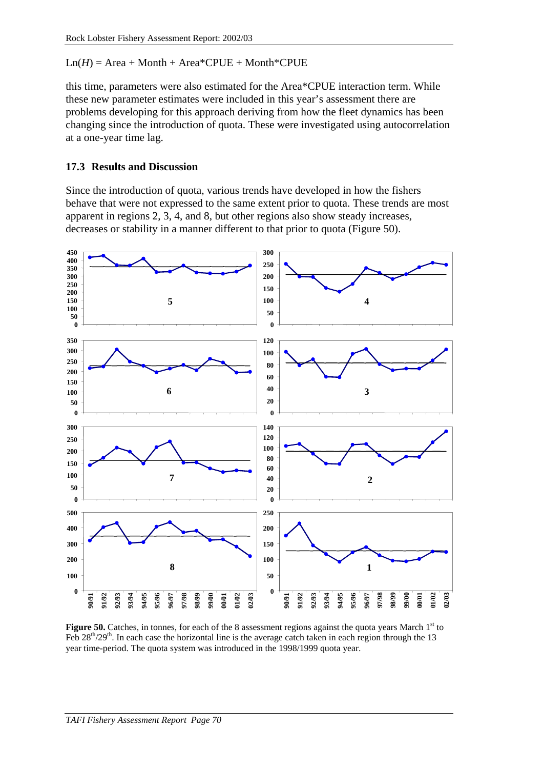$\mathrm{Ln}(H) = \mathrm{Area} + \mathrm{Month} + \mathrm{Area*CPUE} + \mathrm{Month*CPUE}$

this time, parameters were also estimated for the Area*CPUE interaction term. While these new parameter estimates were included in this year's assessment there are problems developing for this approach deriving from how the fleet dynamics has been changing since the introduction of quota. These were investigated using autocorrelation at a one-year time lag.

### 17.3 Results and Discussion

Since the introduction of quota, various trends have developed in how the fishers behave that were not expressed to the same extent prior to quota. These trends are most apparent in regions 2, 3, 4, and 8, but other regions also show steady increases, decreases or stability in a manner different to that prior to quota (Figure 50).

**Figure 50.** Catches, in tonnes, for each of the 8 assessment regions against the quota years March 1st to Feb 28th/29th. In each case the horizontal line is the average catch taken in each region through the 13 year time-period. The quota system was introduced in the 1998/1999 quota year.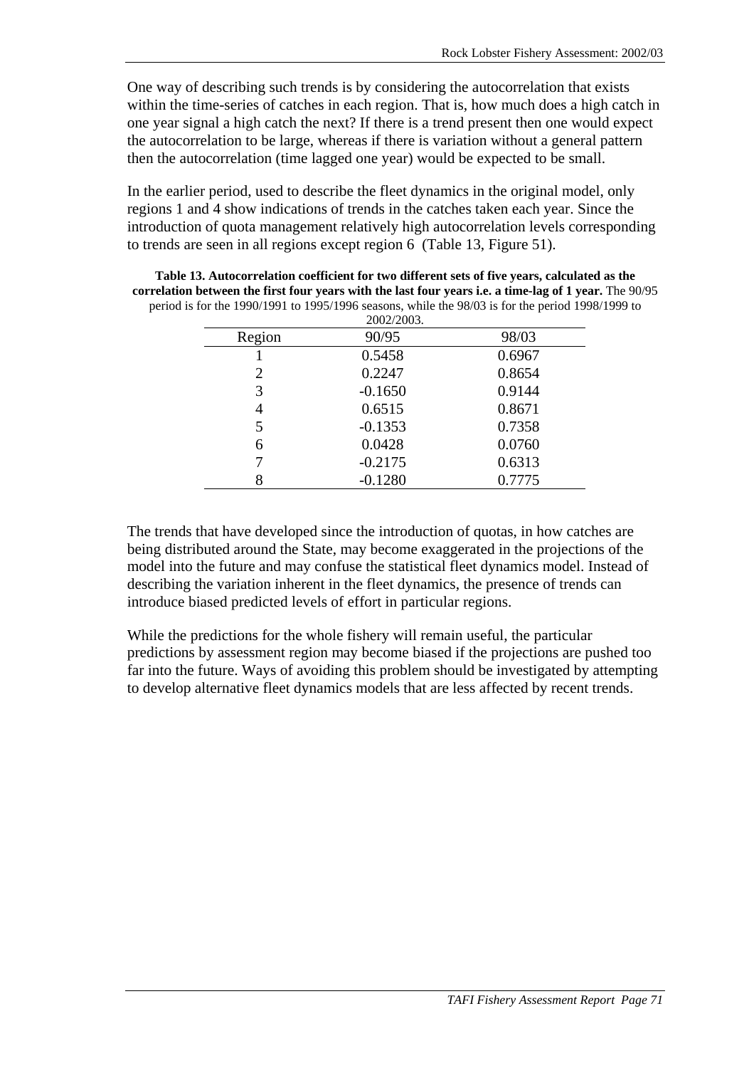One way of describing such trends is by considering the autocorrelation that exists within the time-series of catches in each region. That is, how much does a high catch in one year signal a high catch the next? If there is a trend present then one would expect the autocorrelation to be large, whereas if there is variation without a general pattern then the autocorrelation (time lagged one year) would be expected to be small.

In the earlier period, used to describe the fleet dynamics in the original model, only regions 1 and 4 show indications of trends in the catches taken each year. Since the introduction of quota management relatively high autocorrelation levels corresponding to trends are seen in all regions except region 6 (Table 13, Figure 51).

**Table 13. Autocorrelation coefficient for two different sets of five years, calculated as the correlation between the first four years with the last four years i.e. a time-lag of 1 year.** The 90/95 period is for the 1990/1991 to 1995/1996 seasons, while the 98/03 is for the period 1998/1999 to 2002/2003.

| Region | 90/95 | 98/03 |
|---|---|---|
| 1 | 0.5458 | 0.6967 |
| 2 | 0.2247 | 0.8654 |
| 3 | -0.1650 | 0.9144 |
| 4 | 0.6515 | 0.8671 |
| 5 | -0.1353 | 0.7358 |
| 6 | 0.0428 | 0.0760 |
| 7 | -0.2175 | 0.6313 |
| 8 | -0.1280 | 0.7775 |

The trends that have developed since the introduction of quotas, in how catches are being distributed around the State, may become exaggerated in the projections of the model into the future and may confuse the statistical fleet dynamics model. Instead of describing the variation inherent in the fleet dynamics, the presence of trends can introduce biased predicted levels of effort in particular regions.

While the predictions for the whole fishery will remain useful, the particular predictions by assessment region may become biased if the projections are pushed too far into the future. Ways of avoiding this problem should be investigated by attempting to develop alternative fleet dynamics models that are less affected by recent trends.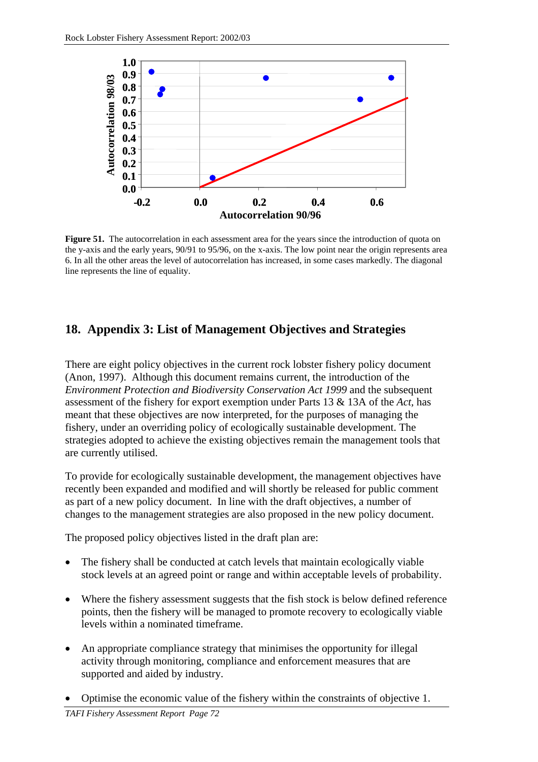**Figure 51.** The autocorrelation in each assessment area for the years since the introduction of quota on the y-axis and the early years, 90/91 to 95/96, on the x-axis. The low point near the origin represents area 6. In all the other areas the level of autocorrelation has increased, in some cases markedly. The diagonal line represents the line of equality.

## 18. Appendix 3: List of Management Objectives and Strategies

There are eight policy objectives in the current rock lobster fishery policy document (Anon, 1997). Although this document remains current, the introduction of the *Environment Protection and Biodiversity Conservation Act 1999* and the subsequent assessment of the fishery for export exemption under Parts 13 & 13A of the *Act*, has meant that these objectives are now interpreted, for the purposes of managing the fishery, under an overriding policy of ecologically sustainable development. The strategies adopted to achieve the existing objectives remain the management tools that are currently utilised.

To provide for ecologically sustainable development, the management objectives have recently been expanded and modified and will shortly be released for public comment as part of a new policy document. In line with the draft objectives, a number of changes to the management strategies are also proposed in the new policy document.

The proposed policy objectives listed in the draft plan are:

- The fishery shall be conducted at catch levels that maintain ecologically viable stock levels at an agreed point or range and within acceptable levels of probability.
- Where the fishery assessment suggests that the fish stock is below defined reference points, then the fishery will be managed to promote recovery to ecologically viable levels within a nominated timeframe.
- An appropriate compliance strategy that minimises the opportunity for illegal activity through monitoring, compliance and enforcement measures that are supported and aided by industry.
- Optimise the economic value of the fishery within the constraints of objective 1.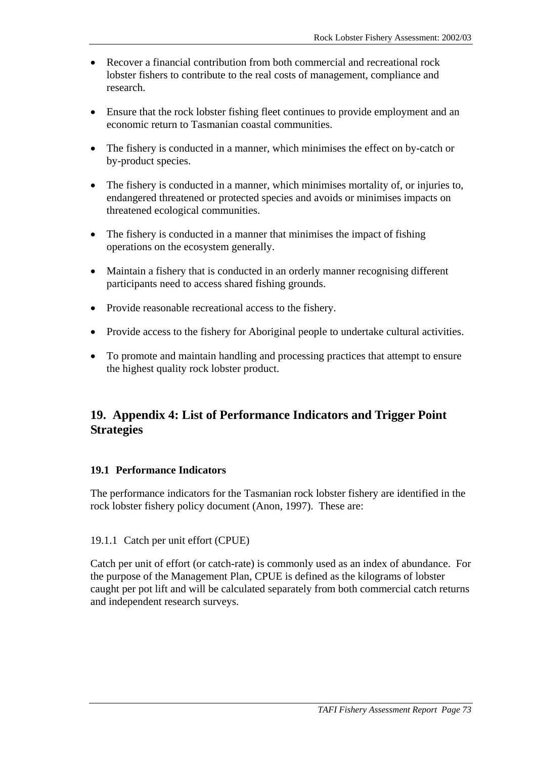- Recover a financial contribution from both commercial and recreational rock lobster fishers to contribute to the real costs of management, compliance and research.

- Ensure that the rock lobster fishing fleet continues to provide employment and an economic return to Tasmanian coastal communities.

- The fishery is conducted in a manner, which minimises the effect on by-catch or by-product species.

- The fishery is conducted in a manner, which minimises mortality of, or injuries to, endangered threatened or protected species and avoids or minimises impacts on threatened ecological communities.

- The fishery is conducted in a manner that minimises the impact of fishing operations on the ecosystem generally.

- Maintain a fishery that is conducted in an orderly manner recognising different participants need to access shared fishing grounds.

- Provide reasonable recreational access to the fishery.

- Provide access to the fishery for Aboriginal people to undertake cultural activities.

- To promote and maintain handling and processing practices that attempt to ensure the highest quality rock lobster product.

## 19. Appendix 4: List of Performance Indicators and Trigger Point Strategies

### 19.1 Performance Indicators

The performance indicators for the Tasmanian rock lobster fishery are identified in the rock lobster fishery policy document (Anon, 1997). These are:

#### 19.1.1 Catch per unit effort (CPUE)

Catch per unit of effort (or catch-rate) is commonly used as an index of abundance. For the purpose of the Management Plan, CPUE is defined as the kilograms of lobster caught per pot lift and will be calculated separately from both commercial catch returns and independent research surveys.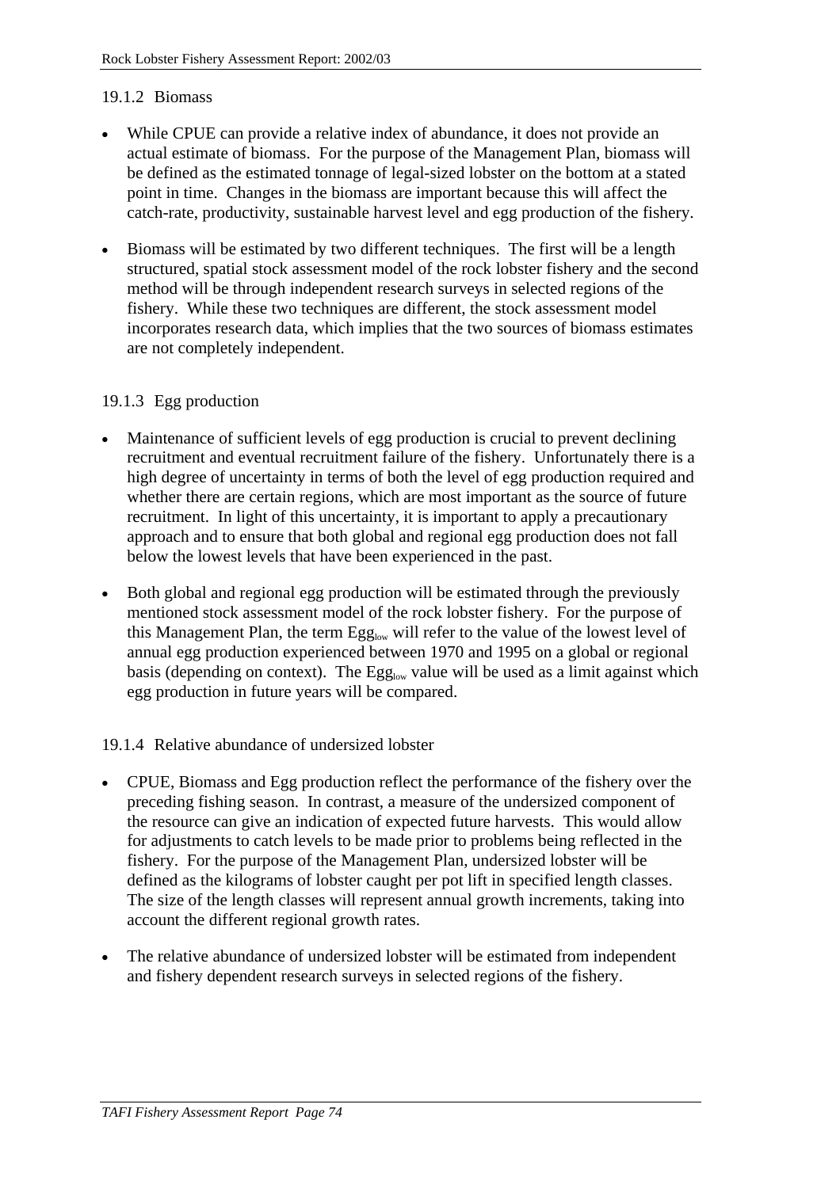### 19.1.2 Biomass

- While CPUE can provide a relative index of abundance, it does not provide an actual estimate of biomass. For the purpose of the Management Plan, biomass will be defined as the estimated tonnage of legal-sized lobster on the bottom at a stated point in time. Changes in the biomass are important because this will affect the catch-rate, productivity, sustainable harvest level and egg production of the fishery.

- Biomass will be estimated by two different techniques. The first will be a length structured, spatial stock assessment model of the rock lobster fishery and the second method will be through independent research surveys in selected regions of the fishery. While these two techniques are different, the stock assessment model incorporates research data, which implies that the two sources of biomass estimates are not completely independent.

### 19.1.3 Egg production

- Maintenance of sufficient levels of egg production is crucial to prevent declining recruitment and eventual recruitment failure of the fishery. Unfortunately there is a high degree of uncertainty in terms of both the level of egg production required and whether there are certain regions, which are most important as the source of future recruitment. In light of this uncertainty, it is important to apply a precautionary approach and to ensure that both global and regional egg production does not fall below the lowest levels that have been experienced in the past.

- Both global and regional egg production will be estimated through the previously mentioned stock assessment model of the rock lobster fishery. For the purpose of this Management Plan, the term $Egg_{low}$ will refer to the value of the lowest level of annual egg production experienced between 1970 and 1995 on a global or regional basis (depending on context). The $Egg_{low}$ value will be used as a limit against which egg production in future years will be compared.

### 19.1.4 Relative abundance of undersized lobster

- CPUE, Biomass and Egg production reflect the performance of the fishery over the preceding fishing season. In contrast, a measure of the undersized component of the resource can give an indication of expected future harvests. This would allow for adjustments to catch levels to be made prior to problems being reflected in the fishery. For the purpose of the Management Plan, undersized lobster will be defined as the kilograms of lobster caught per pot lift in specified length classes. The size of the length classes will represent annual growth increments, taking into account the different regional growth rates.

- The relative abundance of undersized lobster will be estimated from independent and fishery dependent research surveys in selected regions of the fishery.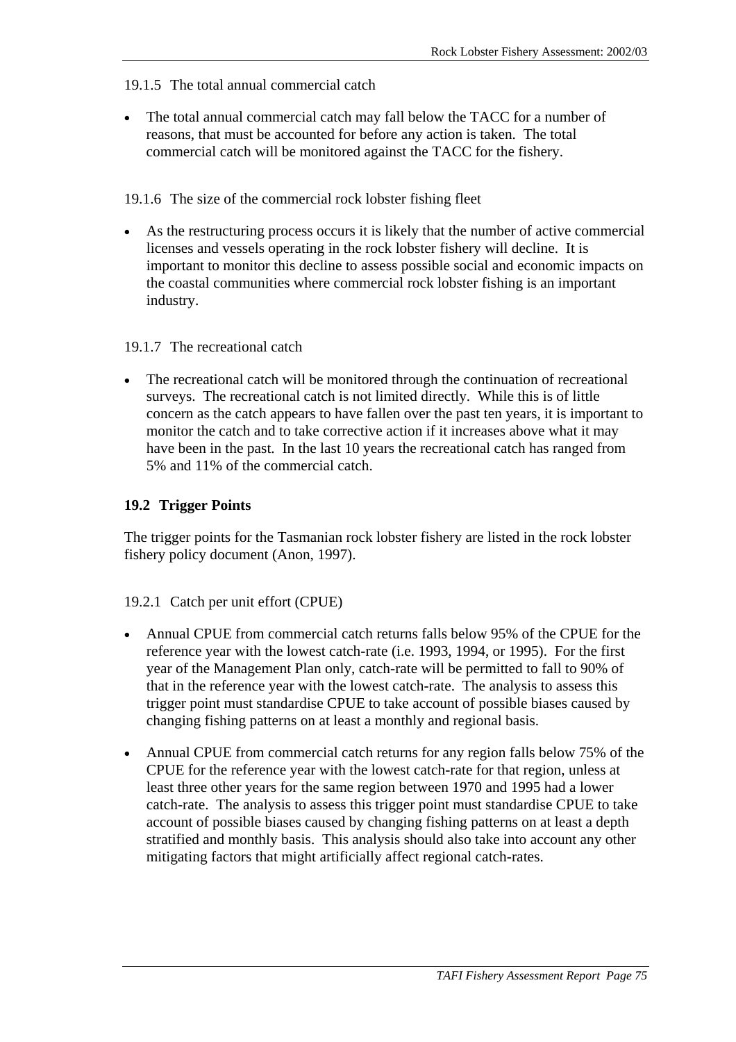19.1.5 The total annual commercial catch

- The total annual commercial catch may fall below the TACC for a number of reasons, that must be accounted for before any action is taken. The total commercial catch will be monitored against the TACC for the fishery.

19.1.6 The size of the commercial rock lobster fishing fleet

- As the restructuring process occurs it is likely that the number of active commercial licenses and vessels operating in the rock lobster fishery will decline. It is important to monitor this decline to assess possible social and economic impacts on the coastal communities where commercial rock lobster fishing is an important industry.

19.1.7 The recreational catch

- The recreational catch will be monitored through the continuation of recreational surveys. The recreational catch is not limited directly. While this is of little concern as the catch appears to have fallen over the past ten years, it is important to monitor the catch and to take corrective action if it increases above what it may have been in the past. In the last 10 years the recreational catch has ranged from 5% and 11% of the commercial catch.

## 19.2 Trigger Points

The trigger points for the Tasmanian rock lobster fishery are listed in the rock lobster fishery policy document (Anon, 1997).

19.2.1 Catch per unit effort (CPUE)

- Annual CPUE from commercial catch returns falls below 95% of the CPUE for the reference year with the lowest catch-rate (i.e. 1993, 1994, or 1995). For the first year of the Management Plan only, catch-rate will be permitted to fall to 90% of that in the reference year with the lowest catch-rate. The analysis to assess this trigger point must standardise CPUE to take account of possible biases caused by changing fishing patterns on at least a monthly and regional basis.
- Annual CPUE from commercial catch returns for any region falls below 75% of the CPUE for the reference year with the lowest catch-rate for that region, unless at least three other years for the same region between 1970 and 1995 had a lower catch-rate. The analysis to assess this trigger point must standardise CPUE to take account of possible biases caused by changing fishing patterns on at least a depth stratified and monthly basis. This analysis should also take into account any other mitigating factors that might artificially affect regional catch-rates.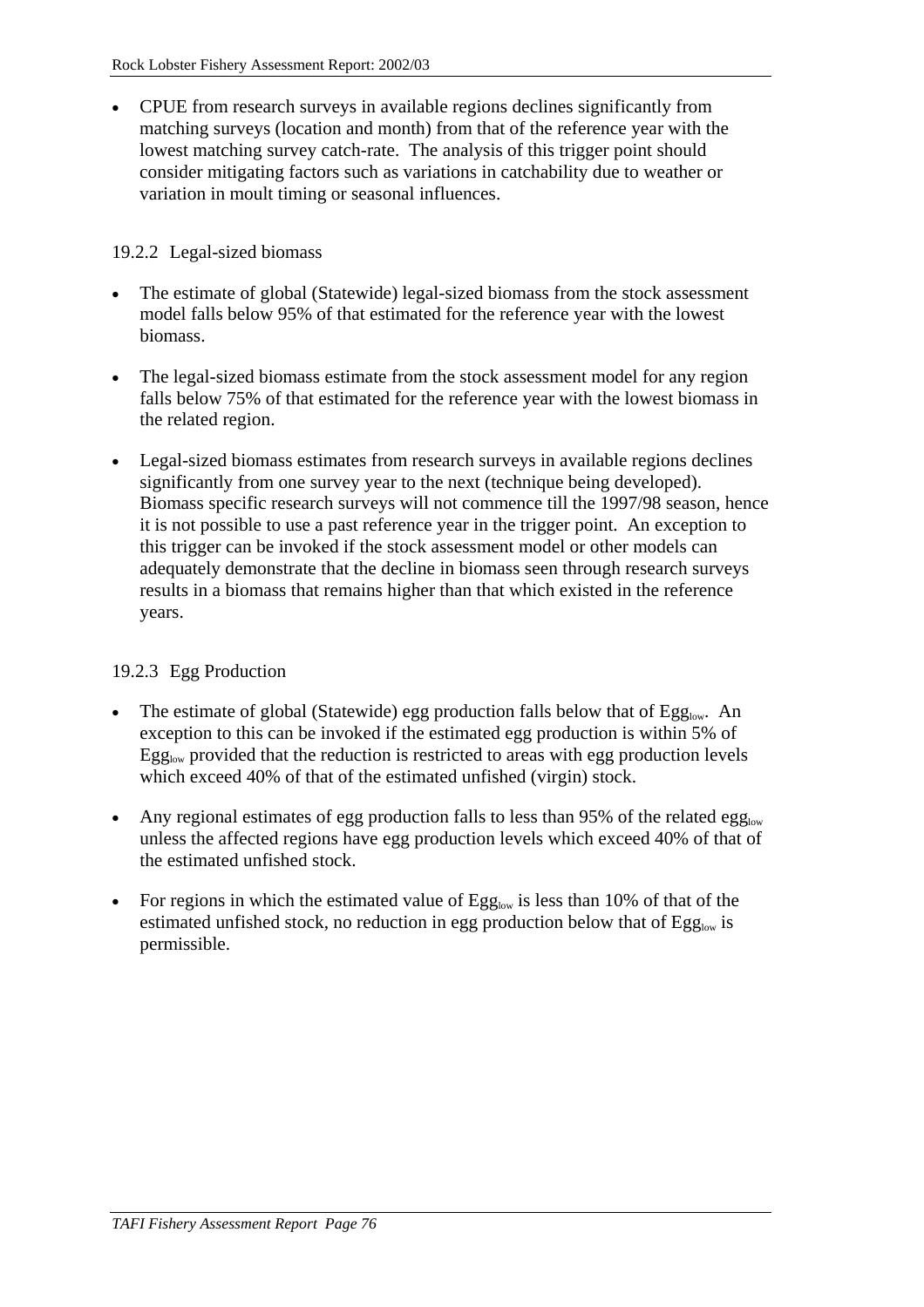- CPUE from research surveys in available regions declines significantly from matching surveys (location and month) from that of the reference year with the lowest matching survey catch-rate. The analysis of this trigger point should consider mitigating factors such as variations in catchability due to weather or variation in moult timing or seasonal influences.

### 19.2.2 Legal-sized biomass

- The estimate of global (Statewide) legal-sized biomass from the stock assessment model falls below 95% of that estimated for the reference year with the lowest biomass.
- The legal-sized biomass estimate from the stock assessment model for any region falls below 75% of that estimated for the reference year with the lowest biomass in the related region.
- Legal-sized biomass estimates from research surveys in available regions declines significantly from one survey year to the next (technique being developed). Biomass specific research surveys will not commence till the 1997/98 season, hence it is not possible to use a past reference year in the trigger point. An exception to this trigger can be invoked if the stock assessment model or other models can adequately demonstrate that the decline in biomass seen through research surveys results in a biomass that remains higher than that which existed in the reference years.

### 19.2.3 Egg Production

- The estimate of global (Statewide) egg production falls below that of $Egg_{low}$. An exception to this can be invoked if the estimated egg production is within 5% of $Egg_{low}$ provided that the reduction is restricted to areas with egg production levels which exceed 40% of that of the estimated unfished (virgin) stock.
- Any regional estimates of egg production falls to less than 95% of the related $egg_{low}$ unless the affected regions have egg production levels which exceed 40% of that of the estimated unfished stock.
- For regions in which the estimated value of $Egg_{low}$ is less than 10% of that of the estimated unfished stock, no reduction in egg production below that of $Egg_{low}$ is permissible.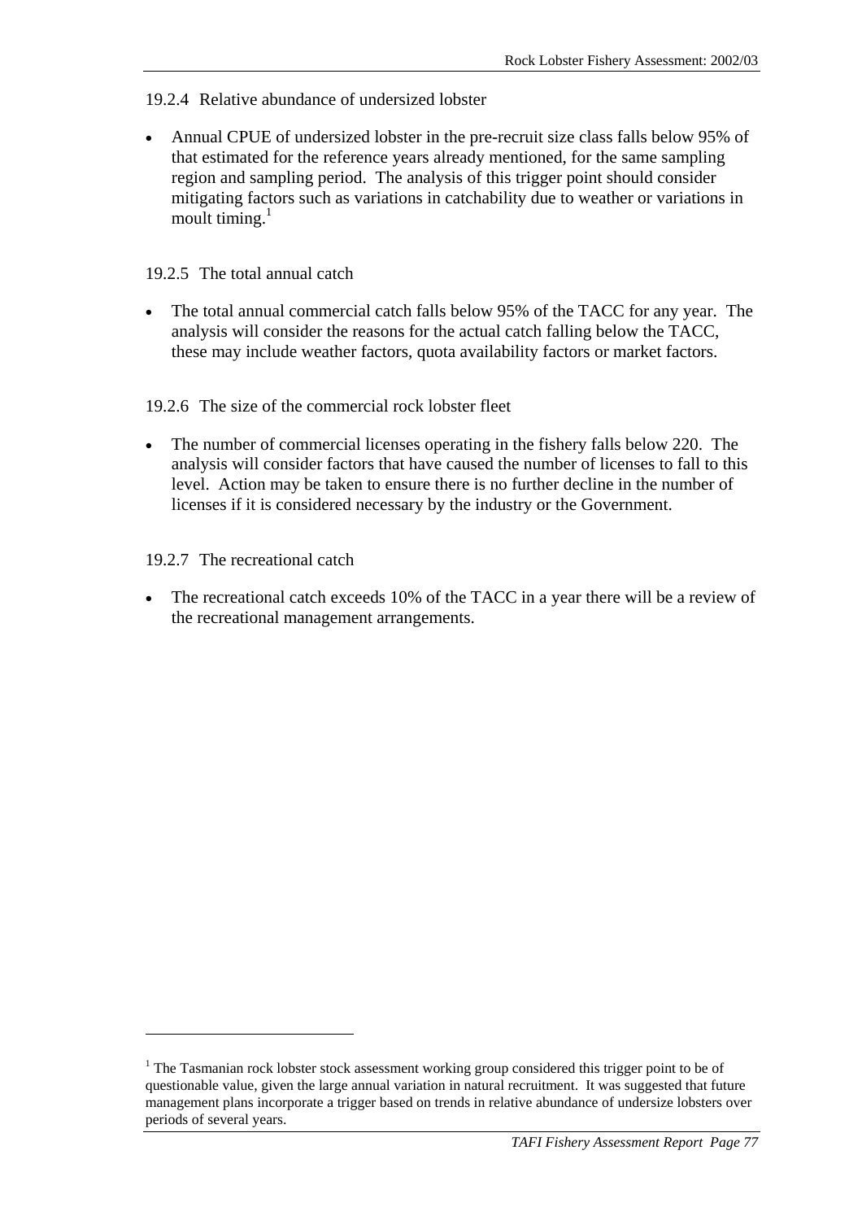### 19.2.4 Relative abundance of undersized lobster

- Annual CPUE of undersized lobster in the pre-recruit size class falls below 95% of that estimated for the reference years already mentioned, for the same sampling region and sampling period. The analysis of this trigger point should consider mitigating factors such as variations in catchability due to weather or variations in moult timing.[1]

### 19.2.5 The total annual catch

- The total annual commercial catch falls below 95% of the TACC for any year. The analysis will consider the reasons for the actual catch falling below the TACC, these may include weather factors, quota availability factors or market factors.

### 19.2.6 The size of the commercial rock lobster fleet

- The number of commercial licenses operating in the fishery falls below 220. The analysis will consider factors that have caused the number of licenses to fall to this level. Action may be taken to ensure there is no further decline in the number of licenses if it is considered necessary by the industry or the Government.

### 19.2.7 The recreational catch

- The recreational catch exceeds 10% of the TACC in a year there will be a review of the recreational management arrangements.

---

[1] The Tasmanian rock lobster stock assessment working group considered this trigger point to be of questionable value, given the large annual variation in natural recruitment. It was suggested that future management plans incorporate a trigger based on trends in relative abundance of undersize lobsters over periods of several years.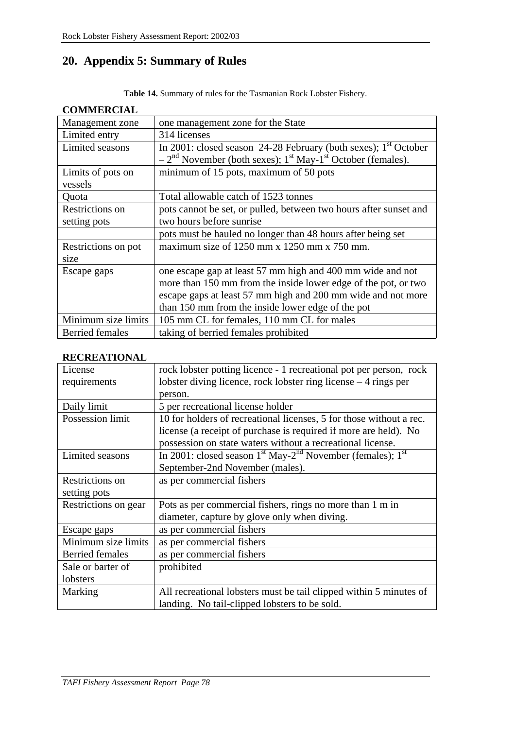# 20. Appendix 5: Summary of Rules

**Table 14.** Summary of rules for the Tasmanian Rock Lobster Fishery.

**COMMERCIAL**

| | |
|---|---|
| Management zone | one management zone for the State |
| Limited entry | 314 licenses |
| Limited seasons | In 2001: closed season 24-28 February (both sexes); 1st October – 2nd November (both sexes); 1st May-1st October (females). |
| Limits of pots on vessels | minimum of 15 pots, maximum of 50 pots |
| Quota | Total allowable catch of 1523 tonnes |
| Restrictions on setting pots | pots cannot be set, or pulled, between two hours after sunset and two hours before sunrise |
| | pots must be hauled no longer than 48 hours after being set |
| Restrictions on pot size | maximum size of 1250 mm x 1250 mm x 750 mm. |
| Escape gaps | one escape gap at least 57 mm high and 400 mm wide and not more than 150 mm from the inside lower edge of the pot, or two escape gaps at least 57 mm high and 200 mm wide and not more than 150 mm from the inside lower edge of the pot |
| Minimum size limits | 105 mm CL for females, 110 mm CL for males |
| Berried females | taking of berried females prohibited |

**RECREATIONAL**

| | |
|---|---|
| License requirements | rock lobster potting licence - 1 recreational pot per person, rock lobster diving licence, rock lobster ring license – 4 rings per person. |
| Daily limit | 5 per recreational license holder |
| Possession limit | 10 for holders of recreational licenses, 5 for those without a rec. license (a receipt of purchase is required if more are held). No possession on state waters without a recreational license. |
| Limited seasons | In 2001: closed season 1st May-2nd November (females); 1st September-2nd November (males). |
| Restrictions on setting pots | as per commercial fishers |
| Restrictions on gear | Pots as per commercial fishers, rings no more than 1 m in diameter, capture by glove only when diving. |
| Escape gaps | as per commercial fishers |
| Minimum size limits | as per commercial fishers |
| Berried females | as per commercial fishers |
| Sale or barter of lobsters | prohibited |
| Marking | All recreational lobsters must be tail clipped within 5 minutes of landing. No tail-clipped lobsters to be sold. |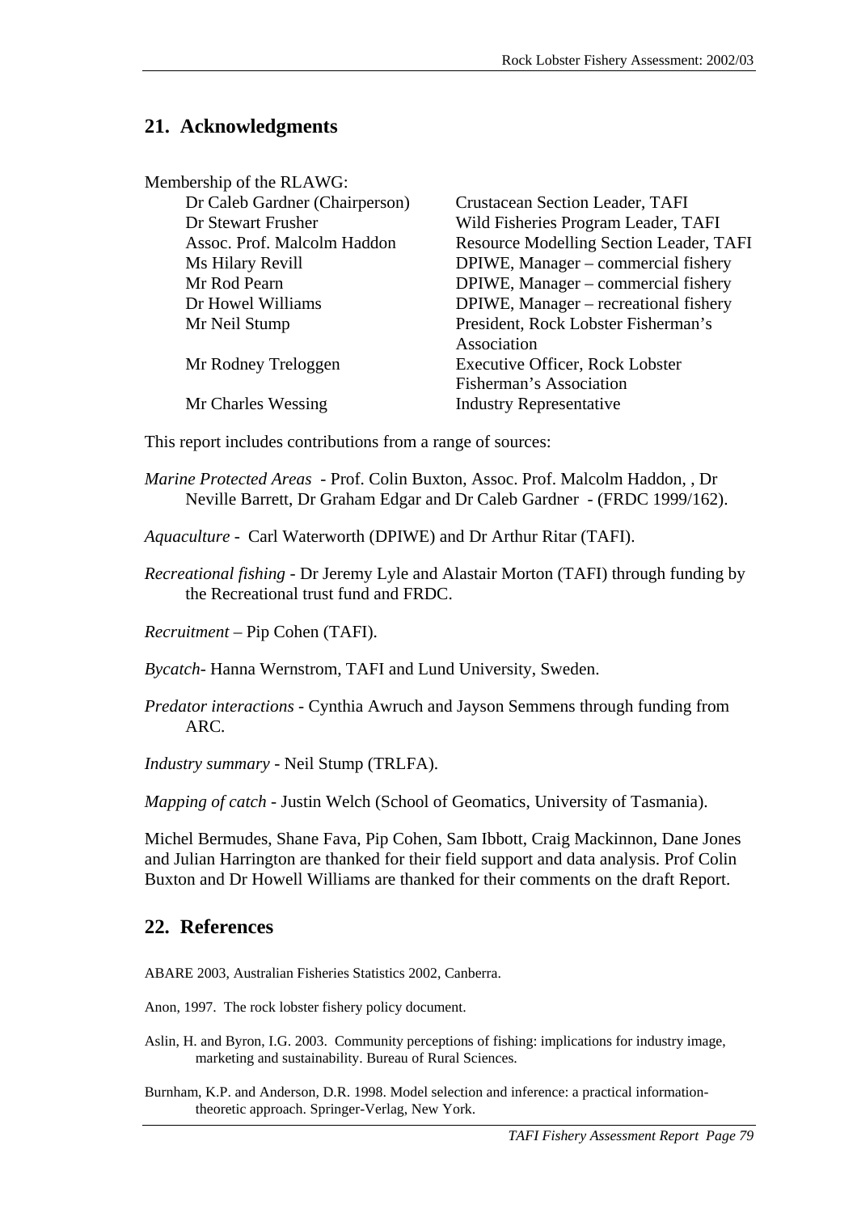## 21. Acknowledgments

Membership of the RLAWG:

| | |
|---|---|
| Dr Caleb Gardner (Chairperson) | Crustacean Section Leader, TAFI |
| Dr Stewart Frusher | Wild Fisheries Program Leader, TAFI |
| Assoc. Prof. Malcolm Haddon | Resource Modelling Section Leader, TAFI |
| Ms Hilary Revill | DPIWE, Manager – commercial fishery |
| Mr Rod Pearn | DPIWE, Manager – commercial fishery |
| Dr Howel Williams | DPIWE, Manager – recreational fishery |
| Mr Neil Stump | President, Rock Lobster Fisherman's Association |
| Mr Rodney Treloggen | Executive Officer, Rock Lobster Fisherman's Association |
| Mr Charles Wessing | Industry Representative |

This report includes contributions from a range of sources:

*Marine Protected Areas* - Prof. Colin Buxton, Assoc. Prof. Malcolm Haddon, , Dr Neville Barrett, Dr Graham Edgar and Dr Caleb Gardner - (FRDC 1999/162).

*Aquaculture* - Carl Waterworth (DPIWE) and Dr Arthur Ritar (TAFI).

*Recreational fishing* - Dr Jeremy Lyle and Alastair Morton (TAFI) through funding by the Recreational trust fund and FRDC.

*Recruitment* – Pip Cohen (TAFI).

*Bycatch*- Hanna Wernstrom, TAFI and Lund University, Sweden.

*Predator interactions* - Cynthia Awruch and Jayson Semmens through funding from ARC.

*Industry summary* - Neil Stump (TRLFA).

*Mapping of catch* - Justin Welch (School of Geomatics, University of Tasmania).

Michel Bermudes, Shane Fava, Pip Cohen, Sam Ibbott, Craig Mackinnon, Dane Jones and Julian Harrington are thanked for their field support and data analysis. Prof Colin Buxton and Dr Howell Williams are thanked for their comments on the draft Report.

## 22. References

ABARE 2003, Australian Fisheries Statistics 2002, Canberra.

Anon, 1997. The rock lobster fishery policy document.

Aslin, H. and Byron, I.G. 2003. Community perceptions of fishing: implications for industry image, marketing and sustainability. Bureau of Rural Sciences.

Burnham, K.P. and Anderson, D.R. 1998. Model selection and inference: a practical information-theoretic approach. Springer-Verlag, New York.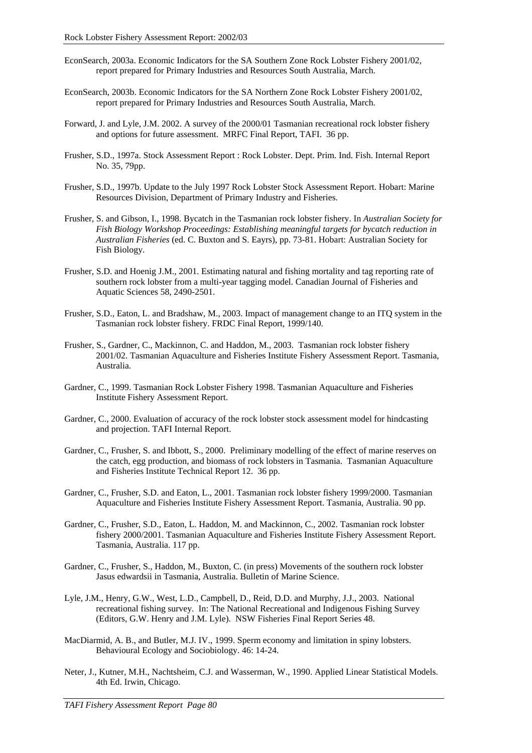EconSearch, 2003a. Economic Indicators for the SA Southern Zone Rock Lobster Fishery 2001/02, report prepared for Primary Industries and Resources South Australia, March.

EconSearch, 2003b. Economic Indicators for the SA Northern Zone Rock Lobster Fishery 2001/02, report prepared for Primary Industries and Resources South Australia, March.

Forward, J. and Lyle, J.M. 2002. A survey of the 2000/01 Tasmanian recreational rock lobster fishery and options for future assessment. MRFC Final Report, TAFI. 36 pp.

Frusher, S.D., 1997a. Stock Assessment Report : Rock Lobster. Dept. Prim. Ind. Fish. Internal Report No. 35, 79pp.

Frusher, S.D., 1997b. Update to the July 1997 Rock Lobster Stock Assessment Report. Hobart: Marine Resources Division, Department of Primary Industry and Fisheries.

Frusher, S. and Gibson, I., 1998. Bycatch in the Tasmanian rock lobster fishery. In *Australian Society for Fish Biology Workshop Proceedings: Establishing meaningful targets for bycatch reduction in Australian Fisheries* (ed. C. Buxton and S. Eayrs), pp. 73-81. Hobart: Australian Society for Fish Biology.

Frusher, S.D. and Hoenig J.M., 2001. Estimating natural and fishing mortality and tag reporting rate of southern rock lobster from a multi-year tagging model. Canadian Journal of Fisheries and Aquatic Sciences 58, 2490-2501.

Frusher, S.D., Eaton, L. and Bradshaw, M., 2003. Impact of management change to an ITQ system in the Tasmanian rock lobster fishery. FRDC Final Report, 1999/140.

Frusher, S., Gardner, C., Mackinnon, C. and Haddon, M., 2003. Tasmanian rock lobster fishery 2001/02. Tasmanian Aquaculture and Fisheries Institute Fishery Assessment Report. Tasmania, Australia.

Gardner, C., 1999. Tasmanian Rock Lobster Fishery 1998. Tasmanian Aquaculture and Fisheries Institute Fishery Assessment Report.

Gardner, C., 2000. Evaluation of accuracy of the rock lobster stock assessment model for hindcasting and projection. TAFI Internal Report.

Gardner, C., Frusher, S. and Ibbott, S., 2000. Preliminary modelling of the effect of marine reserves on the catch, egg production, and biomass of rock lobsters in Tasmania. Tasmanian Aquaculture and Fisheries Institute Technical Report 12. 36 pp.

Gardner, C., Frusher, S.D. and Eaton, L., 2001. Tasmanian rock lobster fishery 1999/2000. Tasmanian Aquaculture and Fisheries Institute Fishery Assessment Report. Tasmania, Australia. 90 pp.

Gardner, C., Frusher, S.D., Eaton, L. Haddon, M. and Mackinnon, C., 2002. Tasmanian rock lobster fishery 2000/2001. Tasmanian Aquaculture and Fisheries Institute Fishery Assessment Report. Tasmania, Australia. 117 pp.

Gardner, C., Frusher, S., Haddon, M., Buxton, C. (in press) Movements of the southern rock lobster Jasus edwardsii in Tasmania, Australia. Bulletin of Marine Science.

Lyle, J.M., Henry, G.W., West, L.D., Campbell, D., Reid, D.D. and Murphy, J.J., 2003. National recreational fishing survey. In: The National Recreational and Indigenous Fishing Survey (Editors, G.W. Henry and J.M. Lyle). NSW Fisheries Final Report Series 48.

MacDiarmid, A. B., and Butler, M.J. IV., 1999. Sperm economy and limitation in spiny lobsters. Behavioural Ecology and Sociobiology. 46: 14-24.

Neter, J., Kutner, M.H., Nachtsheim, C.J. and Wasserman, W., 1990. Applied Linear Statistical Models. 4th Ed. Irwin, Chicago.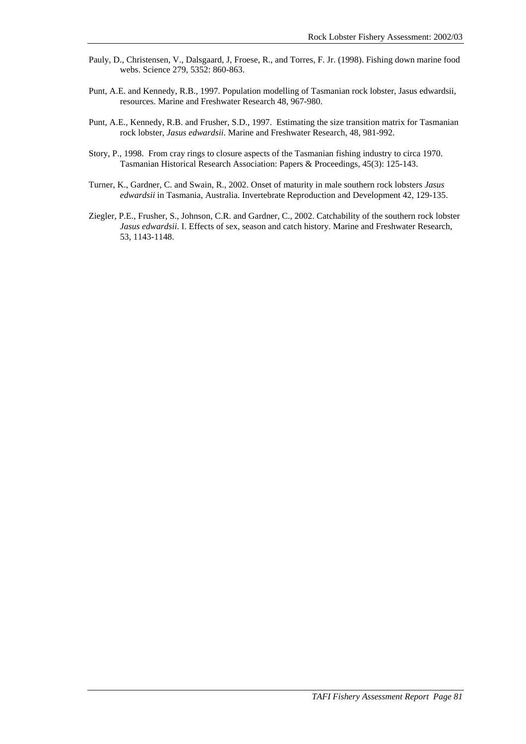Pauly, D., Christensen, V., Dalsgaard, J, Froese, R., and Torres, F. Jr. (1998). Fishing down marine food webs. Science 279, 5352: 860-863.

Punt, A.E. and Kennedy, R.B., 1997. Population modelling of Tasmanian rock lobster, Jasus edwardsii, resources. Marine and Freshwater Research 48, 967-980.

Punt, A.E., Kennedy, R.B. and Frusher, S.D., 1997. Estimating the size transition matrix for Tasmanian rock lobster, *Jasus edwardsii*. Marine and Freshwater Research, 48, 981-992.

Story, P., 1998. From cray rings to closure aspects of the Tasmanian fishing industry to circa 1970. Tasmanian Historical Research Association: Papers & Proceedings, 45(3): 125-143.

Turner, K., Gardner, C. and Swain, R., 2002. Onset of maturity in male southern rock lobsters *Jasus edwardsii* in Tasmania, Australia. Invertebrate Reproduction and Development 42, 129-135.

Ziegler, P.E., Frusher, S., Johnson, C.R. and Gardner, C., 2002. Catchability of the southern rock lobster *Jasus edwardsii*. I. Effects of sex, season and catch history. Marine and Freshwater Research, 53, 1143-1148.